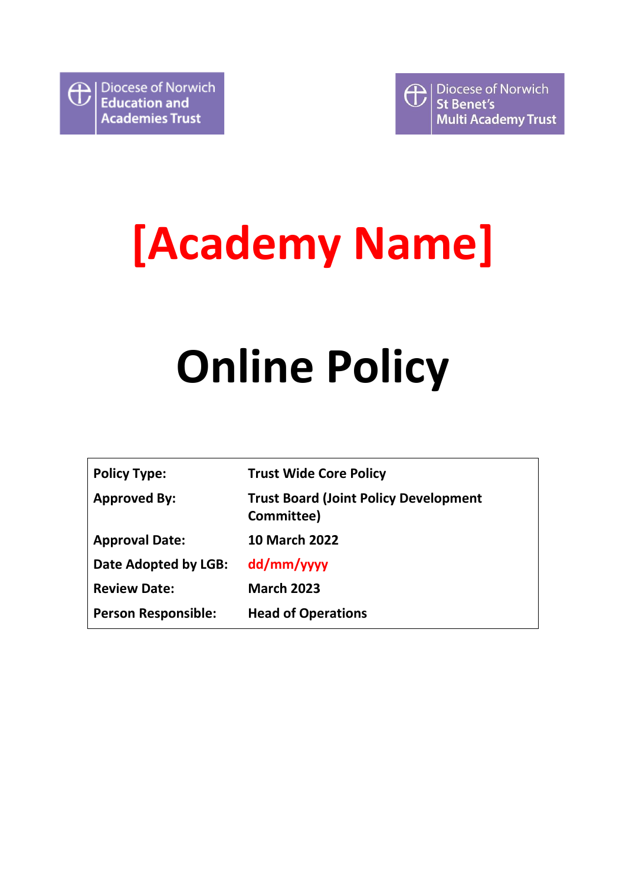Diocese of Norwich
Education and Academies Trust

Diocese of Norwich
St Benet's
Multi Academy Trust

# [Academy Name]

# Online Policy

| | |
|---|---|
| **Policy Type:** | **Trust Wide Core Policy** |
| **Approved By:** | **Trust Board (Joint Policy Development Committee)** |
| **Approval Date:** | **10 March 2022** |
| **Date Adopted by LGB:** | **dd/mm/yyyy** |
| **Review Date:** | **March 2023** |
| **Person Responsible:** | **Head of Operations** |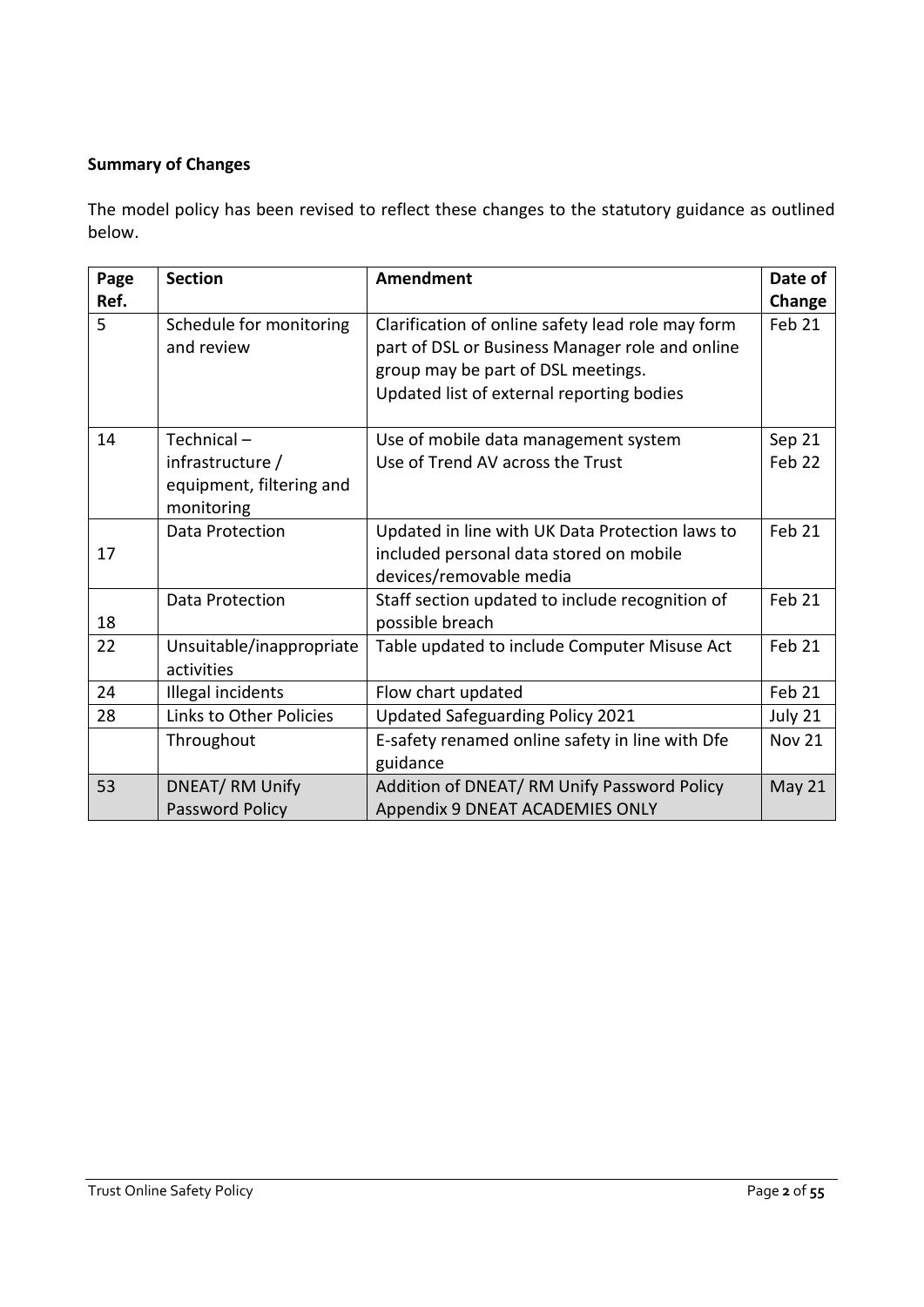**Summary of Changes**

The model policy has been revised to reflect these changes to the statutory guidance as outlined below.

| Page Ref. | Section | Amendment | Date of Change |
| --- | --- | --- | --- |
| 5 | Schedule for monitoring and review | Clarification of online safety lead role may form part of DSL or Business Manager role and online group may be part of DSL meetings.<br>Updated list of external reporting bodies | Feb 21 |
| 14 | Technical – infrastructure / equipment, filtering and monitoring | Use of mobile data management system<br>Use of Trend AV across the Trust | Sep 21<br>Feb 22 |
| 17 | Data Protection | Updated in line with UK Data Protection laws to included personal data stored on mobile devices/removable media | Feb 21 |
| 18 | Data Protection | Staff section updated to include recognition of possible breach | Feb 21 |
| 22 | Unsuitable/inappropriate activities | Table updated to include Computer Misuse Act | Feb 21 |
| 24 | Illegal incidents | Flow chart updated | Feb 21 |
| 28 | Links to Other Policies | Updated Safeguarding Policy 2021 | July 21 |
| | Throughout | E-safety renamed online safety in line with Dfe guidance | Nov 21 |
| 53 | DNEAT/ RM Unify Password Policy | Addition of DNEAT/ RM Unify Password Policy Appendix 9 DNEAT ACADEMIES ONLY | May 21 |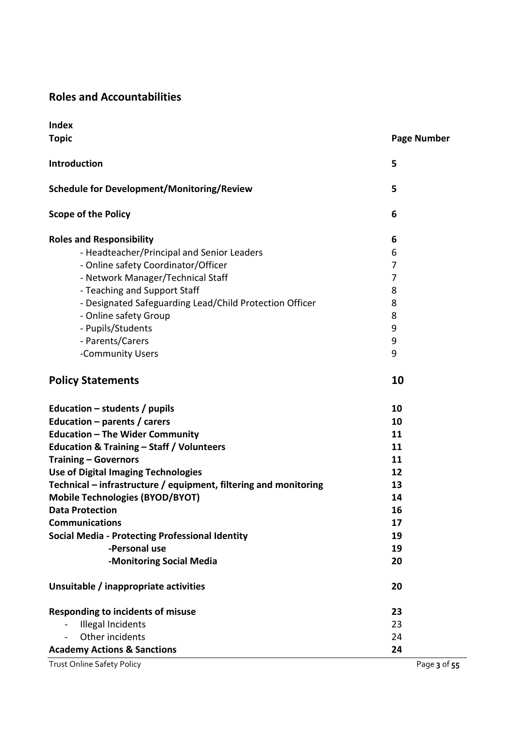## Roles and Accountabilities

**Index**

| **Topic** | **Page Number** |
| --- | --- |
| **Introduction** | **5** |
| **Schedule for Development/Monitoring/Review** | **5** |
| **Scope of the Policy** | **6** |
| **Roles and Responsibility** | **6** |
| - Headteacher/Principal and Senior Leaders | 6 |
| - Online safety Coordinator/Officer | 7 |
| - Network Manager/Technical Staff | 7 |
| - Teaching and Support Staff | 8 |
| - Designated Safeguarding Lead/Child Protection Officer | 8 |
| - Online safety Group | 8 |
| - Pupils/Students | 9 |
| - Parents/Carers | 9 |
| -Community Users | 9 |
| **Policy Statements** | **10** |
| **Education – students / pupils** | **10** |
| **Education – parents / carers** | **10** |
| **Education – The Wider Community** | **11** |
| **Education & Training – Staff / Volunteers** | **11** |
| **Training – Governors** | **11** |
| **Use of Digital Imaging Technologies** | **12** |
| **Technical – infrastructure / equipment, filtering and monitoring** | **13** |
| **Mobile Technologies (BYOD/BYOT)** | **14** |
| **Data Protection** | **16** |
| **Communications** | **17** |
| **Social Media - Protecting Professional Identity** | **19** |
| **-Personal use** | **19** |
| **-Monitoring Social Media** | **20** |
| **Unsuitable / inappropriate activities** | **20** |
| **Responding to incidents of misuse** | **23** |
| - Illegal Incidents | 23 |
| - Other incidents | 24 |
| **Academy Actions & Sanctions** | **24** |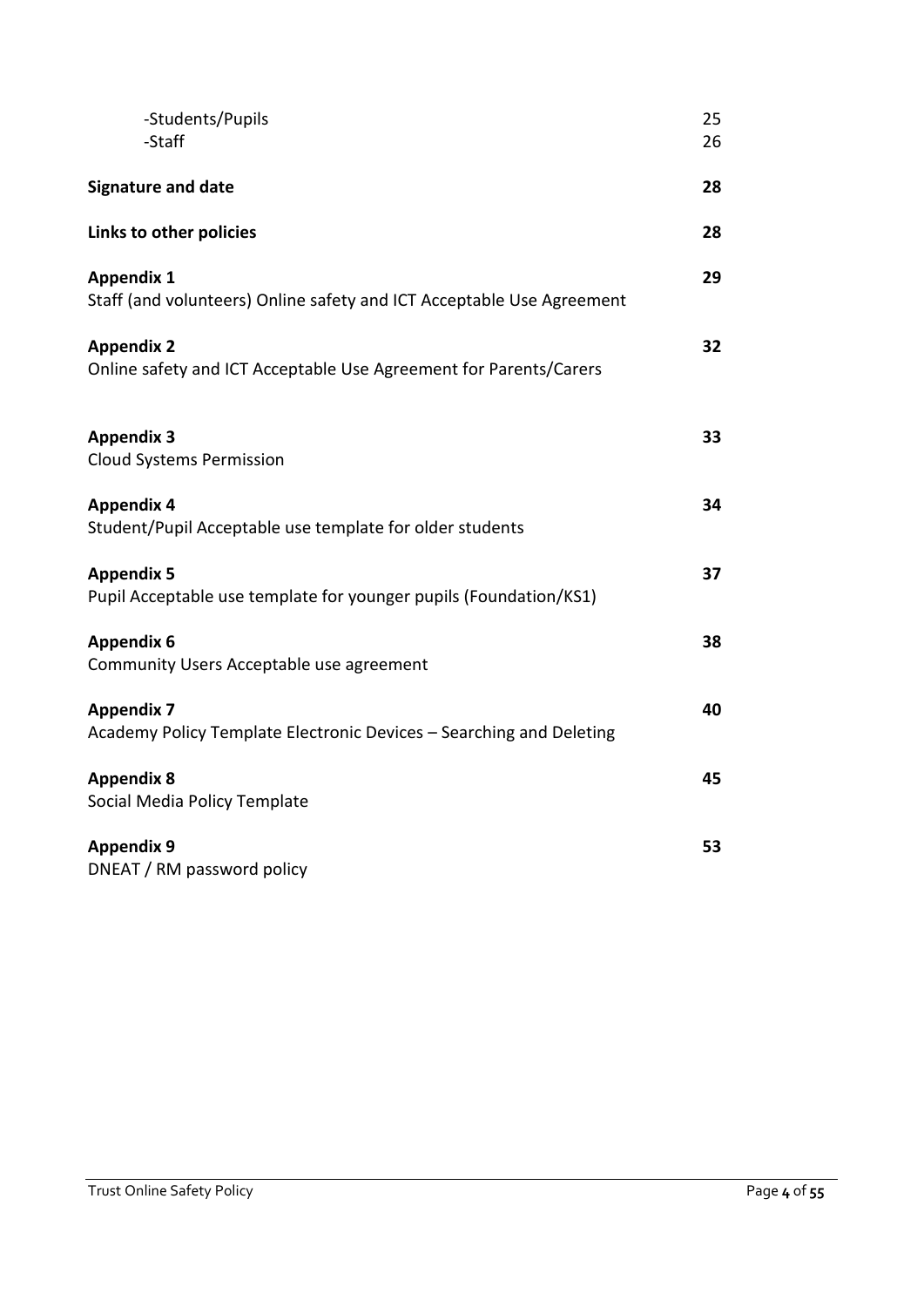| | |
|---|---|
| -Students/Pupils | 25 |
| -Staff | 26 |
| **Signature and date** | **28** |
| **Links to other policies** | **28** |
| **Appendix 1**<br>Staff (and volunteers) Online safety and ICT Acceptable Use Agreement | **29** |
| **Appendix 2**<br>Online safety and ICT Acceptable Use Agreement for Parents/Carers | **32** |
| **Appendix 3**<br>Cloud Systems Permission | **33** |
| **Appendix 4**<br>Student/Pupil Acceptable use template for older students | **34** |
| **Appendix 5**<br>Pupil Acceptable use template for younger pupils (Foundation/KS1) | **37** |
| **Appendix 6**<br>Community Users Acceptable use agreement | **38** |
| **Appendix 7**<br>Academy Policy Template Electronic Devices – Searching and Deleting | **40** |
| **Appendix 8**<br>Social Media Policy Template | **45** |
| **Appendix 9**<br>DNEAT / RM password policy | **53** |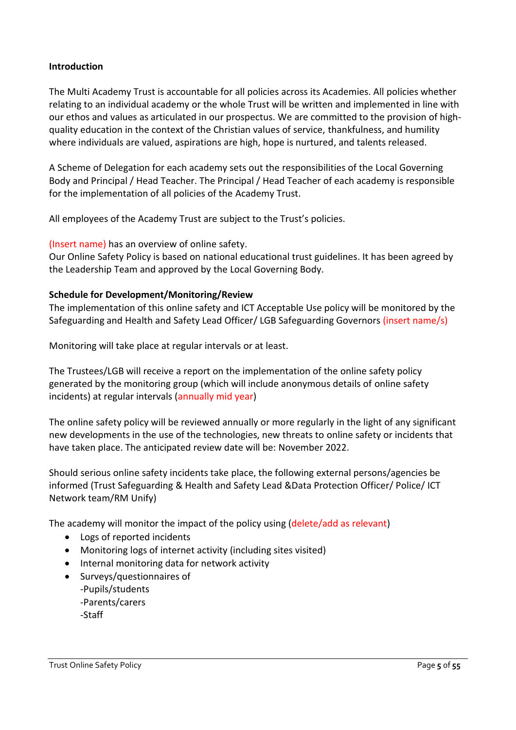**Introduction**

The Multi Academy Trust is accountable for all policies across its Academies. All policies whether relating to an individual academy or the whole Trust will be written and implemented in line with our ethos and values as articulated in our prospectus. We are committed to the provision of high-quality education in the context of the Christian values of service, thankfulness, and humility where individuals are valued, aspirations are high, hope is nurtured, and talents released.

A Scheme of Delegation for each academy sets out the responsibilities of the Local Governing Body and Principal / Head Teacher. The Principal / Head Teacher of each academy is responsible for the implementation of all policies of the Academy Trust.

All employees of the Academy Trust are subject to the Trust's policies.

(Insert name) has an overview of online safety.
Our Online Safety Policy is based on national educational trust guidelines. It has been agreed by the Leadership Team and approved by the Local Governing Body.

**Schedule for Development/Monitoring/Review**
The implementation of this online safety and ICT Acceptable Use policy will be monitored by the Safeguarding and Health and Safety Lead Officer/ LGB Safeguarding Governors (insert name/s)

Monitoring will take place at regular intervals or at least.

The Trustees/LGB will receive a report on the implementation of the online safety policy generated by the monitoring group (which will include anonymous details of online safety incidents) at regular intervals (annually mid year)

The online safety policy will be reviewed annually or more regularly in the light of any significant new developments in the use of the technologies, new threats to online safety or incidents that have taken place. The anticipated review date will be: November 2022.

Should serious online safety incidents take place, the following external persons/agencies be informed (Trust Safeguarding & Health and Safety Lead &Data Protection Officer/ Police/ ICT Network team/RM Unify)

The academy will monitor the impact of the policy using (delete/add as relevant)

- Logs of reported incidents
- Monitoring logs of internet activity (including sites visited)
- Internal monitoring data for network activity
- Surveys/questionnaires of
  -Pupils/students
  -Parents/carers
  -Staff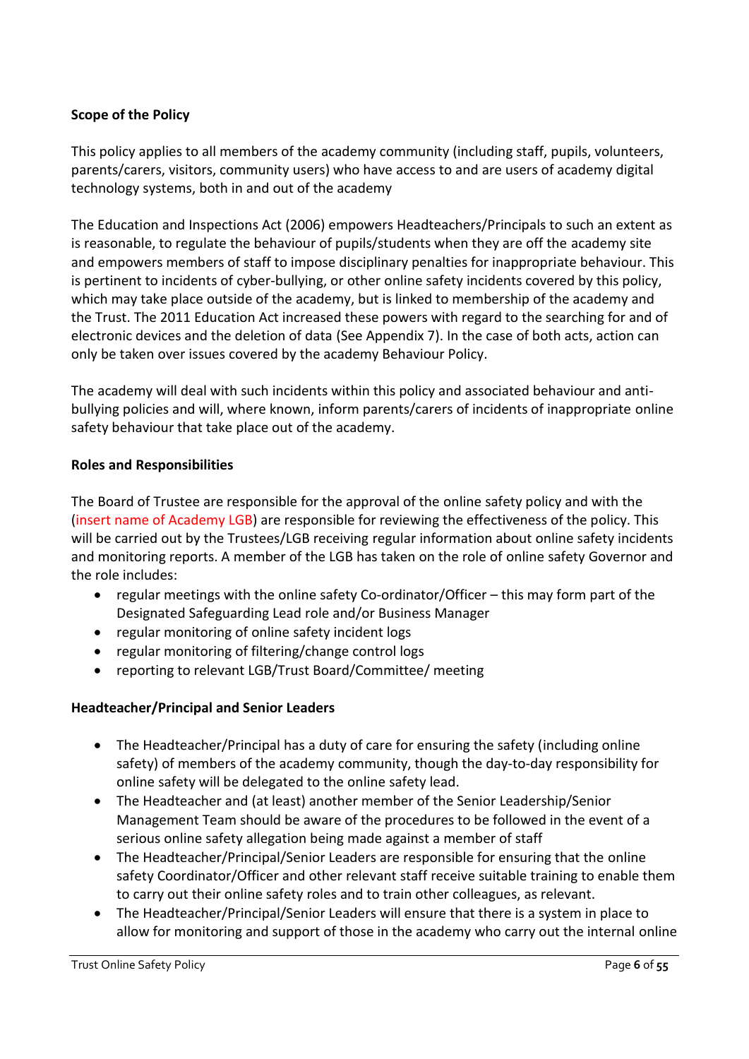**Scope of the Policy**

This policy applies to all members of the academy community (including staff, pupils, volunteers, parents/carers, visitors, community users) who have access to and are users of academy digital technology systems, both in and out of the academy

The Education and Inspections Act (2006) empowers Headteachers/Principals to such an extent as is reasonable, to regulate the behaviour of pupils/students when they are off the academy site and empowers members of staff to impose disciplinary penalties for inappropriate behaviour. This is pertinent to incidents of cyber-bullying, or other online safety incidents covered by this policy, which may take place outside of the academy, but is linked to membership of the academy and the Trust. The 2011 Education Act increased these powers with regard to the searching for and of electronic devices and the deletion of data (See Appendix 7). In the case of both acts, action can only be taken over issues covered by the academy Behaviour Policy.

The academy will deal with such incidents within this policy and associated behaviour and anti-bullying policies and will, where known, inform parents/carers of incidents of inappropriate online safety behaviour that take place out of the academy.

**Roles and Responsibilities**

The Board of Trustee are responsible for the approval of the online safety policy and with the (insert name of Academy LGB) are responsible for reviewing the effectiveness of the policy. This will be carried out by the Trustees/LGB receiving regular information about online safety incidents and monitoring reports. A member of the LGB has taken on the role of online safety Governor and the role includes:

- regular meetings with the online safety Co-ordinator/Officer – this may form part of the Designated Safeguarding Lead role and/or Business Manager
- regular monitoring of online safety incident logs
- regular monitoring of filtering/change control logs
- reporting to relevant LGB/Trust Board/Committee/ meeting

**Headteacher/Principal and Senior Leaders**

- The Headteacher/Principal has a duty of care for ensuring the safety (including online safety) of members of the academy community, though the day-to-day responsibility for online safety will be delegated to the online safety lead.
- The Headteacher and (at least) another member of the Senior Leadership/Senior Management Team should be aware of the procedures to be followed in the event of a serious online safety allegation being made against a member of staff
- The Headteacher/Principal/Senior Leaders are responsible for ensuring that the online safety Coordinator/Officer and other relevant staff receive suitable training to enable them to carry out their online safety roles and to train other colleagues, as relevant.
- The Headteacher/Principal/Senior Leaders will ensure that there is a system in place to allow for monitoring and support of those in the academy who carry out the internal online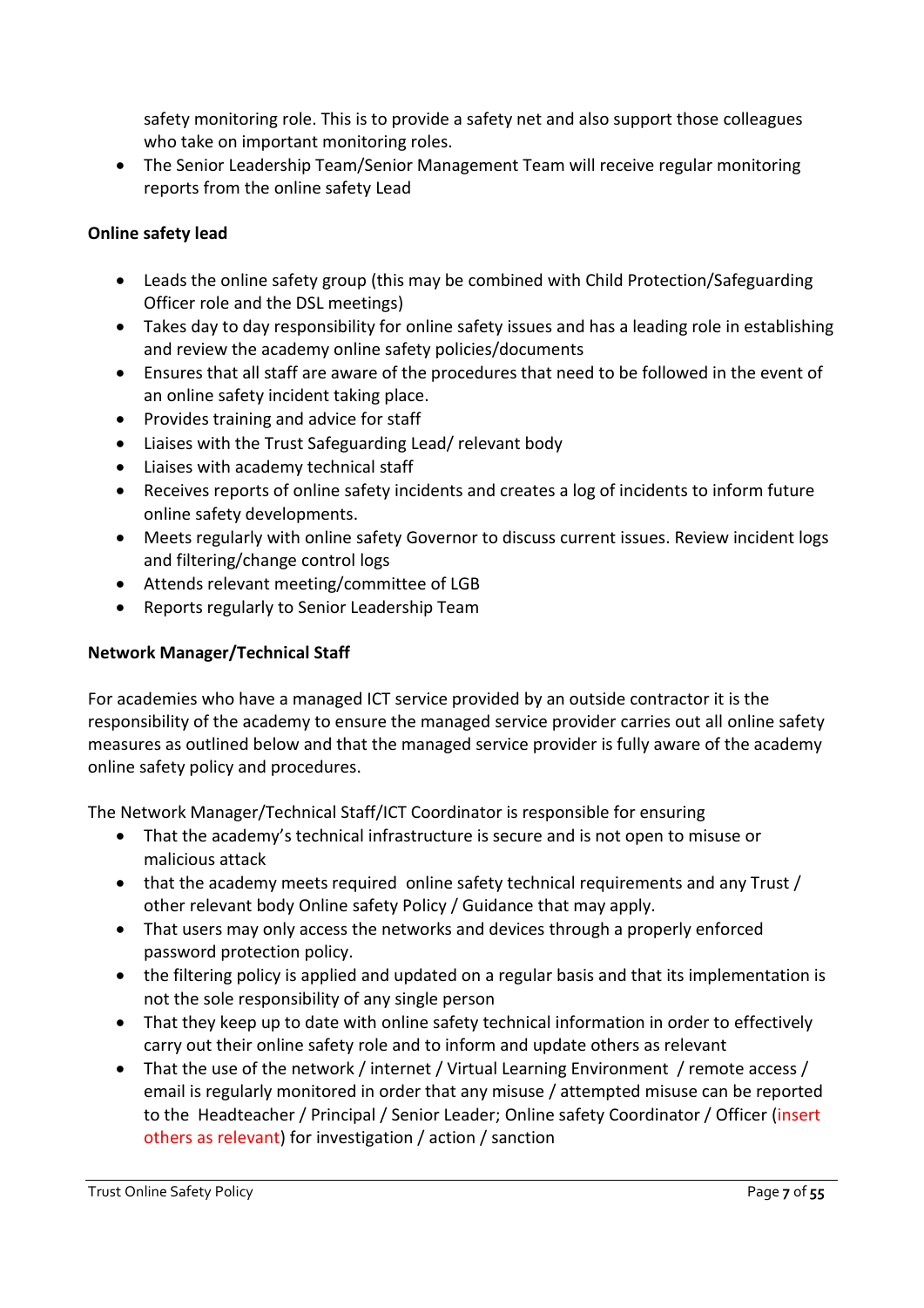safety monitoring role. This is to provide a safety net and also support those colleagues who take on important monitoring roles.

- The Senior Leadership Team/Senior Management Team will receive regular monitoring reports from the online safety Lead

**Online safety lead**

- Leads the online safety group (this may be combined with Child Protection/Safeguarding Officer role and the DSL meetings)
- Takes day to day responsibility for online safety issues and has a leading role in establishing and review the academy online safety policies/documents
- Ensures that all staff are aware of the procedures that need to be followed in the event of an online safety incident taking place.
- Provides training and advice for staff
- Liaises with the Trust Safeguarding Lead/ relevant body
- Liaises with academy technical staff
- Receives reports of online safety incidents and creates a log of incidents to inform future online safety developments.
- Meets regularly with online safety Governor to discuss current issues. Review incident logs and filtering/change control logs
- Attends relevant meeting/committee of LGB
- Reports regularly to Senior Leadership Team

**Network Manager/Technical Staff**

For academies who have a managed ICT service provided by an outside contractor it is the responsibility of the academy to ensure the managed service provider carries out all online safety measures as outlined below and that the managed service provider is fully aware of the academy online safety policy and procedures.

The Network Manager/Technical Staff/ICT Coordinator is responsible for ensuring

- That the academy's technical infrastructure is secure and is not open to misuse or malicious attack
- that the academy meets required online safety technical requirements and any Trust / other relevant body Online safety Policy / Guidance that may apply.
- That users may only access the networks and devices through a properly enforced password protection policy.
- the filtering policy is applied and updated on a regular basis and that its implementation is not the sole responsibility of any single person
- That they keep up to date with online safety technical information in order to effectively carry out their online safety role and to inform and update others as relevant
- That the use of the network / internet / Virtual Learning Environment / remote access / email is regularly monitored in order that any misuse / attempted misuse can be reported to the Headteacher / Principal / Senior Leader; Online safety Coordinator / Officer (insert others as relevant) for investigation / action / sanction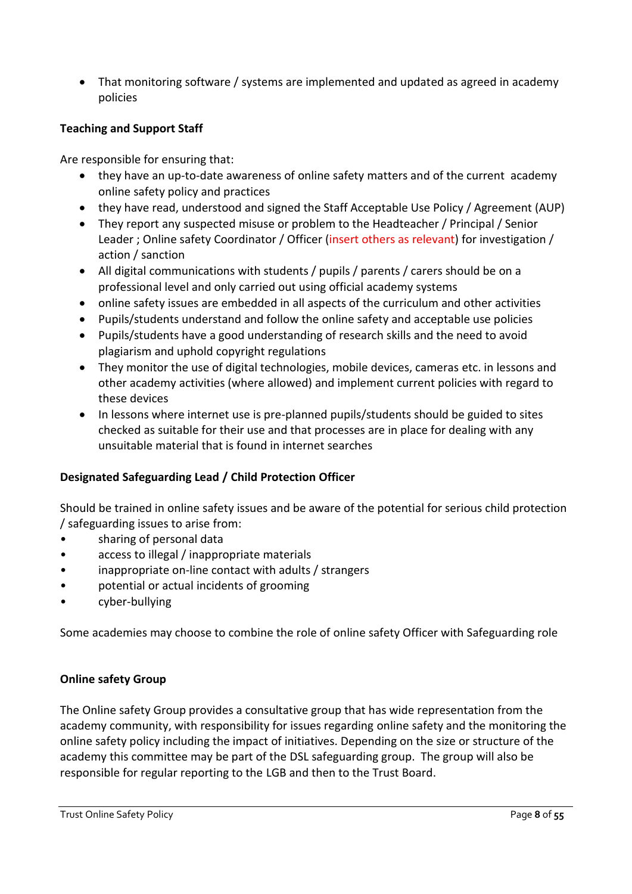- That monitoring software / systems are implemented and updated as agreed in academy policies

**Teaching and Support Staff**

Are responsible for ensuring that:

- they have an up-to-date awareness of online safety matters and of the current academy online safety policy and practices
- they have read, understood and signed the Staff Acceptable Use Policy / Agreement (AUP)
- They report any suspected misuse or problem to the Headteacher / Principal / Senior Leader ; Online safety Coordinator / Officer (insert others as relevant) for investigation / action / sanction
- All digital communications with students / pupils / parents / carers should be on a professional level and only carried out using official academy systems
- online safety issues are embedded in all aspects of the curriculum and other activities
- Pupils/students understand and follow the online safety and acceptable use policies
- Pupils/students have a good understanding of research skills and the need to avoid plagiarism and uphold copyright regulations
- They monitor the use of digital technologies, mobile devices, cameras etc. in lessons and other academy activities (where allowed) and implement current policies with regard to these devices
- In lessons where internet use is pre-planned pupils/students should be guided to sites checked as suitable for their use and that processes are in place for dealing with any unsuitable material that is found in internet searches

**Designated Safeguarding Lead / Child Protection Officer**

Should be trained in online safety issues and be aware of the potential for serious child protection / safeguarding issues to arise from:

- sharing of personal data
- access to illegal / inappropriate materials
- inappropriate on-line contact with adults / strangers
- potential or actual incidents of grooming
- cyber-bullying

Some academies may choose to combine the role of online safety Officer with Safeguarding role

**Online safety Group**

The Online safety Group provides a consultative group that has wide representation from the academy community, with responsibility for issues regarding online safety and the monitoring the online safety policy including the impact of initiatives. Depending on the size or structure of the academy this committee may be part of the DSL safeguarding group. The group will also be responsible for regular reporting to the LGB and then to the Trust Board.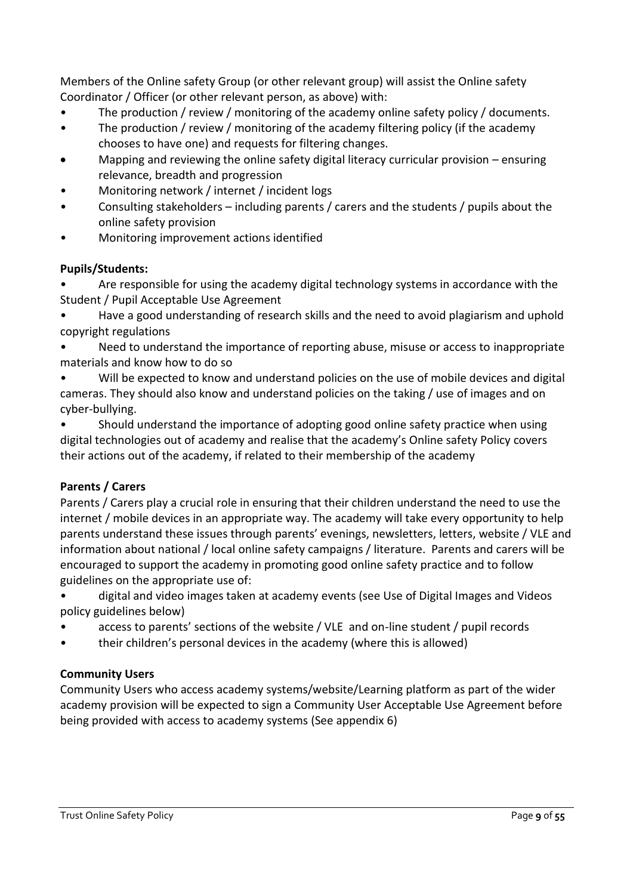Members of the Online safety Group (or other relevant group) will assist the Online safety Coordinator / Officer (or other relevant person, as above) with:

- The production / review / monitoring of the academy online safety policy / documents.
- The production / review / monitoring of the academy filtering policy (if the academy chooses to have one) and requests for filtering changes.
- Mapping and reviewing the online safety digital literacy curricular provision – ensuring relevance, breadth and progression
- Monitoring network / internet / incident logs
- Consulting stakeholders – including parents / carers and the students / pupils about the online safety provision
- Monitoring improvement actions identified

**Pupils/Students:**

- Are responsible for using the academy digital technology systems in accordance with the Student / Pupil Acceptable Use Agreement
- Have a good understanding of research skills and the need to avoid plagiarism and uphold copyright regulations
- Need to understand the importance of reporting abuse, misuse or access to inappropriate materials and know how to do so
- Will be expected to know and understand policies on the use of mobile devices and digital cameras. They should also know and understand policies on the taking / use of images and on cyber-bullying.
- Should understand the importance of adopting good online safety practice when using digital technologies out of academy and realise that the academy's Online safety Policy covers their actions out of the academy, if related to their membership of the academy

**Parents / Carers**

Parents / Carers play a crucial role in ensuring that their children understand the need to use the internet / mobile devices in an appropriate way. The academy will take every opportunity to help parents understand these issues through parents' evenings, newsletters, letters, website / VLE and information about national / local online safety campaigns / literature. Parents and carers will be encouraged to support the academy in promoting good online safety practice and to follow guidelines on the appropriate use of:

- digital and video images taken at academy events (see Use of Digital Images and Videos policy guidelines below)
- access to parents' sections of the website / VLE and on-line student / pupil records
- their children's personal devices in the academy (where this is allowed)

**Community Users**

Community Users who access academy systems/website/Learning platform as part of the wider academy provision will be expected to sign a Community User Acceptable Use Agreement before being provided with access to academy systems (See appendix 6)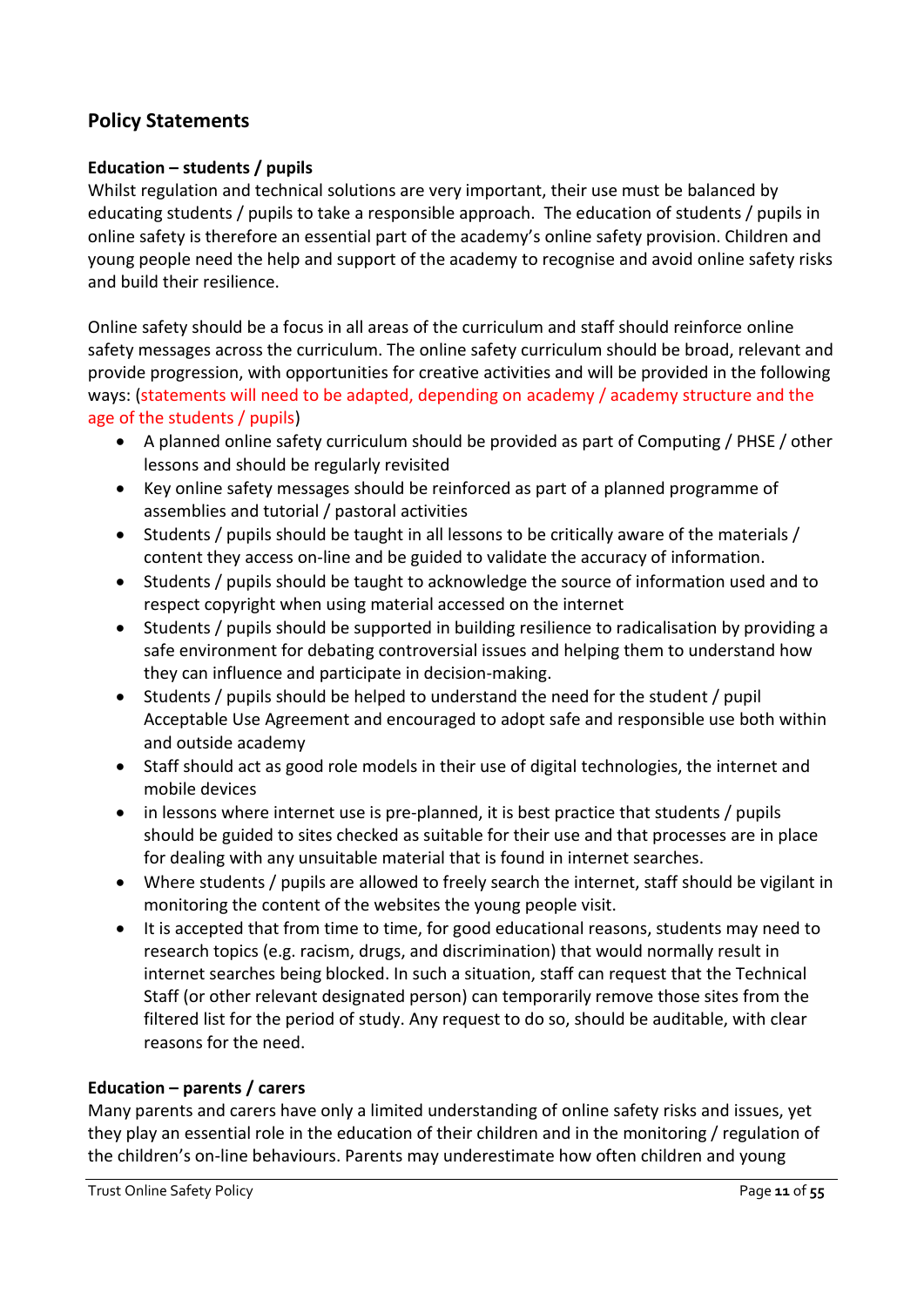## Policy Statements

### Education – students / pupils

Whilst regulation and technical solutions are very important, their use must be balanced by educating students / pupils to take a responsible approach. The education of students / pupils in online safety is therefore an essential part of the academy's online safety provision. Children and young people need the help and support of the academy to recognise and avoid online safety risks and build their resilience.

Online safety should be a focus in all areas of the curriculum and staff should reinforce online safety messages across the curriculum. The online safety curriculum should be broad, relevant and provide progression, with opportunities for creative activities and will be provided in the following ways: (statements will need to be adapted, depending on academy / academy structure and the age of the students / pupils)

- A planned online safety curriculum should be provided as part of Computing / PHSE / other lessons and should be regularly revisited
- Key online safety messages should be reinforced as part of a planned programme of assemblies and tutorial / pastoral activities
- Students / pupils should be taught in all lessons to be critically aware of the materials / content they access on-line and be guided to validate the accuracy of information.
- Students / pupils should be taught to acknowledge the source of information used and to respect copyright when using material accessed on the internet
- Students / pupils should be supported in building resilience to radicalisation by providing a safe environment for debating controversial issues and helping them to understand how they can influence and participate in decision-making.
- Students / pupils should be helped to understand the need for the student / pupil Acceptable Use Agreement and encouraged to adopt safe and responsible use both within and outside academy
- Staff should act as good role models in their use of digital technologies, the internet and mobile devices
- in lessons where internet use is pre-planned, it is best practice that students / pupils should be guided to sites checked as suitable for their use and that processes are in place for dealing with any unsuitable material that is found in internet searches.
- Where students / pupils are allowed to freely search the internet, staff should be vigilant in monitoring the content of the websites the young people visit.
- It is accepted that from time to time, for good educational reasons, students may need to research topics (e.g. racism, drugs, and discrimination) that would normally result in internet searches being blocked. In such a situation, staff can request that the Technical Staff (or other relevant designated person) can temporarily remove those sites from the filtered list for the period of study. Any request to do so, should be auditable, with clear reasons for the need.

### Education – parents / carers

Many parents and carers have only a limited understanding of online safety risks and issues, yet they play an essential role in the education of their children and in the monitoring / regulation of the children's on-line behaviours. Parents may underestimate how often children and young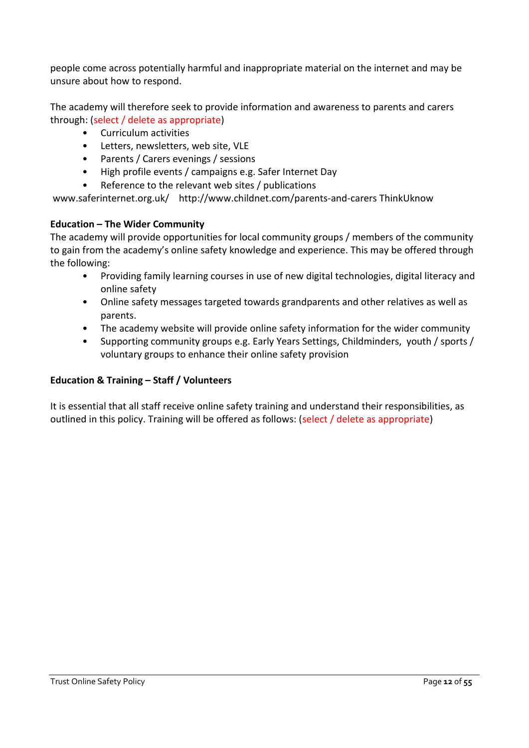people come across potentially harmful and inappropriate material on the internet and may be unsure about how to respond.

The academy will therefore seek to provide information and awareness to parents and carers through: (select / delete as appropriate)

- Curriculum activities
- Letters, newsletters, web site, VLE
- Parents / Carers evenings / sessions
- High profile events / campaigns e.g. Safer Internet Day
- Reference to the relevant web sites / publications

www.saferinternet.org.uk/    http://www.childnet.com/parents-and-carers ThinkUknow

**Education – The Wider Community**

The academy will provide opportunities for local community groups / members of the community to gain from the academy's online safety knowledge and experience. This may be offered through the following:

- Providing family learning courses in use of new digital technologies, digital literacy and online safety
- Online safety messages targeted towards grandparents and other relatives as well as parents.
- The academy website will provide online safety information for the wider community
- Supporting community groups e.g. Early Years Settings, Childminders, youth / sports / voluntary groups to enhance their online safety provision

**Education & Training – Staff / Volunteers**

It is essential that all staff receive online safety training and understand their responsibilities, as outlined in this policy. Training will be offered as follows: (select / delete as appropriate)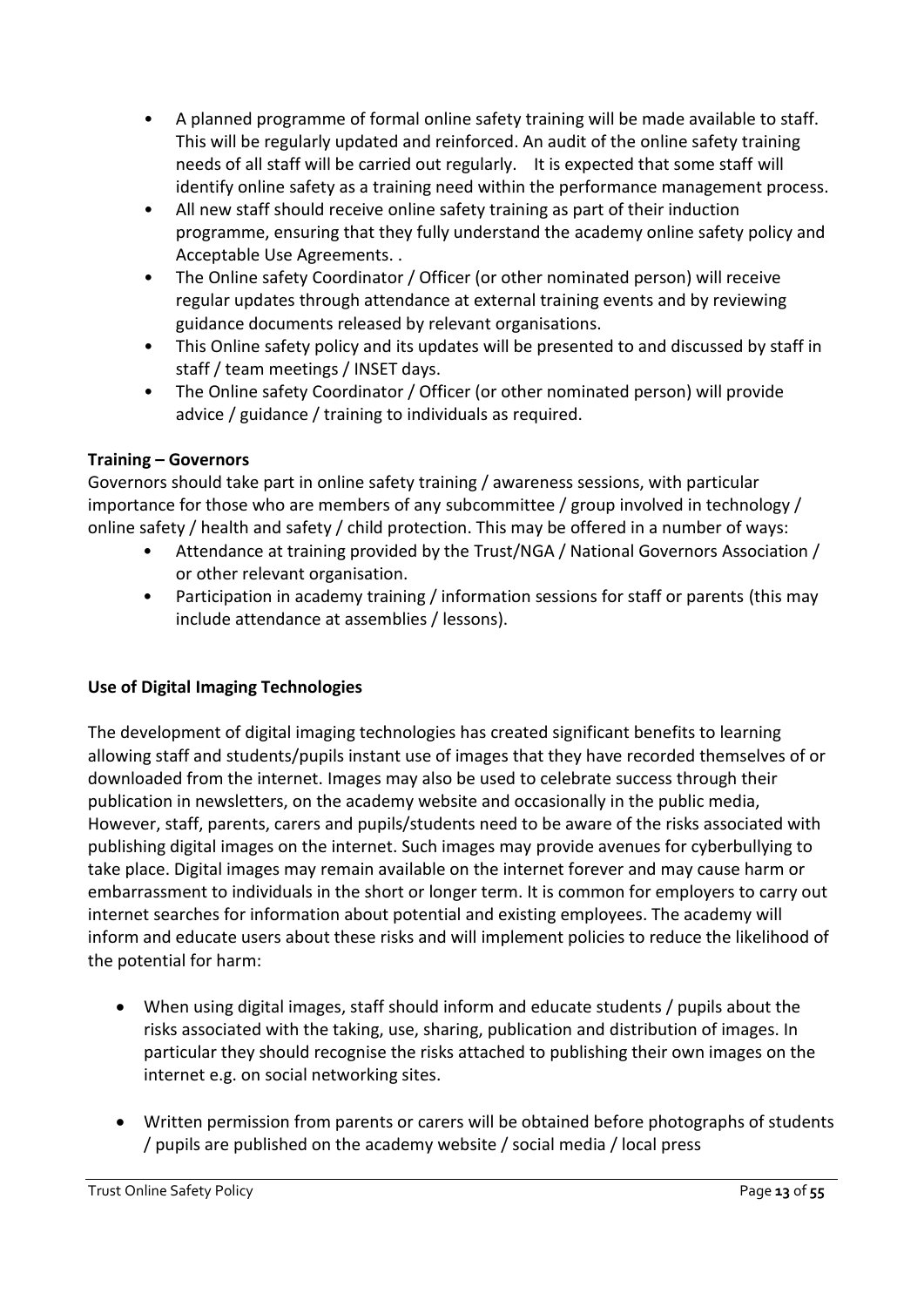- A planned programme of formal online safety training will be made available to staff. This will be regularly updated and reinforced. An audit of the online safety training needs of all staff will be carried out regularly. It is expected that some staff will identify online safety as a training need within the performance management process.
- All new staff should receive online safety training as part of their induction programme, ensuring that they fully understand the academy online safety policy and Acceptable Use Agreements. .
- The Online safety Coordinator / Officer (or other nominated person) will receive regular updates through attendance at external training events and by reviewing guidance documents released by relevant organisations.
- This Online safety policy and its updates will be presented to and discussed by staff in staff / team meetings / INSET days.
- The Online safety Coordinator / Officer (or other nominated person) will provide advice / guidance / training to individuals as required.

**Training – Governors**

Governors should take part in online safety training / awareness sessions, with particular importance for those who are members of any subcommittee / group involved in technology / online safety / health and safety / child protection. This may be offered in a number of ways:

- Attendance at training provided by the Trust/NGA / National Governors Association / or other relevant organisation.
- Participation in academy training / information sessions for staff or parents (this may include attendance at assemblies / lessons).

**Use of Digital Imaging Technologies**

The development of digital imaging technologies has created significant benefits to learning allowing staff and students/pupils instant use of images that they have recorded themselves of or downloaded from the internet. Images may also be used to celebrate success through their publication in newsletters, on the academy website and occasionally in the public media, However, staff, parents, carers and pupils/students need to be aware of the risks associated with publishing digital images on the internet. Such images may provide avenues for cyberbullying to take place. Digital images may remain available on the internet forever and may cause harm or embarrassment to individuals in the short or longer term. It is common for employers to carry out internet searches for information about potential and existing employees. The academy will inform and educate users about these risks and will implement policies to reduce the likelihood of the potential for harm:

- When using digital images, staff should inform and educate students / pupils about the risks associated with the taking, use, sharing, publication and distribution of images. In particular they should recognise the risks attached to publishing their own images on the internet e.g. on social networking sites.

- Written permission from parents or carers will be obtained before photographs of students / pupils are published on the academy website / social media / local press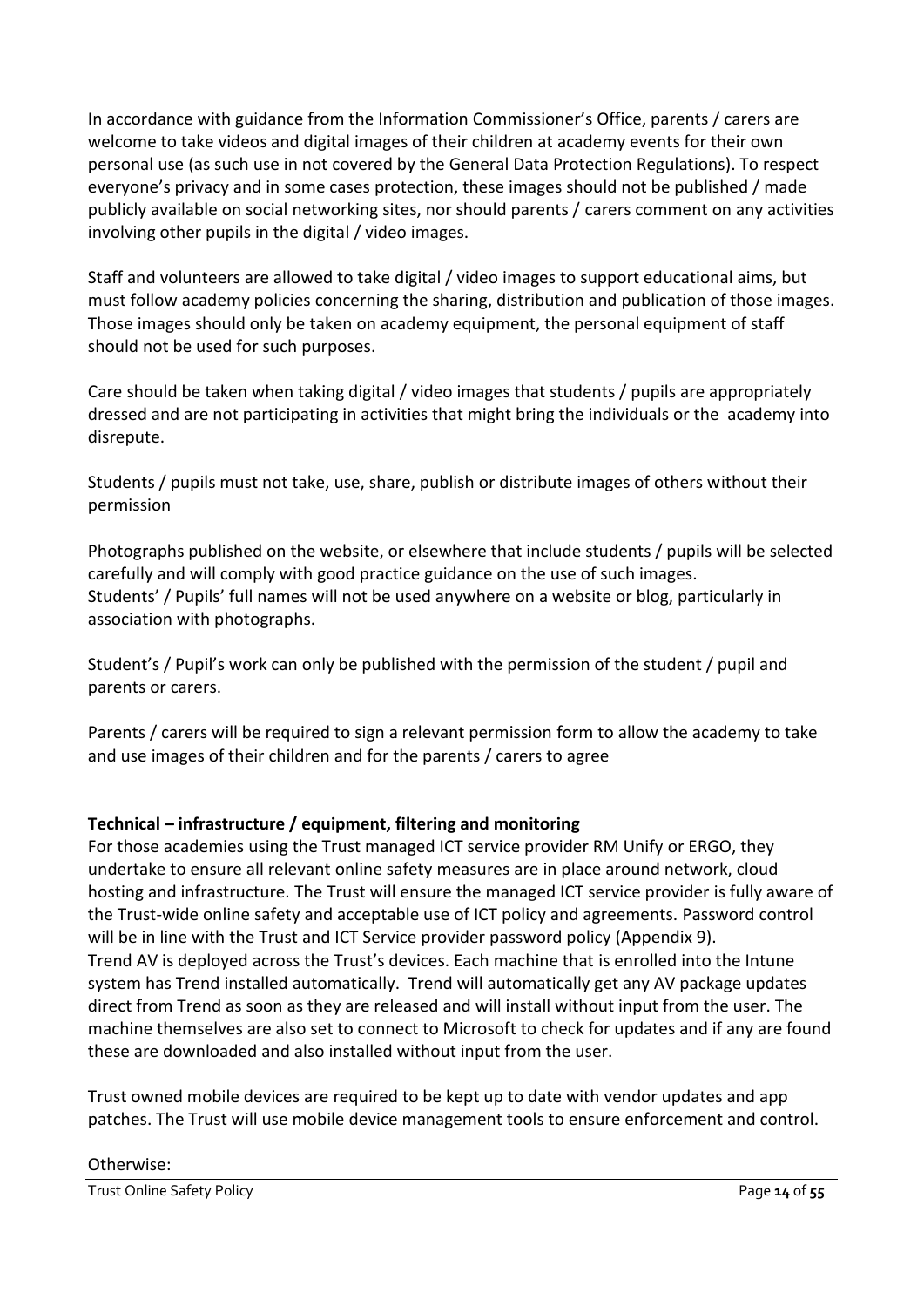In accordance with guidance from the Information Commissioner's Office, parents / carers are welcome to take videos and digital images of their children at academy events for their own personal use (as such use in not covered by the General Data Protection Regulations). To respect everyone's privacy and in some cases protection, these images should not be published / made publicly available on social networking sites, nor should parents / carers comment on any activities involving other pupils in the digital / video images.

Staff and volunteers are allowed to take digital / video images to support educational aims, but must follow academy policies concerning the sharing, distribution and publication of those images. Those images should only be taken on academy equipment, the personal equipment of staff should not be used for such purposes.

Care should be taken when taking digital / video images that students / pupils are appropriately dressed and are not participating in activities that might bring the individuals or the academy into disrepute.

Students / pupils must not take, use, share, publish or distribute images of others without their permission

Photographs published on the website, or elsewhere that include students / pupils will be selected carefully and will comply with good practice guidance on the use of such images.
Students' / Pupils' full names will not be used anywhere on a website or blog, particularly in association with photographs.

Student's / Pupil's work can only be published with the permission of the student / pupil and parents or carers.

Parents / carers will be required to sign a relevant permission form to allow the academy to take and use images of their children and for the parents / carers to agree

**Technical – infrastructure / equipment, filtering and monitoring**

For those academies using the Trust managed ICT service provider RM Unify or ERGO, they undertake to ensure all relevant online safety measures are in place around network, cloud hosting and infrastructure. The Trust will ensure the managed ICT service provider is fully aware of the Trust-wide online safety and acceptable use of ICT policy and agreements. Password control will be in line with the Trust and ICT Service provider password policy (Appendix 9).
Trend AV is deployed across the Trust's devices. Each machine that is enrolled into the Intune system has Trend installed automatically. Trend will automatically get any AV package updates direct from Trend as soon as they are released and will install without input from the user. The machine themselves are also set to connect to Microsoft to check for updates and if any are found these are downloaded and also installed without input from the user.

Trust owned mobile devices are required to be kept up to date with vendor updates and app patches. The Trust will use mobile device management tools to ensure enforcement and control.

Otherwise: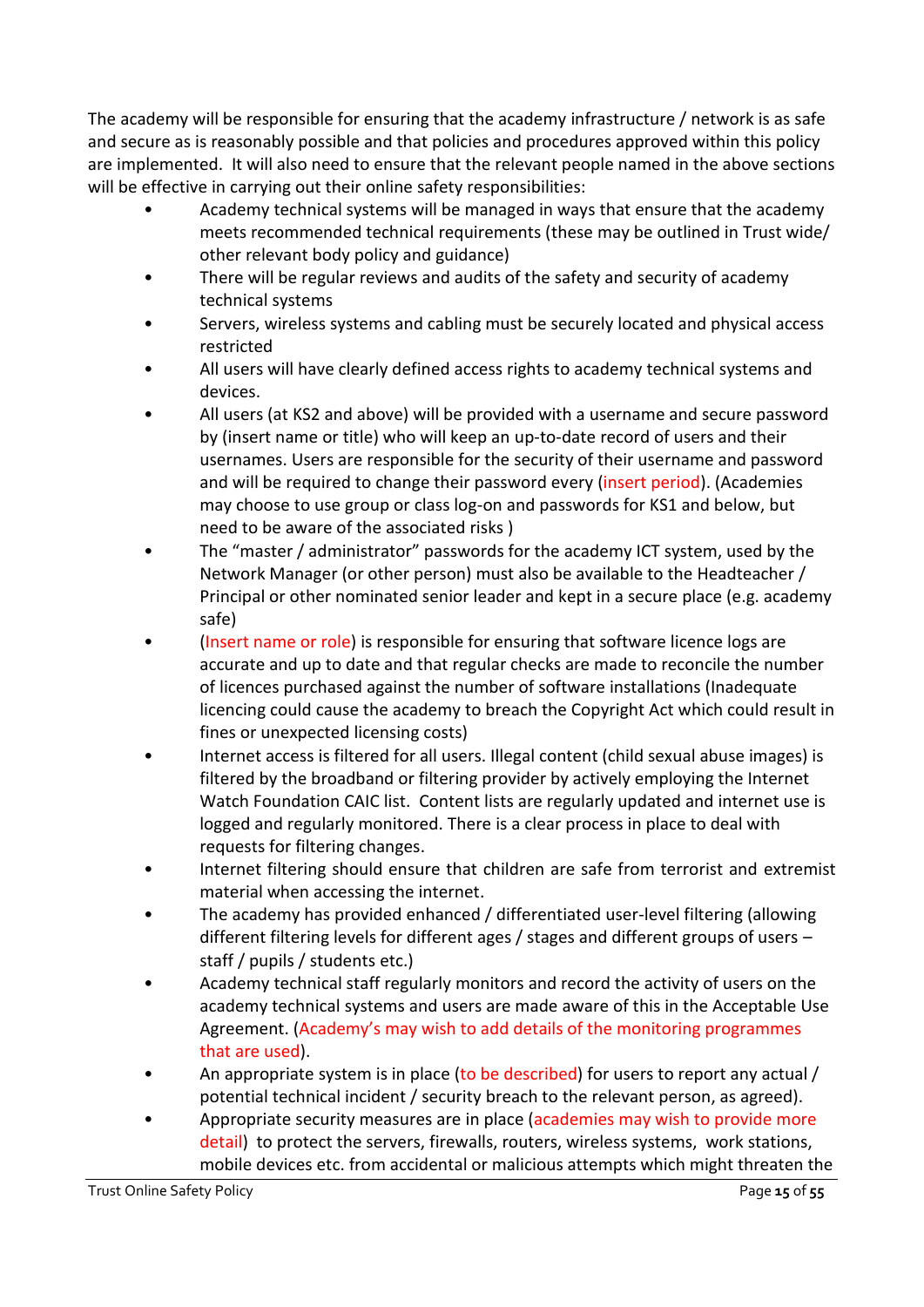The academy will be responsible for ensuring that the academy infrastructure / network is as safe and secure as is reasonably possible and that policies and procedures approved within this policy are implemented. It will also need to ensure that the relevant people named in the above sections will be effective in carrying out their online safety responsibilities:

- Academy technical systems will be managed in ways that ensure that the academy meets recommended technical requirements (these may be outlined in Trust wide/ other relevant body policy and guidance)
- There will be regular reviews and audits of the safety and security of academy technical systems
- Servers, wireless systems and cabling must be securely located and physical access restricted
- All users will have clearly defined access rights to academy technical systems and devices.
- All users (at KS2 and above) will be provided with a username and secure password by (insert name or title) who will keep an up-to-date record of users and their usernames. Users are responsible for the security of their username and password and will be required to change their password every (insert period). (Academies may choose to use group or class log-on and passwords for KS1 and below, but need to be aware of the associated risks )
- The "master / administrator" passwords for the academy ICT system, used by the Network Manager (or other person) must also be available to the Headteacher / Principal or other nominated senior leader and kept in a secure place (e.g. academy safe)
- (Insert name or role) is responsible for ensuring that software licence logs are accurate and up to date and that regular checks are made to reconcile the number of licences purchased against the number of software installations (Inadequate licencing could cause the academy to breach the Copyright Act which could result in fines or unexpected licensing costs)
- Internet access is filtered for all users. Illegal content (child sexual abuse images) is filtered by the broadband or filtering provider by actively employing the Internet Watch Foundation CAIC list. Content lists are regularly updated and internet use is logged and regularly monitored. There is a clear process in place to deal with requests for filtering changes.
- Internet filtering should ensure that children are safe from terrorist and extremist material when accessing the internet.
- The academy has provided enhanced / differentiated user-level filtering (allowing different filtering levels for different ages / stages and different groups of users – staff / pupils / students etc.)
- Academy technical staff regularly monitors and record the activity of users on the academy technical systems and users are made aware of this in the Acceptable Use Agreement. (Academy's may wish to add details of the monitoring programmes that are used).
- An appropriate system is in place (to be described) for users to report any actual / potential technical incident / security breach to the relevant person, as agreed).
- Appropriate security measures are in place (academies may wish to provide more detail) to protect the servers, firewalls, routers, wireless systems, work stations, mobile devices etc. from accidental or malicious attempts which might threaten the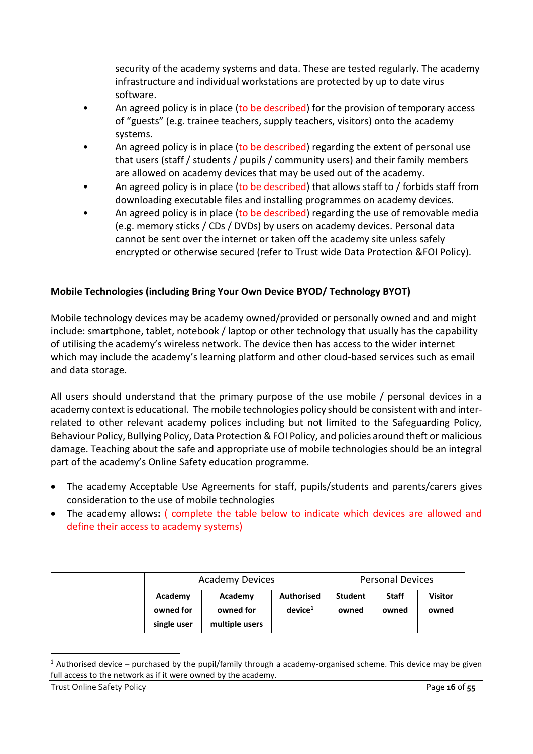security of the academy systems and data. These are tested regularly. The academy infrastructure and individual workstations are protected by up to date virus software.

- An agreed policy is in place (to be described) for the provision of temporary access of "guests" (e.g. trainee teachers, supply teachers, visitors) onto the academy systems.
- An agreed policy is in place (to be described) regarding the extent of personal use that users (staff / students / pupils / community users) and their family members are allowed on academy devices that may be used out of the academy.
- An agreed policy is in place (to be described) that allows staff to / forbids staff from downloading executable files and installing programmes on academy devices.
- An agreed policy is in place (to be described) regarding the use of removable media (e.g. memory sticks / CDs / DVDs) by users on academy devices. Personal data cannot be sent over the internet or taken off the academy site unless safely encrypted or otherwise secured (refer to Trust wide Data Protection &FOI Policy).

**Mobile Technologies (including Bring Your Own Device BYOD/ Technology BYOT)**

Mobile technology devices may be academy owned/provided or personally owned and and might include: smartphone, tablet, notebook / laptop or other technology that usually has the capability of utilising the academy's wireless network. The device then has access to the wider internet which may include the academy's learning platform and other cloud-based services such as email and data storage.

All users should understand that the primary purpose of the use mobile / personal devices in a academy context is educational. The mobile technologies policy should be consistent with and inter-related to other relevant academy polices including but not limited to the Safeguarding Policy, Behaviour Policy, Bullying Policy, Data Protection & FOI Policy, and policies around theft or malicious damage. Teaching about the safe and appropriate use of mobile technologies should be an integral part of the academy's Online Safety education programme.

- The academy Acceptable Use Agreements for staff, pupils/students and parents/carers gives consideration to the use of mobile technologies
- The academy allows**:** ( complete the table below to indicate which devices are allowed and define their access to academy systems)

| | Academy Devices | | | Personal Devices | | |
|---|---|---|---|---|---|---|
| | **Academy owned for single user** | **Academy owned for multiple users** | **Authorised device[1]** | **Student owned** | **Staff owned** | **Visitor owned** |

[1] Authorised device – purchased by the pupil/family through a academy-organised scheme. This device may be given full access to the network as if it were owned by the academy.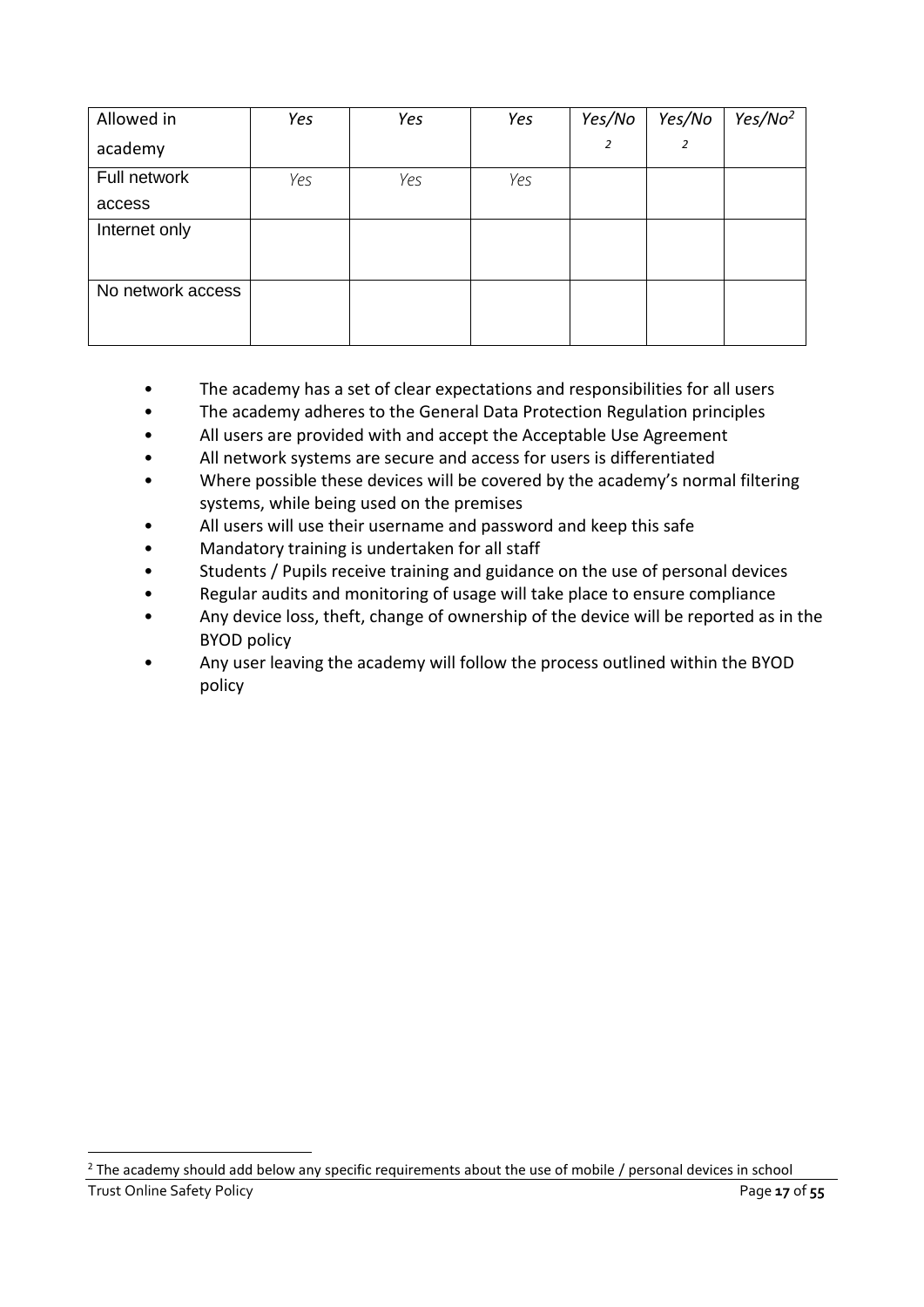| Allowed in academy | *Yes* | *Yes* | *Yes* | *Yes/No* [2] | *Yes/No* [2] | *Yes/No* [2] |
|---|---|---|---|---|---|---|
| Full network access | Yes | Yes | Yes | | | |
| Internet only | | | | | | |
| No network access | | | | | | |

- The academy has a set of clear expectations and responsibilities for all users
- The academy adheres to the General Data Protection Regulation principles
- All users are provided with and accept the Acceptable Use Agreement
- All network systems are secure and access for users is differentiated
- Where possible these devices will be covered by the academy's normal filtering systems, while being used on the premises
- All users will use their username and password and keep this safe
- Mandatory training is undertaken for all staff
- Students / Pupils receive training and guidance on the use of personal devices
- Regular audits and monitoring of usage will take place to ensure compliance
- Any device loss, theft, change of ownership of the device will be reported as in the BYOD policy
- Any user leaving the academy will follow the process outlined within the BYOD policy

[2] The academy should add below any specific requirements about the use of mobile / personal devices in school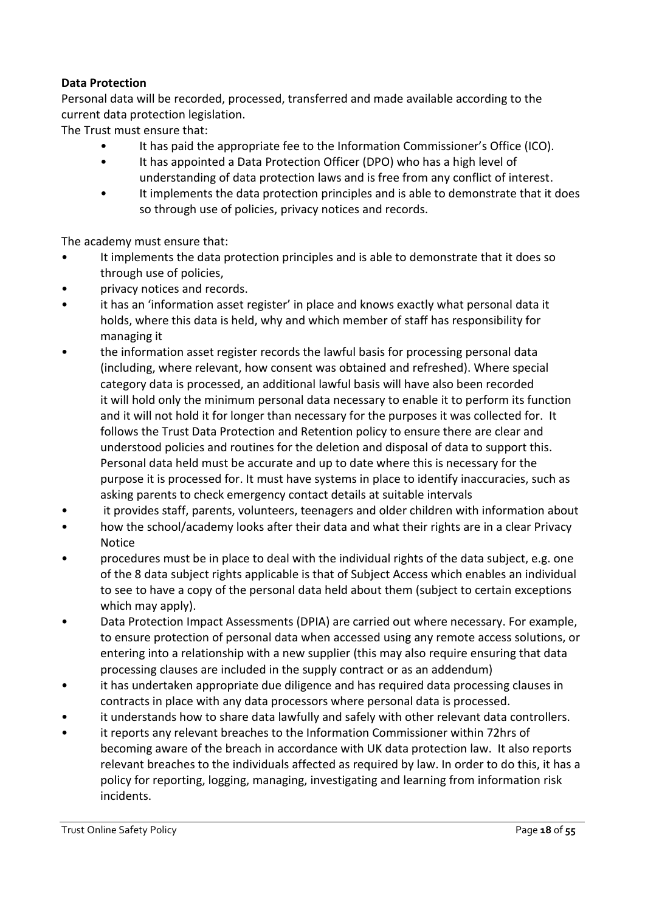**Data Protection**

Personal data will be recorded, processed, transferred and made available according to the current data protection legislation.

The Trust must ensure that:

- It has paid the appropriate fee to the Information Commissioner's Office (ICO).
- It has appointed a Data Protection Officer (DPO) who has a high level of understanding of data protection laws and is free from any conflict of interest.
- It implements the data protection principles and is able to demonstrate that it does so through use of policies, privacy notices and records.

The academy must ensure that:

- It implements the data protection principles and is able to demonstrate that it does so through use of policies,
- privacy notices and records.
- it has an 'information asset register' in place and knows exactly what personal data it holds, where this data is held, why and which member of staff has responsibility for managing it
- the information asset register records the lawful basis for processing personal data (including, where relevant, how consent was obtained and refreshed). Where special category data is processed, an additional lawful basis will have also been recorded it will hold only the minimum personal data necessary to enable it to perform its function and it will not hold it for longer than necessary for the purposes it was collected for. It follows the Trust Data Protection and Retention policy to ensure there are clear and understood policies and routines for the deletion and disposal of data to support this. Personal data held must be accurate and up to date where this is necessary for the purpose it is processed for. It must have systems in place to identify inaccuracies, such as asking parents to check emergency contact details at suitable intervals
- it provides staff, parents, volunteers, teenagers and older children with information about
- how the school/academy looks after their data and what their rights are in a clear Privacy Notice
- procedures must be in place to deal with the individual rights of the data subject, e.g. one of the 8 data subject rights applicable is that of Subject Access which enables an individual to see to have a copy of the personal data held about them (subject to certain exceptions which may apply).
- Data Protection Impact Assessments (DPIA) are carried out where necessary. For example, to ensure protection of personal data when accessed using any remote access solutions, or entering into a relationship with a new supplier (this may also require ensuring that data processing clauses are included in the supply contract or as an addendum)
- it has undertaken appropriate due diligence and has required data processing clauses in contracts in place with any data processors where personal data is processed.
- it understands how to share data lawfully and safely with other relevant data controllers.
- it reports any relevant breaches to the Information Commissioner within 72hrs of becoming aware of the breach in accordance with UK data protection law. It also reports relevant breaches to the individuals affected as required by law. In order to do this, it has a policy for reporting, logging, managing, investigating and learning from information risk incidents.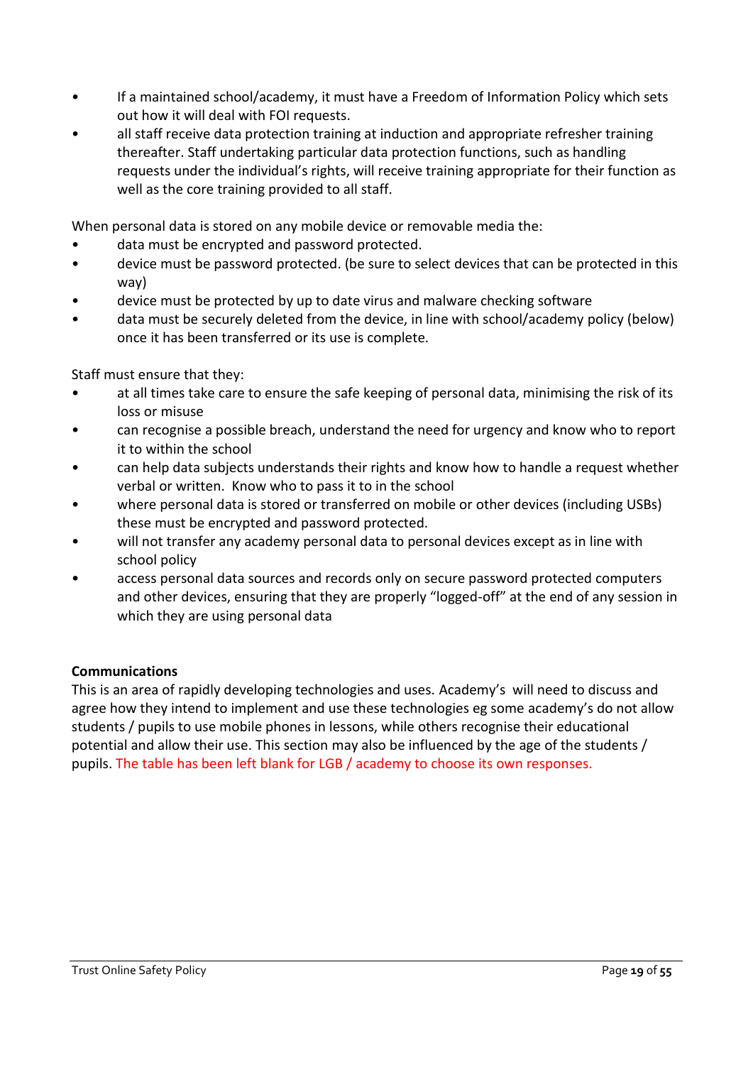- If a maintained school/academy, it must have a Freedom of Information Policy which sets out how it will deal with FOI requests.
- all staff receive data protection training at induction and appropriate refresher training thereafter. Staff undertaking particular data protection functions, such as handling requests under the individual's rights, will receive training appropriate for their function as well as the core training provided to all staff.

When personal data is stored on any mobile device or removable media the:

- data must be encrypted and password protected.
- device must be password protected. (be sure to select devices that can be protected in this way)
- device must be protected by up to date virus and malware checking software
- data must be securely deleted from the device, in line with school/academy policy (below) once it has been transferred or its use is complete.

Staff must ensure that they:

- at all times take care to ensure the safe keeping of personal data, minimising the risk of its loss or misuse
- can recognise a possible breach, understand the need for urgency and know who to report it to within the school
- can help data subjects understands their rights and know how to handle a request whether verbal or written. Know who to pass it to in the school
- where personal data is stored or transferred on mobile or other devices (including USBs) these must be encrypted and password protected.
- will not transfer any academy personal data to personal devices except as in line with school policy
- access personal data sources and records only on secure password protected computers and other devices, ensuring that they are properly "logged-off" at the end of any session in which they are using personal data

**Communications**

This is an area of rapidly developing technologies and uses. Academy's will need to discuss and agree how they intend to implement and use these technologies eg some academy's do not allow students / pupils to use mobile phones in lessons, while others recognise their educational potential and allow their use. This section may also be influenced by the age of the students / pupils. The table has been left blank for LGB / academy to choose its own responses.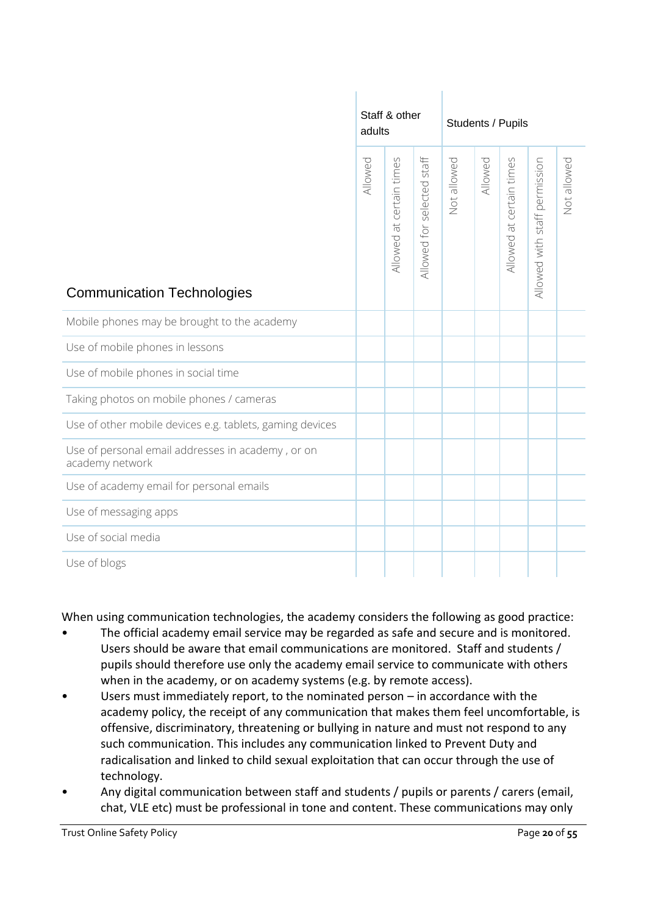| Communication Technologies | Staff & other adults | | | | Students / Pupils | | | |
|---|---|---|---|---|---|---|---|---|
| | Allowed | Allowed at certain times | Allowed for selected staff | Not allowed | Allowed | Allowed at certain times | Allowed with staff permission | Not allowed |
| Mobile phones may be brought to the academy | | | | | | | | |
| Use of mobile phones in lessons | | | | | | | | |
| Use of mobile phones in social time | | | | | | | | |
| Taking photos on mobile phones / cameras | | | | | | | | |
| Use of other mobile devices e.g. tablets, gaming devices | | | | | | | | |
| Use of personal email addresses in academy , or on academy network | | | | | | | | |
| Use of academy email for personal emails | | | | | | | | |
| Use of messaging apps | | | | | | | | |
| Use of social media | | | | | | | | |
| Use of blogs | | | | | | | | |

When using communication technologies, the academy considers the following as good practice:

- The official academy email service may be regarded as safe and secure and is monitored. Users should be aware that email communications are monitored. Staff and students / pupils should therefore use only the academy email service to communicate with others when in the academy, or on academy systems (e.g. by remote access).
- Users must immediately report, to the nominated person – in accordance with the academy policy, the receipt of any communication that makes them feel uncomfortable, is offensive, discriminatory, threatening or bullying in nature and must not respond to any such communication. This includes any communication linked to Prevent Duty and radicalisation and linked to child sexual exploitation that can occur through the use of technology.
- Any digital communication between staff and students / pupils or parents / carers (email, chat, VLE etc) must be professional in tone and content. These communications may only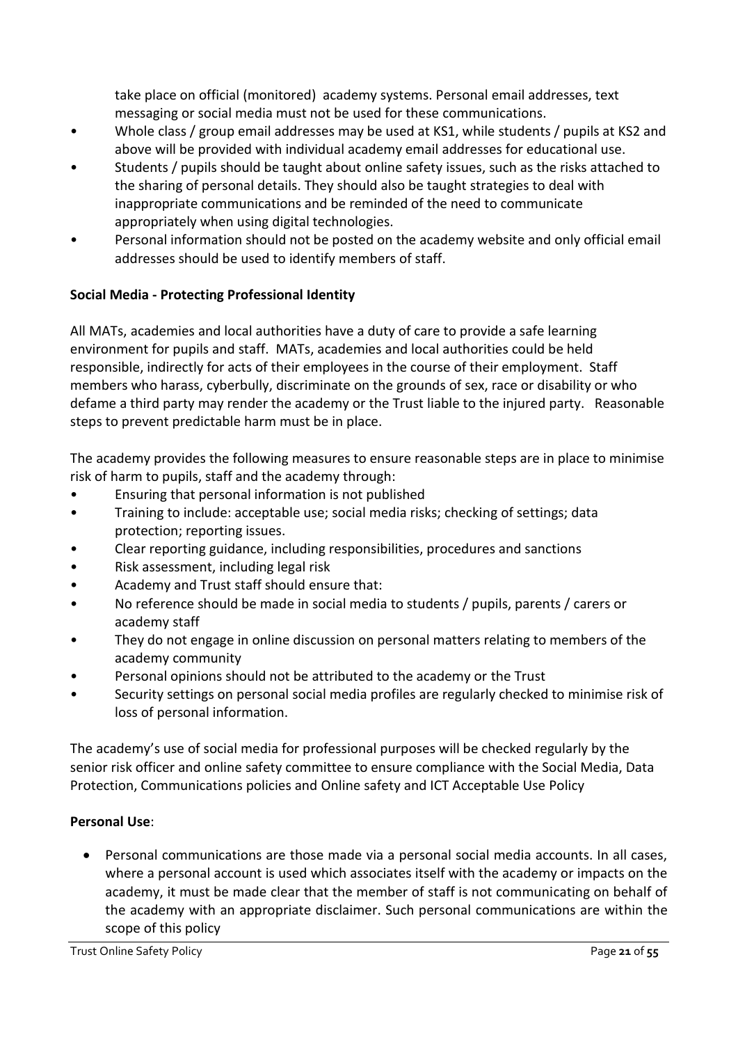take place on official (monitored) academy systems. Personal email addresses, text messaging or social media must not be used for these communications.

- Whole class / group email addresses may be used at KS1, while students / pupils at KS2 and above will be provided with individual academy email addresses for educational use.
- Students / pupils should be taught about online safety issues, such as the risks attached to the sharing of personal details. They should also be taught strategies to deal with inappropriate communications and be reminded of the need to communicate appropriately when using digital technologies.
- Personal information should not be posted on the academy website and only official email addresses should be used to identify members of staff.

**Social Media - Protecting Professional Identity**

All MATs, academies and local authorities have a duty of care to provide a safe learning environment for pupils and staff. MATs, academies and local authorities could be held responsible, indirectly for acts of their employees in the course of their employment. Staff members who harass, cyberbully, discriminate on the grounds of sex, race or disability or who defame a third party may render the academy or the Trust liable to the injured party. Reasonable steps to prevent predictable harm must be in place.

The academy provides the following measures to ensure reasonable steps are in place to minimise risk of harm to pupils, staff and the academy through:

- Ensuring that personal information is not published
- Training to include: acceptable use; social media risks; checking of settings; data protection; reporting issues.
- Clear reporting guidance, including responsibilities, procedures and sanctions
- Risk assessment, including legal risk
- Academy and Trust staff should ensure that:
- No reference should be made in social media to students / pupils, parents / carers or academy staff
- They do not engage in online discussion on personal matters relating to members of the academy community
- Personal opinions should not be attributed to the academy or the Trust
- Security settings on personal social media profiles are regularly checked to minimise risk of loss of personal information.

The academy's use of social media for professional purposes will be checked regularly by the senior risk officer and online safety committee to ensure compliance with the Social Media, Data Protection, Communications policies and Online safety and ICT Acceptable Use Policy

**Personal Use**:

- Personal communications are those made via a personal social media accounts. In all cases, where a personal account is used which associates itself with the academy or impacts on the academy, it must be made clear that the member of staff is not communicating on behalf of the academy with an appropriate disclaimer. Such personal communications are within the scope of this policy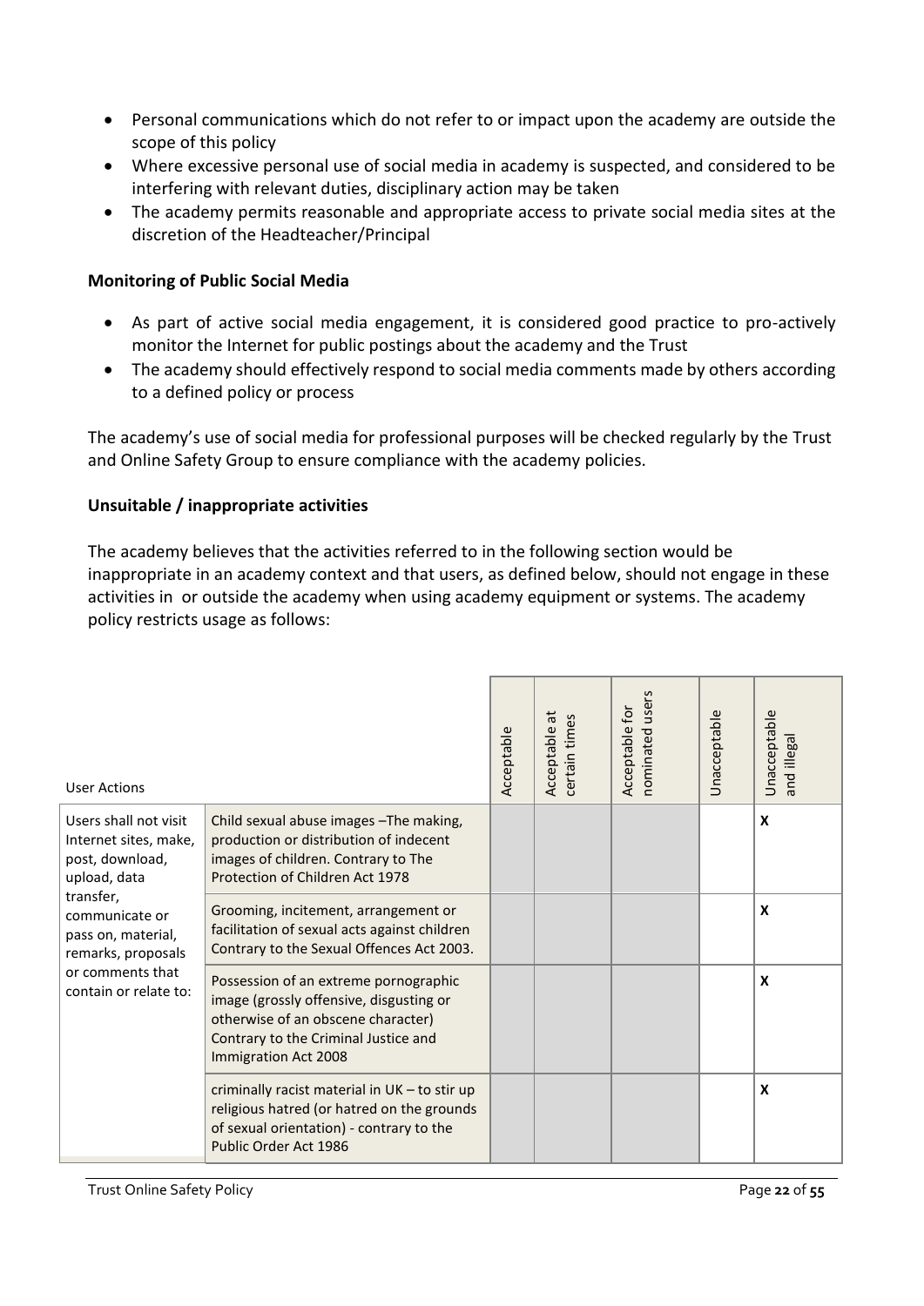- Personal communications which do not refer to or impact upon the academy are outside the scope of this policy
- Where excessive personal use of social media in academy is suspected, and considered to be interfering with relevant duties, disciplinary action may be taken
- The academy permits reasonable and appropriate access to private social media sites at the discretion of the Headteacher/Principal

**Monitoring of Public Social Media**

- As part of active social media engagement, it is considered good practice to pro-actively monitor the Internet for public postings about the academy and the Trust
- The academy should effectively respond to social media comments made by others according to a defined policy or process

The academy's use of social media for professional purposes will be checked regularly by the Trust and Online Safety Group to ensure compliance with the academy policies.

**Unsuitable / inappropriate activities**

The academy believes that the activities referred to in the following section would be inappropriate in an academy context and that users, as defined below, should not engage in these activities in or outside the academy when using academy equipment or systems. The academy policy restricts usage as follows:

| User Actions | | Acceptable | Acceptable at certain times | Acceptable for nominated users | Unacceptable | Unacceptable and illegal |
|---|---|---|---|---|---|---|
| Users shall not visit Internet sites, make, post, download, upload, data transfer, communicate or pass on, material, remarks, proposals or comments that contain or relate to: | Child sexual abuse images –The making, production or distribution of indecent images of children. Contrary to The Protection of Children Act 1978 | | | | | X |
| | Grooming, incitement, arrangement or facilitation of sexual acts against children Contrary to the Sexual Offences Act 2003. | | | | | X |
| | Possession of an extreme pornographic image (grossly offensive, disgusting or otherwise of an obscene character) Contrary to the Criminal Justice and Immigration Act 2008 | | | | | X |
| | criminally racist material in UK – to stir up religious hatred (or hatred on the grounds of sexual orientation) - contrary to the Public Order Act 1986 | | | | | X |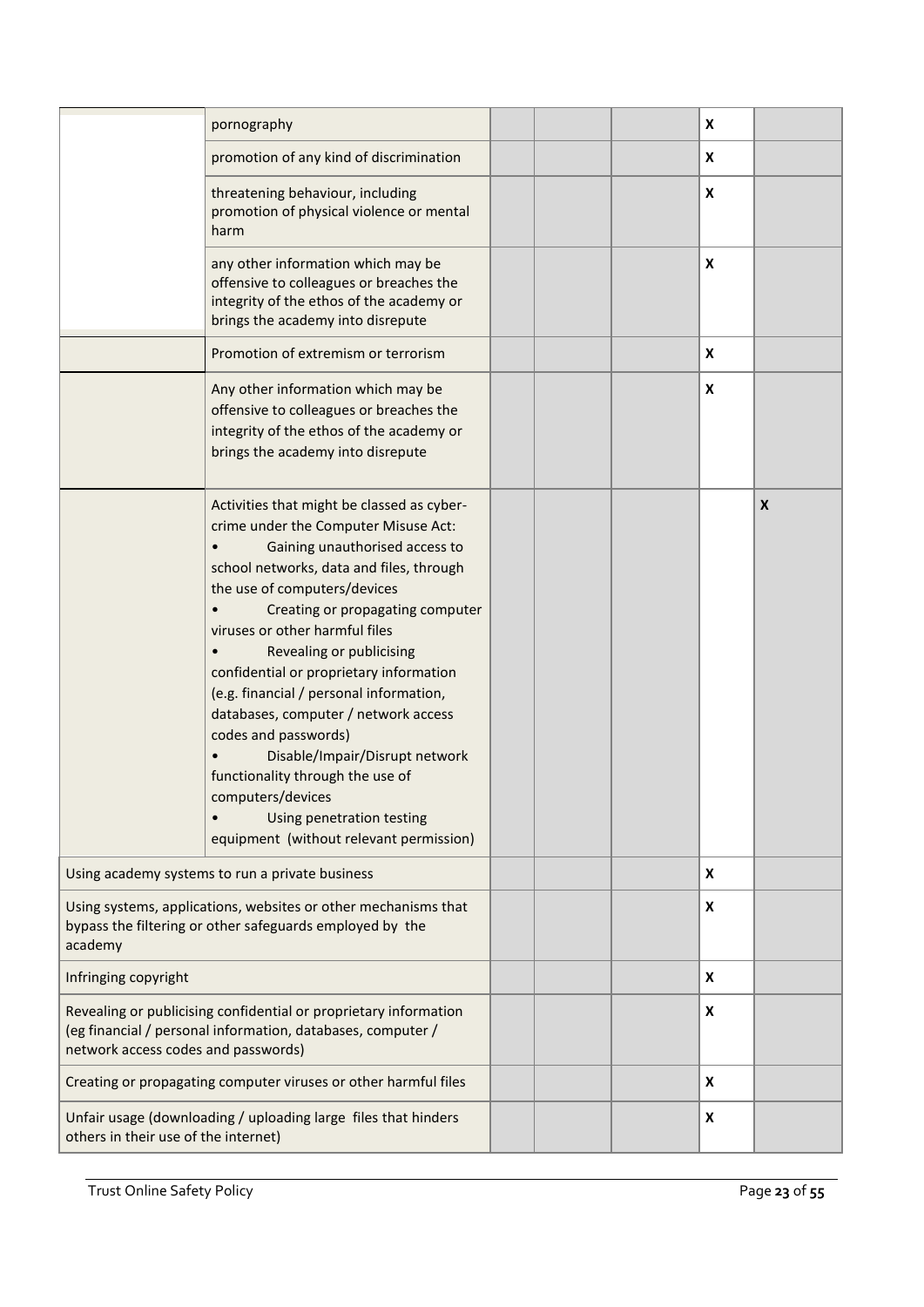| | | | | | | |
|---|---|---|---|---|---|---|
| | pornography | | | | X | |
| | promotion of any kind of discrimination | | | | X | |
| | threatening behaviour, including promotion of physical violence or mental harm | | | | X | |
| | any other information which may be offensive to colleagues or breaches the integrity of the ethos of the academy or brings the academy into disrepute | | | | X | |
| | Promotion of extremism or terrorism | | | | X | |
| | Any other information which may be offensive to colleagues or breaches the integrity of the ethos of the academy or brings the academy into disrepute | | | | X | |
| | Activities that might be classed as cyber-crime under the Computer Misuse Act:<br>• Gaining unauthorised access to school networks, data and files, through the use of computers/devices<br>• Creating or propagating computer viruses or other harmful files<br>• Revealing or publicising confidential or proprietary information (e.g. financial / personal information, databases, computer / network access codes and passwords)<br>• Disable/Impair/Disrupt network functionality through the use of computers/devices<br>• Using penetration testing equipment (without relevant permission) | | | | | X |
| Using academy systems to run a private business | | | | | X | |
| Using systems, applications, websites or other mechanisms that bypass the filtering or other safeguards employed by the academy | | | | | X | |
| Infringing copyright | | | | | X | |
| Revealing or publicising confidential or proprietary information (eg financial / personal information, databases, computer / network access codes and passwords) | | | | | X | |
| Creating or propagating computer viruses or other harmful files | | | | | X | |
| Unfair usage (downloading / uploading large files that hinders others in their use of the internet) | | | | | X | |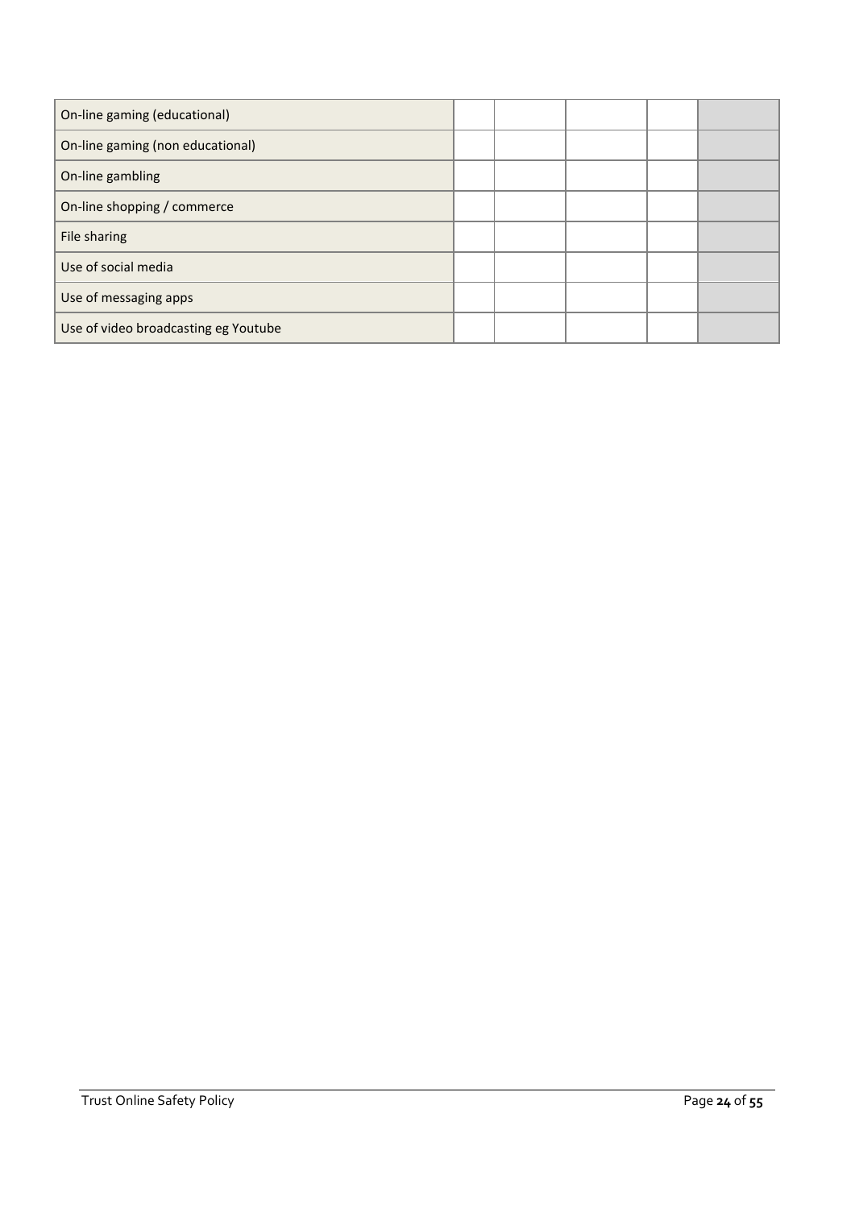| | | | | | |
|---|---|---|---|---|---|
| On-line gaming (educational) | | | | | |
| On-line gaming (non educational) | | | | | |
| On-line gambling | | | | | |
| On-line shopping / commerce | | | | | |
| File sharing | | | | | |
| Use of social media | | | | | |
| Use of messaging apps | | | | | |
| Use of video broadcasting eg Youtube | | | | | |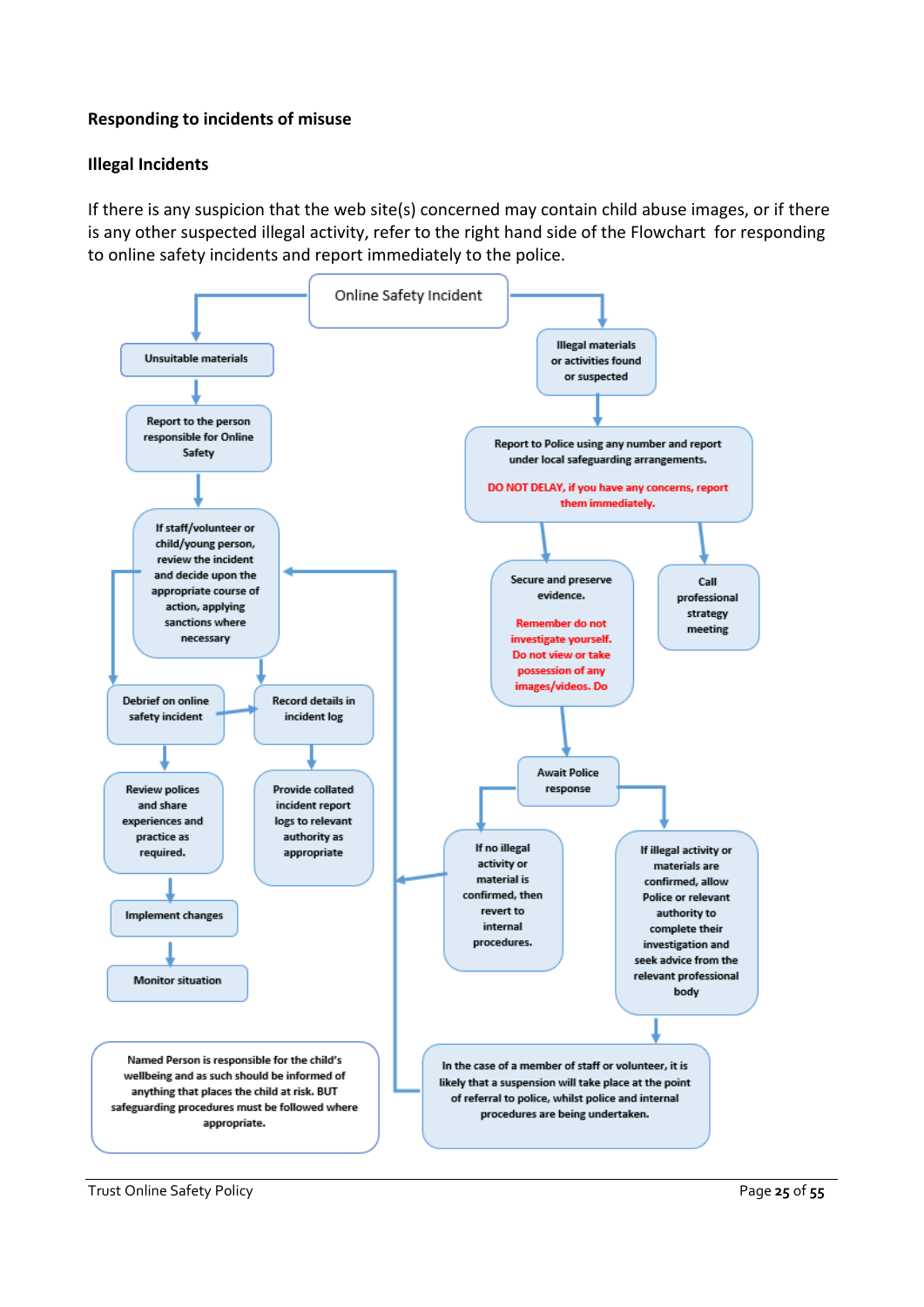**Responding to incidents of misuse**

**Illegal Incidents**

If there is any suspicion that the web site(s) concerned may contain child abuse images, or if there is any other suspected illegal activity, refer to the right hand side of the Flowchart for responding to online safety incidents and report immediately to the police.

Online Safety Incident

Unsuitable materials

Report to the person responsible for Online Safety

If staff/volunteer or child/young person, review the incident and decide upon the appropriate course of action, applying sanctions where necessary

Debrief on online safety incident

Record details in incident log

Review polices and share experiences and practice as required.

Provide collated incident report logs to relevant authority as appropriate

Implement changes

Monitor situation

Named Person is responsible for the child's wellbeing and as such should be informed of anything that places the child at risk. BUT safeguarding procedures must be followed where appropriate.

Illegal materials or activities found or suspected

Report to Police using any number and report under local safeguarding arrangements.

DO NOT DELAY, if you have any concerns, report them immediately.

Secure and preserve evidence.

Remember do not investigate yourself. Do not view or take possession of any images/videos. Do

Call professional strategy meeting

Await Police response

If no illegal activity or material is confirmed, then revert to internal procedures.

If illegal activity or materials are confirmed, allow Police or relevant authority to complete their investigation and seek advice from the relevant professional body

In the case of a member of staff or volunteer, it is likely that a suspension will take place at the point of referral to police, whilst police and internal procedures are being undertaken.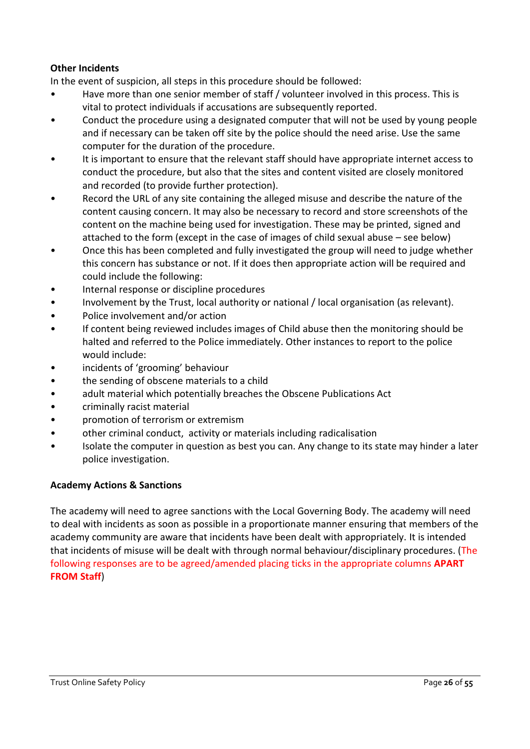**Other Incidents**

In the event of suspicion, all steps in this procedure should be followed:

- Have more than one senior member of staff / volunteer involved in this process. This is vital to protect individuals if accusations are subsequently reported.
- Conduct the procedure using a designated computer that will not be used by young people and if necessary can be taken off site by the police should the need arise. Use the same computer for the duration of the procedure.
- It is important to ensure that the relevant staff should have appropriate internet access to conduct the procedure, but also that the sites and content visited are closely monitored and recorded (to provide further protection).
- Record the URL of any site containing the alleged misuse and describe the nature of the content causing concern. It may also be necessary to record and store screenshots of the content on the machine being used for investigation. These may be printed, signed and attached to the form (except in the case of images of child sexual abuse – see below)
- Once this has been completed and fully investigated the group will need to judge whether this concern has substance or not. If it does then appropriate action will be required and could include the following:
- Internal response or discipline procedures
- Involvement by the Trust, local authority or national / local organisation (as relevant).
- Police involvement and/or action
- If content being reviewed includes images of Child abuse then the monitoring should be halted and referred to the Police immediately. Other instances to report to the police would include:
- incidents of 'grooming' behaviour
- the sending of obscene materials to a child
- adult material which potentially breaches the Obscene Publications Act
- criminally racist material
- promotion of terrorism or extremism
- other criminal conduct, activity or materials including radicalisation
- Isolate the computer in question as best you can. Any change to its state may hinder a later police investigation.

**Academy Actions & Sanctions**

The academy will need to agree sanctions with the Local Governing Body. The academy will need to deal with incidents as soon as possible in a proportionate manner ensuring that members of the academy community are aware that incidents have been dealt with appropriately. It is intended that incidents of misuse will be dealt with through normal behaviour/disciplinary procedures. (The following responses are to be agreed/amended placing ticks in the appropriate columns **APART FROM Staff**)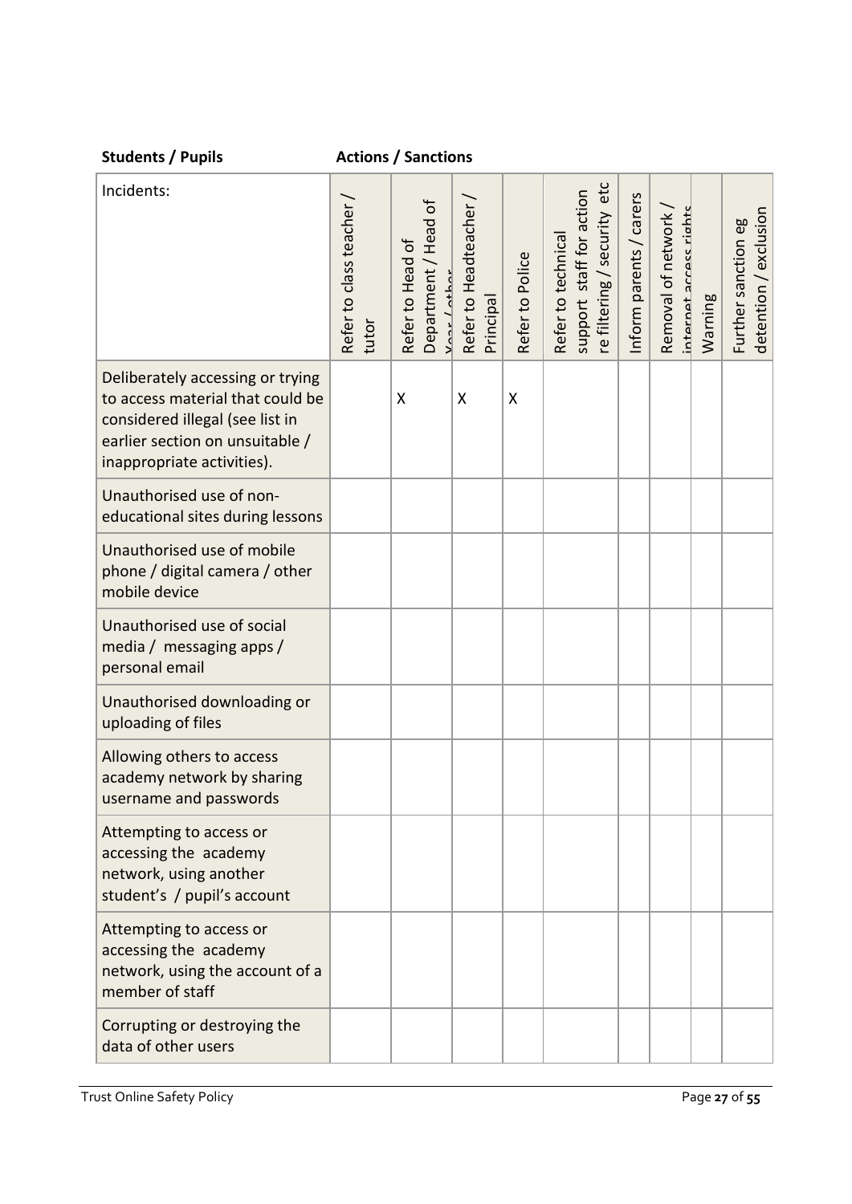**Students / Pupils** **Actions / Sanctions**

| Incidents: | Refer to class teacher / tutor | Refer to Head of Department / Head of Year / other | Refer to Headteacher / Principal | Refer to Police | Refer to technical support staff for action re filtering / security etc | Inform parents / carers | Removal of network / internet access rights | Warning | Further sanction eg detention / exclusion |
|---|---|---|---|---|---|---|---|---|---|
| Deliberately accessing or trying to access material that could be considered illegal (see list in earlier section on unsuitable / inappropriate activities). | | X | X | X | | | | | |
| Unauthorised use of non-educational sites during lessons | | | | | | | | | |
| Unauthorised use of mobile phone / digital camera / other mobile device | | | | | | | | | |
| Unauthorised use of social media / messaging apps / personal email | | | | | | | | | |
| Unauthorised downloading or uploading of files | | | | | | | | | |
| Allowing others to access academy network by sharing username and passwords | | | | | | | | | |
| Attempting to access or accessing the academy network, using another student's / pupil's account | | | | | | | | | |
| Attempting to access or accessing the academy network, using the account of a member of staff | | | | | | | | | |
| Corrupting or destroying the data of other users | | | | | | | | | |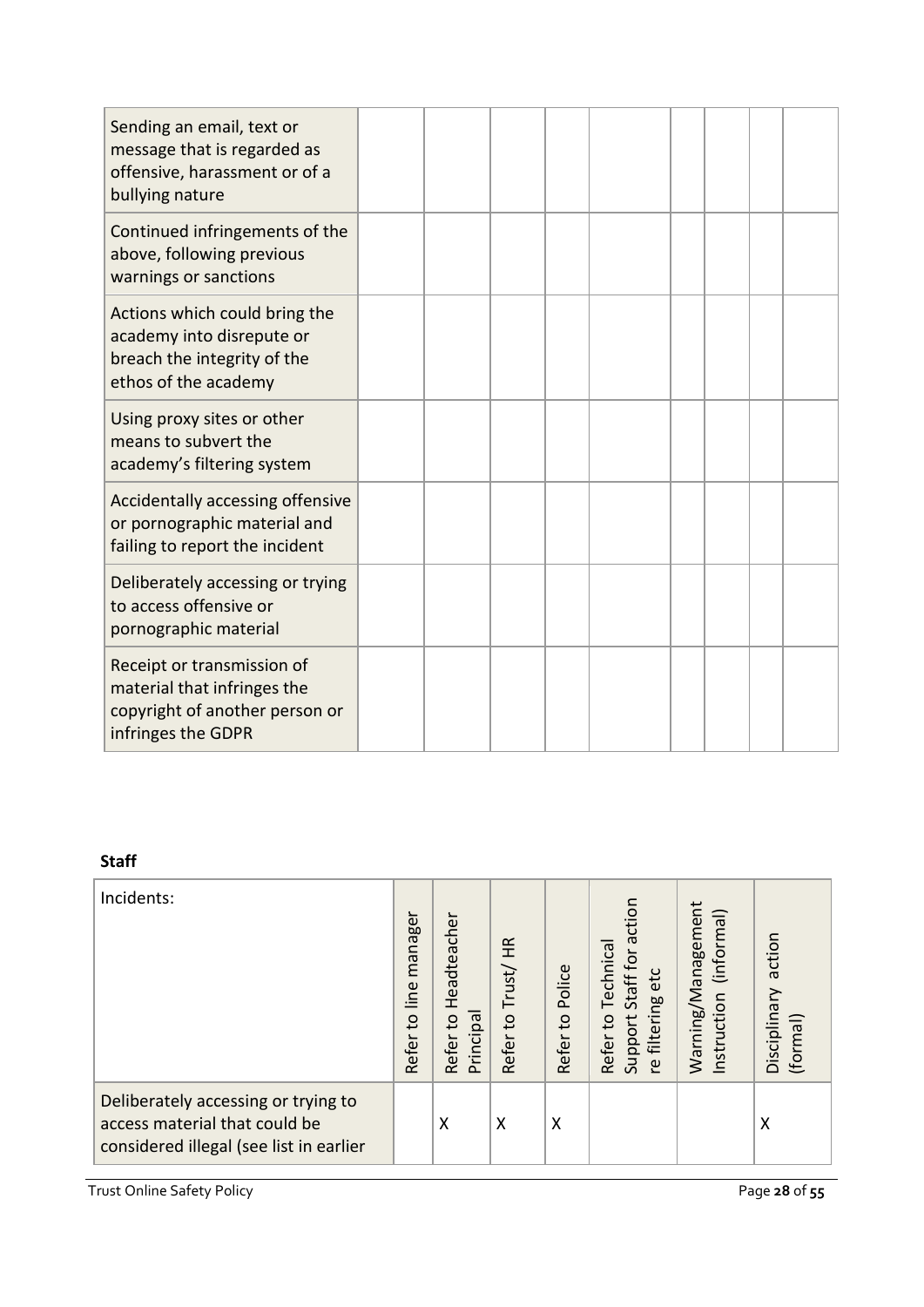| | | | | | | | | |
|---|---|---|---|---|---|---|---|---|
| Sending an email, text or message that is regarded as offensive, harassment or of a bullying nature | | | | | | | | |
| Continued infringements of the above, following previous warnings or sanctions | | | | | | | | |
| Actions which could bring the academy into disrepute or breach the integrity of the ethos of the academy | | | | | | | | |
| Using proxy sites or other means to subvert the academy's filtering system | | | | | | | | |
| Accidentally accessing offensive or pornographic material and failing to report the incident | | | | | | | | |
| Deliberately accessing or trying to access offensive or pornographic material | | | | | | | | |
| Receipt or transmission of material that infringes the copyright of another person or infringes the GDPR | | | | | | | | |

**Staff**

| Incidents: | Refer to line manager | Refer to Headteacher Principal | Refer to Trust/ HR | Refer to Police | Refer to Technical Support Staff for action re filtering etc | Warning/Management Instruction (informal) | Disciplinary action (formal) |
|---|---|---|---|---|---|---|---|
| Deliberately accessing or trying to access material that could be considered illegal (see list in earlier | | X | X | X | | | X |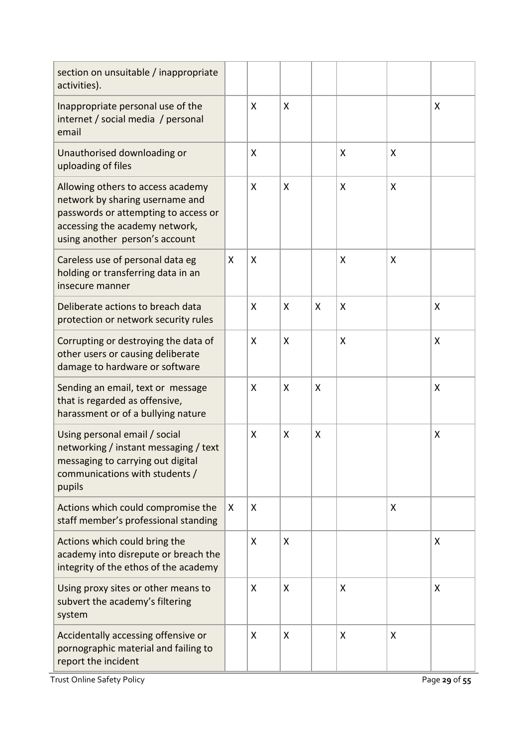| | | | | | | | |
|---|---|---|---|---|---|---|---|
| section on unsuitable / inappropriate activities). | | | | | | | |
| Inappropriate personal use of the internet / social media / personal email | | X | X | | | | X |
| Unauthorised downloading or uploading of files | | X | | | X | X | |
| Allowing others to access academy network by sharing username and passwords or attempting to access or accessing the academy network, using another person's account | | X | X | | X | X | |
| Careless use of personal data eg holding or transferring data in an insecure manner | X | X | | | X | X | |
| Deliberate actions to breach data protection or network security rules | | X | X | X | X | | X |
| Corrupting or destroying the data of other users or causing deliberate damage to hardware or software | | X | X | | X | | X |
| Sending an email, text or message that is regarded as offensive, harassment or of a bullying nature | | X | X | X | | | X |
| Using personal email / social networking / instant messaging / text messaging to carrying out digital communications with students / pupils | | X | X | X | | | X |
| Actions which could compromise the staff member's professional standing | X | X | | | | X | |
| Actions which could bring the academy into disrepute or breach the integrity of the ethos of the academy | | X | X | | | | X |
| Using proxy sites or other means to subvert the academy's filtering system | | X | X | | X | | X |
| Accidentally accessing offensive or pornographic material and failing to report the incident | | X | X | | X | X | |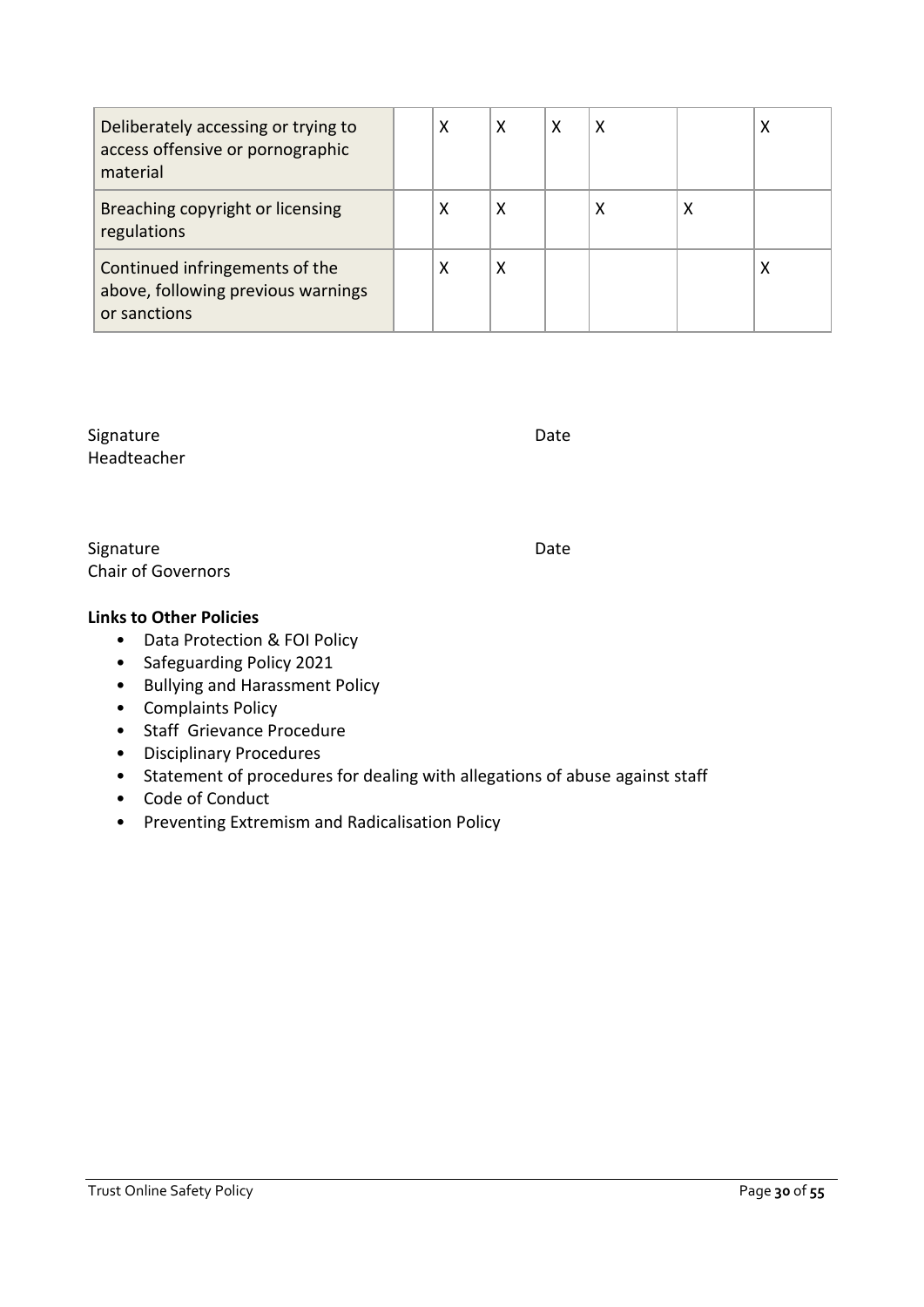| | | | | | | | |
|---|---|---|---|---|---|---|---|
| Deliberately accessing or trying to access offensive or pornographic material | | X | X | X | X | | X |
| Breaching copyright or licensing regulations | | X | X | | X | X | |
| Continued infringements of the above, following previous warnings or sanctions | | X | X | | | | X |

Signature Date
Headteacher

Signature Date
Chair of Governors

**Links to Other Policies**

- Data Protection & FOI Policy
- Safeguarding Policy 2021
- Bullying and Harassment Policy
- Complaints Policy
- Staff Grievance Procedure
- Disciplinary Procedures
- Statement of procedures for dealing with allegations of abuse against staff
- Code of Conduct
- Preventing Extremism and Radicalisation Policy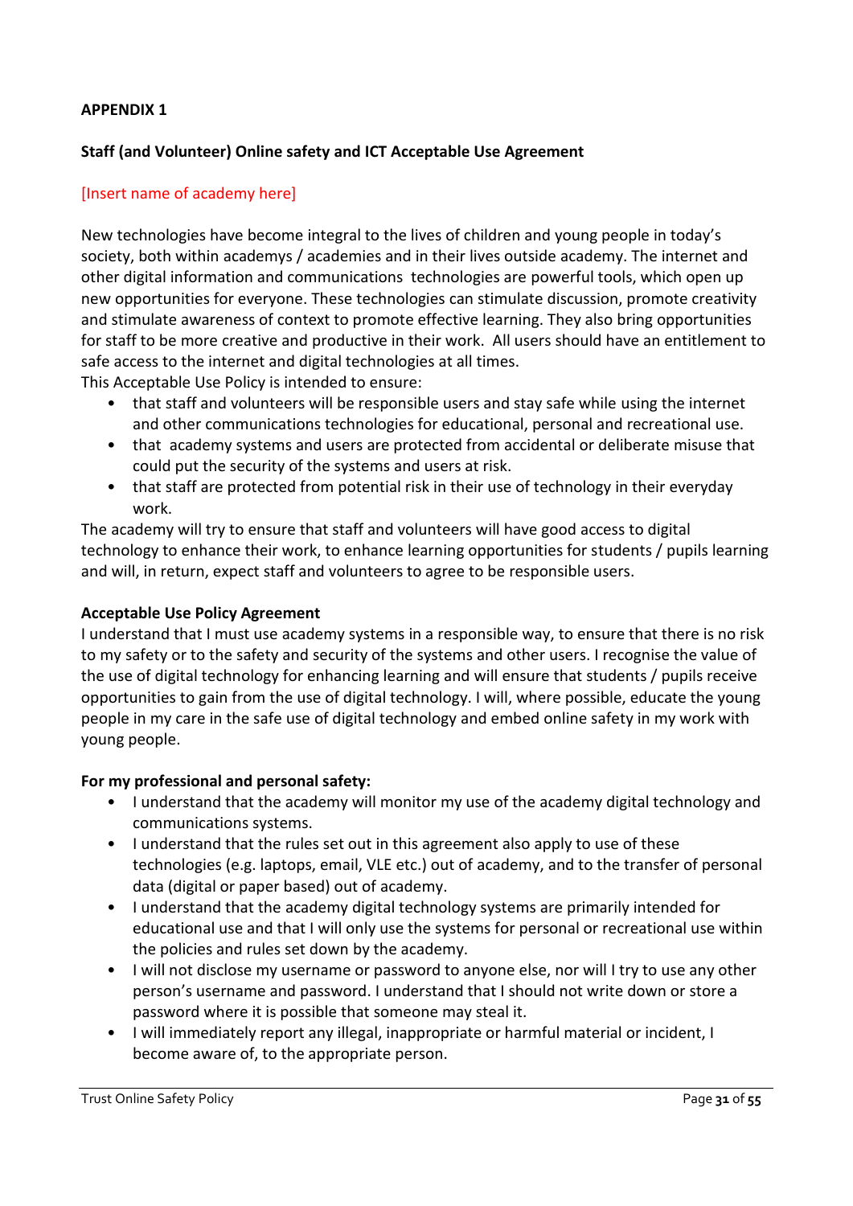**APPENDIX 1**

**Staff (and Volunteer) Online safety and ICT Acceptable Use Agreement**

[Insert name of academy here]

New technologies have become integral to the lives of children and young people in today's society, both within academys / academies and in their lives outside academy. The internet and other digital information and communications technologies are powerful tools, which open up new opportunities for everyone. These technologies can stimulate discussion, promote creativity and stimulate awareness of context to promote effective learning. They also bring opportunities for staff to be more creative and productive in their work. All users should have an entitlement to safe access to the internet and digital technologies at all times.

This Acceptable Use Policy is intended to ensure:

- that staff and volunteers will be responsible users and stay safe while using the internet and other communications technologies for educational, personal and recreational use.
- that academy systems and users are protected from accidental or deliberate misuse that could put the security of the systems and users at risk.
- that staff are protected from potential risk in their use of technology in their everyday work.

The academy will try to ensure that staff and volunteers will have good access to digital technology to enhance their work, to enhance learning opportunities for students / pupils learning and will, in return, expect staff and volunteers to agree to be responsible users.

**Acceptable Use Policy Agreement**

I understand that I must use academy systems in a responsible way, to ensure that there is no risk to my safety or to the safety and security of the systems and other users. I recognise the value of the use of digital technology for enhancing learning and will ensure that students / pupils receive opportunities to gain from the use of digital technology. I will, where possible, educate the young people in my care in the safe use of digital technology and embed online safety in my work with young people.

**For my professional and personal safety:**

- I understand that the academy will monitor my use of the academy digital technology and communications systems.
- I understand that the rules set out in this agreement also apply to use of these technologies (e.g. laptops, email, VLE etc.) out of academy, and to the transfer of personal data (digital or paper based) out of academy.
- I understand that the academy digital technology systems are primarily intended for educational use and that I will only use the systems for personal or recreational use within the policies and rules set down by the academy.
- I will not disclose my username or password to anyone else, nor will I try to use any other person's username and password. I understand that I should not write down or store a password where it is possible that someone may steal it.
- I will immediately report any illegal, inappropriate or harmful material or incident, I become aware of, to the appropriate person.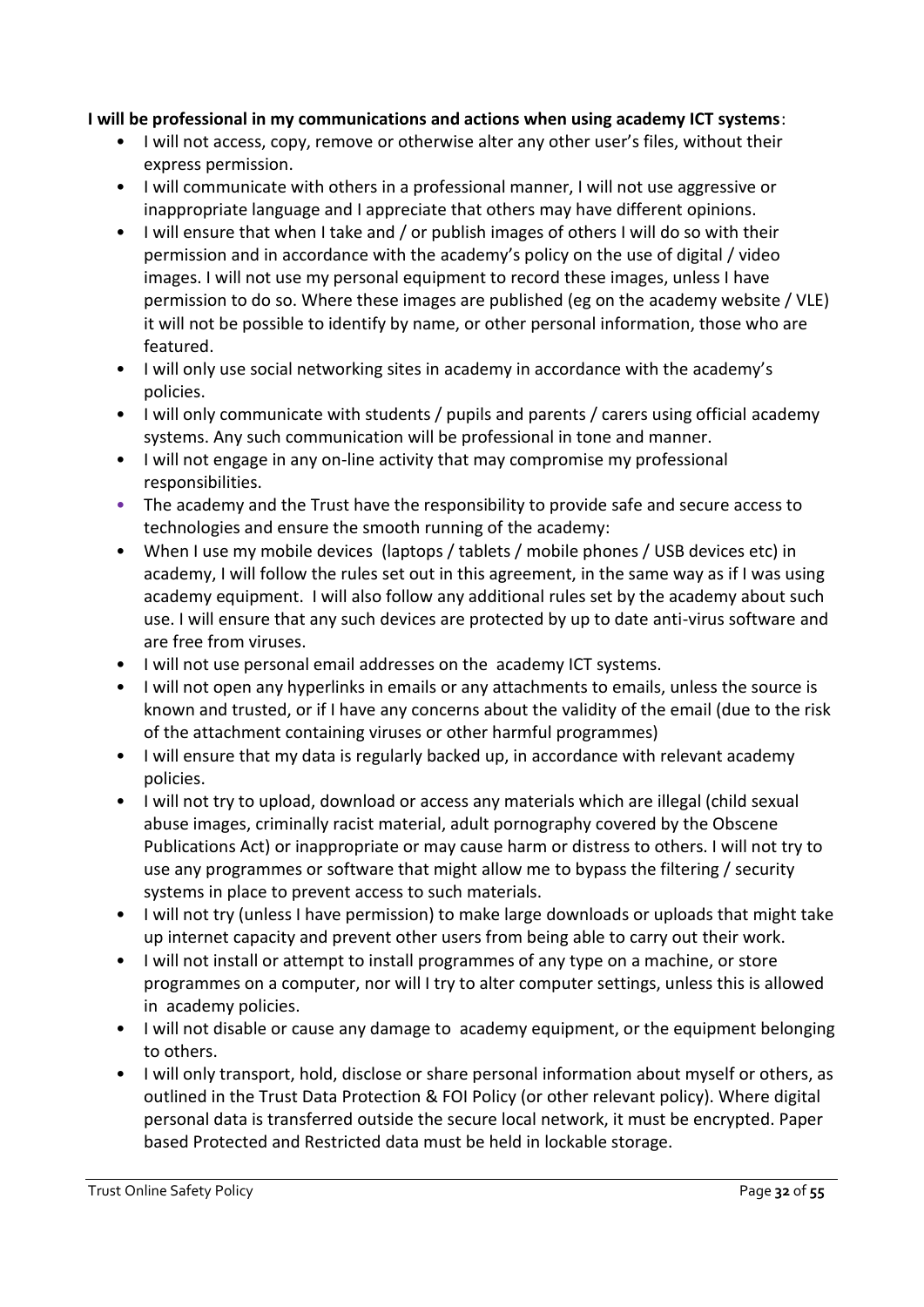**I will be professional in my communications and actions when using academy ICT systems**:

- I will not access, copy, remove or otherwise alter any other user's files, without their express permission.
- I will communicate with others in a professional manner, I will not use aggressive or inappropriate language and I appreciate that others may have different opinions.
- I will ensure that when I take and / or publish images of others I will do so with their permission and in accordance with the academy's policy on the use of digital / video images. I will not use my personal equipment to record these images, unless I have permission to do so. Where these images are published (eg on the academy website / VLE) it will not be possible to identify by name, or other personal information, those who are featured.
- I will only use social networking sites in academy in accordance with the academy's policies.
- I will only communicate with students / pupils and parents / carers using official academy systems. Any such communication will be professional in tone and manner.
- I will not engage in any on-line activity that may compromise my professional responsibilities.
- The academy and the Trust have the responsibility to provide safe and secure access to technologies and ensure the smooth running of the academy:
- When I use my mobile devices (laptops / tablets / mobile phones / USB devices etc) in academy, I will follow the rules set out in this agreement, in the same way as if I was using academy equipment. I will also follow any additional rules set by the academy about such use. I will ensure that any such devices are protected by up to date anti-virus software and are free from viruses.
- I will not use personal email addresses on the academy ICT systems.
- I will not open any hyperlinks in emails or any attachments to emails, unless the source is known and trusted, or if I have any concerns about the validity of the email (due to the risk of the attachment containing viruses or other harmful programmes)
- I will ensure that my data is regularly backed up, in accordance with relevant academy policies.
- I will not try to upload, download or access any materials which are illegal (child sexual abuse images, criminally racist material, adult pornography covered by the Obscene Publications Act) or inappropriate or may cause harm or distress to others. I will not try to use any programmes or software that might allow me to bypass the filtering / security systems in place to prevent access to such materials.
- I will not try (unless I have permission) to make large downloads or uploads that might take up internet capacity and prevent other users from being able to carry out their work.
- I will not install or attempt to install programmes of any type on a machine, or store programmes on a computer, nor will I try to alter computer settings, unless this is allowed in academy policies.
- I will not disable or cause any damage to academy equipment, or the equipment belonging to others.
- I will only transport, hold, disclose or share personal information about myself or others, as outlined in the Trust Data Protection & FOI Policy (or other relevant policy). Where digital personal data is transferred outside the secure local network, it must be encrypted. Paper based Protected and Restricted data must be held in lockable storage.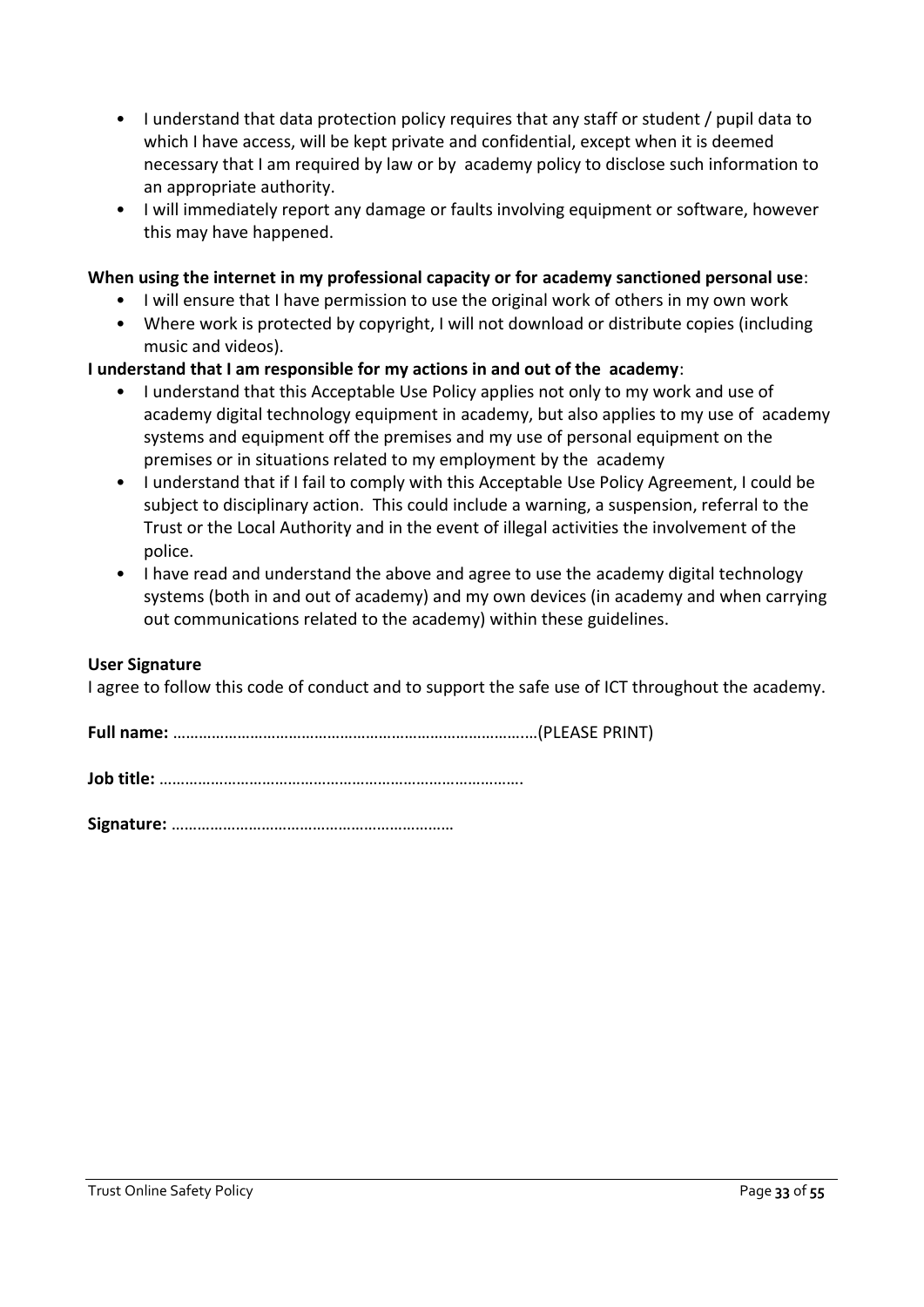- I understand that data protection policy requires that any staff or student / pupil data to which I have access, will be kept private and confidential, except when it is deemed necessary that I am required by law or by academy policy to disclose such information to an appropriate authority.
- I will immediately report any damage or faults involving equipment or software, however this may have happened.

**When using the internet in my professional capacity or for academy sanctioned personal use**:

- I will ensure that I have permission to use the original work of others in my own work
- Where work is protected by copyright, I will not download or distribute copies (including music and videos).

**I understand that I am responsible for my actions in and out of the academy**:

- I understand that this Acceptable Use Policy applies not only to my work and use of academy digital technology equipment in academy, but also applies to my use of academy systems and equipment off the premises and my use of personal equipment on the premises or in situations related to my employment by the academy
- I understand that if I fail to comply with this Acceptable Use Policy Agreement, I could be subject to disciplinary action. This could include a warning, a suspension, referral to the Trust or the Local Authority and in the event of illegal activities the involvement of the police.
- I have read and understand the above and agree to use the academy digital technology systems (both in and out of academy) and my own devices (in academy and when carrying out communications related to the academy) within these guidelines.

**User Signature**

I agree to follow this code of conduct and to support the safe use of ICT throughout the academy.

**Full name:** ……………………………………………………………………….(PLEASE PRINT)

**Job title:** ………………………………………………………………………….

**Signature:** …………………………………………………………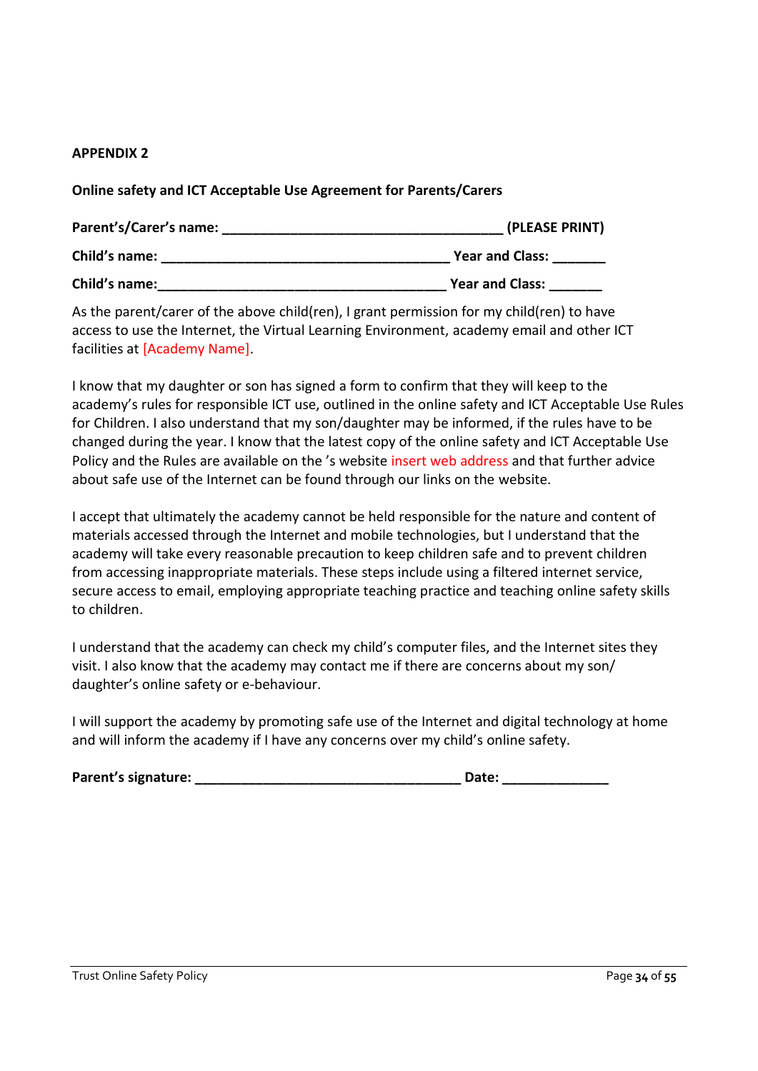**APPENDIX 2**

**Online safety and ICT Acceptable Use Agreement for Parents/Carers**

**Parent's/Carer's name: ____________________________________ (PLEASE PRINT)**

**Child's name: ______________________________________ Year and Class: _______**

**Child's name:______________________________________ Year and Class: _______**

As the parent/carer of the above child(ren), I grant permission for my child(ren) to have access to use the Internet, the Virtual Learning Environment, academy email and other ICT facilities at [Academy Name].

I know that my daughter or son has signed a form to confirm that they will keep to the academy's rules for responsible ICT use, outlined in the online safety and ICT Acceptable Use Rules for Children. I also understand that my son/daughter may be informed, if the rules have to be changed during the year. I know that the latest copy of the online safety and ICT Acceptable Use Policy and the Rules are available on the 's website insert web address and that further advice about safe use of the Internet can be found through our links on the website.

I accept that ultimately the academy cannot be held responsible for the nature and content of materials accessed through the Internet and mobile technologies, but I understand that the academy will take every reasonable precaution to keep children safe and to prevent children from accessing inappropriate materials. These steps include using a filtered internet service, secure access to email, employing appropriate teaching practice and teaching online safety skills to children.

I understand that the academy can check my child's computer files, and the Internet sites they visit. I also know that the academy may contact me if there are concerns about my son/ daughter's online safety or e-behaviour.

I will support the academy by promoting safe use of the Internet and digital technology at home and will inform the academy if I have any concerns over my child's online safety.

**Parent's signature: ___________________________________ Date: ______________**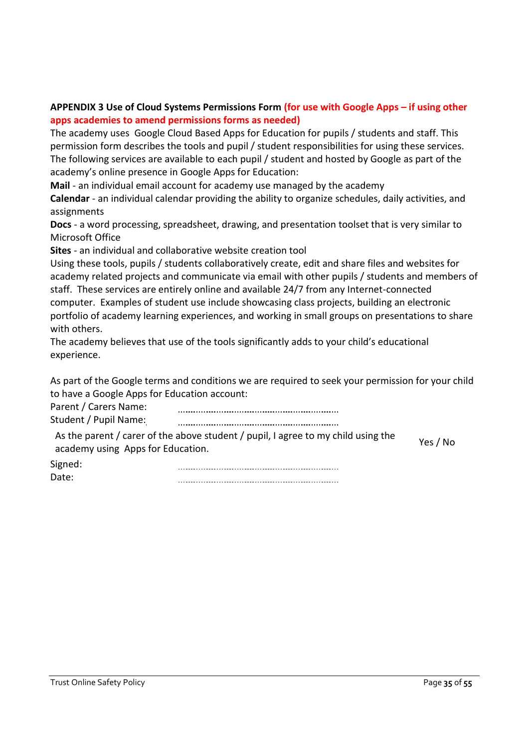**APPENDIX 3 Use of Cloud Systems Permissions Form (for use with Google Apps – if using other apps academies to amend permissions forms as needed)**

The academy uses Google Cloud Based Apps for Education for pupils / students and staff. This permission form describes the tools and pupil / student responsibilities for using these services. The following services are available to each pupil / student and hosted by Google as part of the academy's online presence in Google Apps for Education:

**Mail** - an individual email account for academy use managed by the academy

**Calendar** - an individual calendar providing the ability to organize schedules, daily activities, and assignments

**Docs** - a word processing, spreadsheet, drawing, and presentation toolset that is very similar to Microsoft Office

**Sites** - an individual and collaborative website creation tool

Using these tools, pupils / students collaboratively create, edit and share files and websites for academy related projects and communicate via email with other pupils / students and members of staff. These services are entirely online and available 24/7 from any Internet-connected computer. Examples of student use include showcasing class projects, building an electronic portfolio of academy learning experiences, and working in small groups on presentations to share with others.

The academy believes that use of the tools significantly adds to your child's educational experience.

As part of the Google terms and conditions we are required to seek your permission for your child to have a Google Apps for Education account:

Parent / Carers Name: ………………………………………………………

Student / Pupil Name: ………………………………………………………

| As the parent / carer of the above student / pupil, I agree to my child using the academy using Apps for Education. | Yes / No |
|---|---|

Signed: ………………………………………………………

Date: ………………………………………………………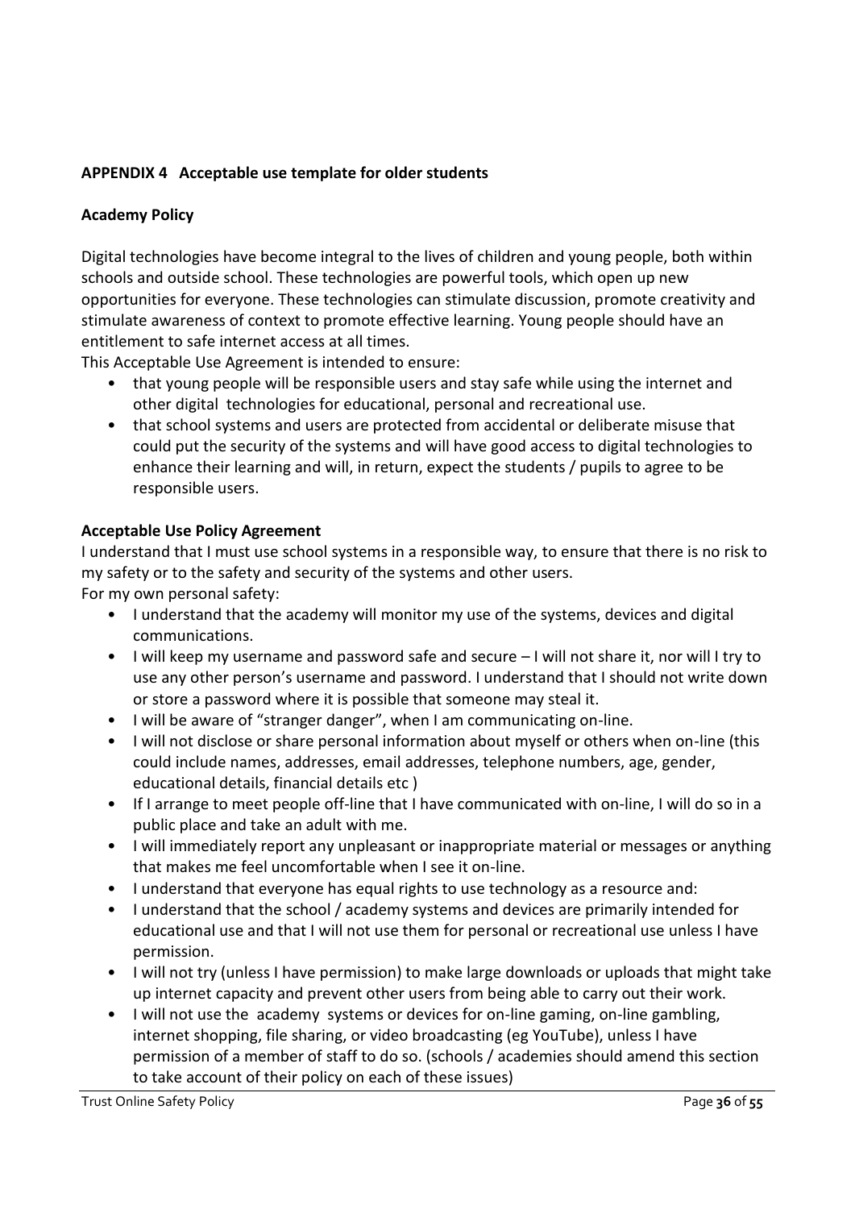**APPENDIX 4 Acceptable use template for older students**

**Academy Policy**

Digital technologies have become integral to the lives of children and young people, both within schools and outside school. These technologies are powerful tools, which open up new opportunities for everyone. These technologies can stimulate discussion, promote creativity and stimulate awareness of context to promote effective learning. Young people should have an entitlement to safe internet access at all times.

This Acceptable Use Agreement is intended to ensure:

- that young people will be responsible users and stay safe while using the internet and other digital technologies for educational, personal and recreational use.
- that school systems and users are protected from accidental or deliberate misuse that could put the security of the systems and will have good access to digital technologies to enhance their learning and will, in return, expect the students / pupils to agree to be responsible users.

**Acceptable Use Policy Agreement**

I understand that I must use school systems in a responsible way, to ensure that there is no risk to my safety or to the safety and security of the systems and other users.

For my own personal safety:

- I understand that the academy will monitor my use of the systems, devices and digital communications.
- I will keep my username and password safe and secure – I will not share it, nor will I try to use any other person's username and password. I understand that I should not write down or store a password where it is possible that someone may steal it.
- I will be aware of "stranger danger", when I am communicating on-line.
- I will not disclose or share personal information about myself or others when on-line (this could include names, addresses, email addresses, telephone numbers, age, gender, educational details, financial details etc )
- If I arrange to meet people off-line that I have communicated with on-line, I will do so in a public place and take an adult with me.
- I will immediately report any unpleasant or inappropriate material or messages or anything that makes me feel uncomfortable when I see it on-line.
- I understand that everyone has equal rights to use technology as a resource and:
- I understand that the school / academy systems and devices are primarily intended for educational use and that I will not use them for personal or recreational use unless I have permission.
- I will not try (unless I have permission) to make large downloads or uploads that might take up internet capacity and prevent other users from being able to carry out their work.
- I will not use the academy systems or devices for on-line gaming, on-line gambling, internet shopping, file sharing, or video broadcasting (eg YouTube), unless I have permission of a member of staff to do so. (schools / academies should amend this section to take account of their policy on each of these issues)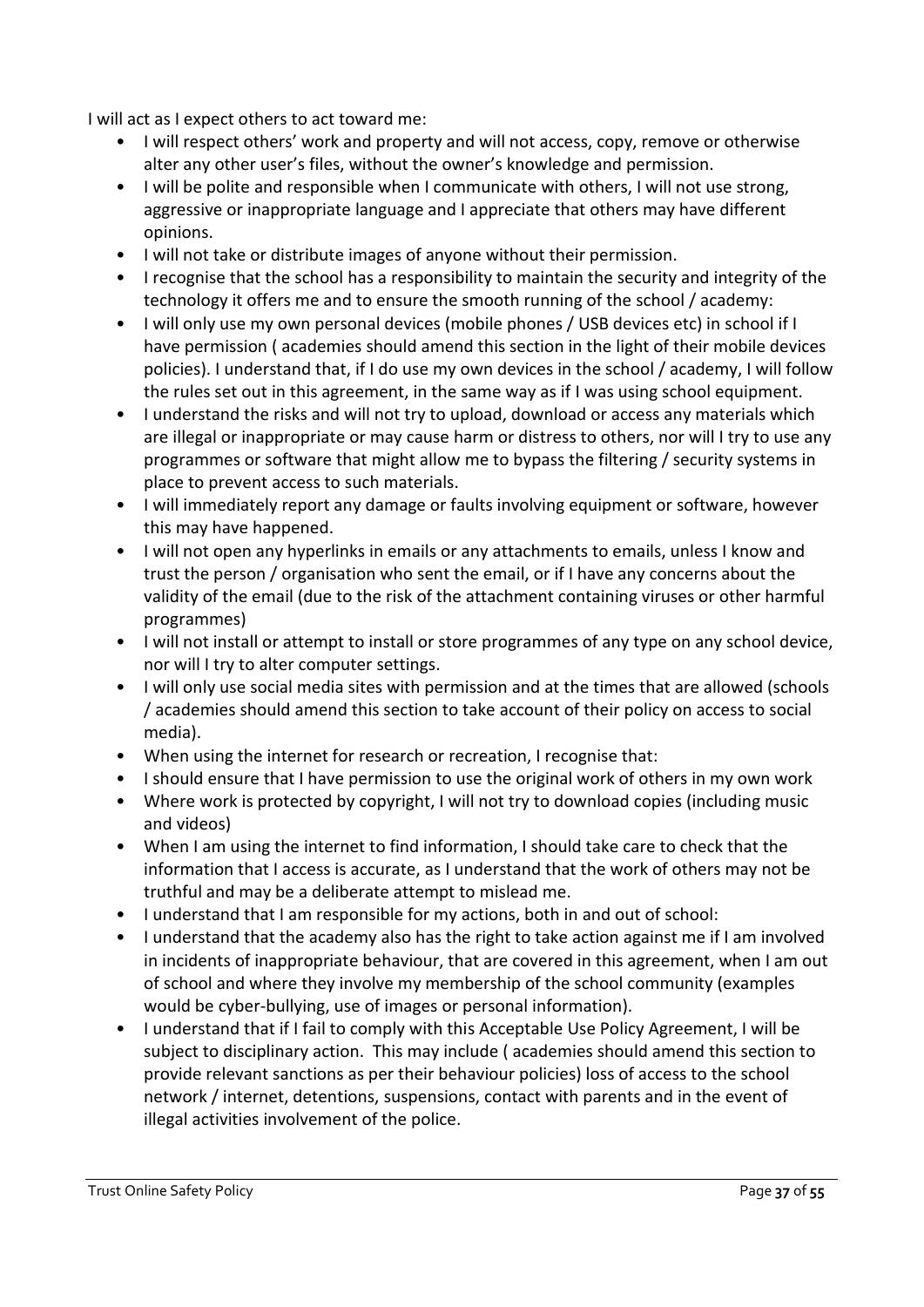I will act as I expect others to act toward me:

- I will respect others' work and property and will not access, copy, remove or otherwise alter any other user's files, without the owner's knowledge and permission.
- I will be polite and responsible when I communicate with others, I will not use strong, aggressive or inappropriate language and I appreciate that others may have different opinions.
- I will not take or distribute images of anyone without their permission.
- I recognise that the school has a responsibility to maintain the security and integrity of the technology it offers me and to ensure the smooth running of the school / academy:
- I will only use my own personal devices (mobile phones / USB devices etc) in school if I have permission ( academies should amend this section in the light of their mobile devices policies). I understand that, if I do use my own devices in the school / academy, I will follow the rules set out in this agreement, in the same way as if I was using school equipment.
- I understand the risks and will not try to upload, download or access any materials which are illegal or inappropriate or may cause harm or distress to others, nor will I try to use any programmes or software that might allow me to bypass the filtering / security systems in place to prevent access to such materials.
- I will immediately report any damage or faults involving equipment or software, however this may have happened.
- I will not open any hyperlinks in emails or any attachments to emails, unless I know and trust the person / organisation who sent the email, or if I have any concerns about the validity of the email (due to the risk of the attachment containing viruses or other harmful programmes)
- I will not install or attempt to install or store programmes of any type on any school device, nor will I try to alter computer settings.
- I will only use social media sites with permission and at the times that are allowed (schools / academies should amend this section to take account of their policy on access to social media).
- When using the internet for research or recreation, I recognise that:
- I should ensure that I have permission to use the original work of others in my own work
- Where work is protected by copyright, I will not try to download copies (including music and videos)
- When I am using the internet to find information, I should take care to check that the information that I access is accurate, as I understand that the work of others may not be truthful and may be a deliberate attempt to mislead me.
- I understand that I am responsible for my actions, both in and out of school:
- I understand that the academy also has the right to take action against me if I am involved in incidents of inappropriate behaviour, that are covered in this agreement, when I am out of school and where they involve my membership of the school community (examples would be cyber-bullying, use of images or personal information).
- I understand that if I fail to comply with this Acceptable Use Policy Agreement, I will be subject to disciplinary action. This may include ( academies should amend this section to provide relevant sanctions as per their behaviour policies) loss of access to the school network / internet, detentions, suspensions, contact with parents and in the event of illegal activities involvement of the police.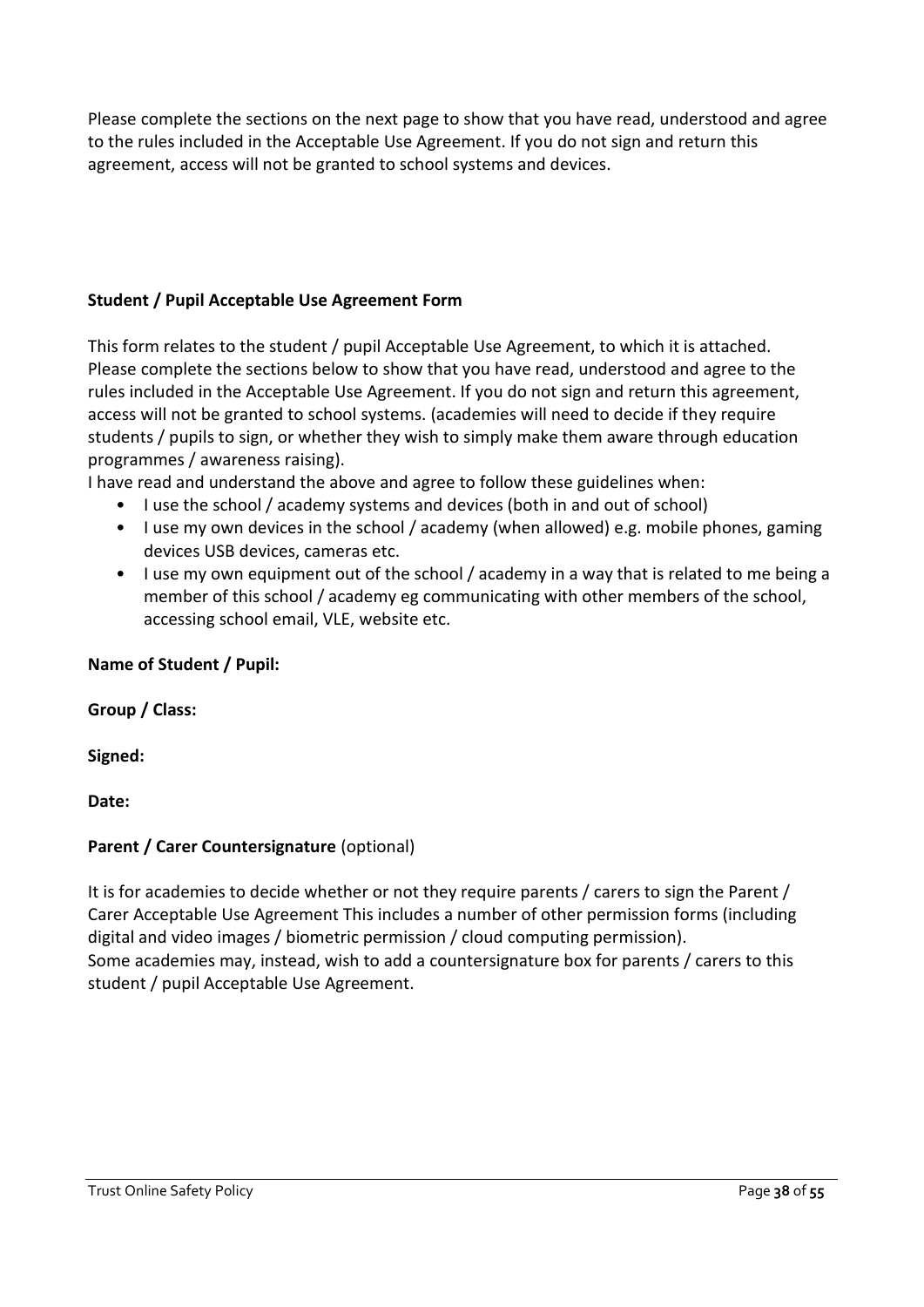Please complete the sections on the next page to show that you have read, understood and agree to the rules included in the Acceptable Use Agreement. If you do not sign and return this agreement, access will not be granted to school systems and devices.

**Student / Pupil Acceptable Use Agreement Form**

This form relates to the student / pupil Acceptable Use Agreement, to which it is attached. Please complete the sections below to show that you have read, understood and agree to the rules included in the Acceptable Use Agreement. If you do not sign and return this agreement, access will not be granted to school systems. (academies will need to decide if they require students / pupils to sign, or whether they wish to simply make them aware through education programmes / awareness raising).

I have read and understand the above and agree to follow these guidelines when:

- I use the school / academy systems and devices (both in and out of school)
- I use my own devices in the school / academy (when allowed) e.g. mobile phones, gaming devices USB devices, cameras etc.
- I use my own equipment out of the school / academy in a way that is related to me being a member of this school / academy eg communicating with other members of the school, accessing school email, VLE, website etc.

**Name of Student / Pupil:**

**Group / Class:**

**Signed:**

**Date:**

**Parent / Carer Countersignature** (optional)

It is for academies to decide whether or not they require parents / carers to sign the Parent / Carer Acceptable Use Agreement This includes a number of other permission forms (including digital and video images / biometric permission / cloud computing permission).
Some academies may, instead, wish to add a countersignature box for parents / carers to this student / pupil Acceptable Use Agreement.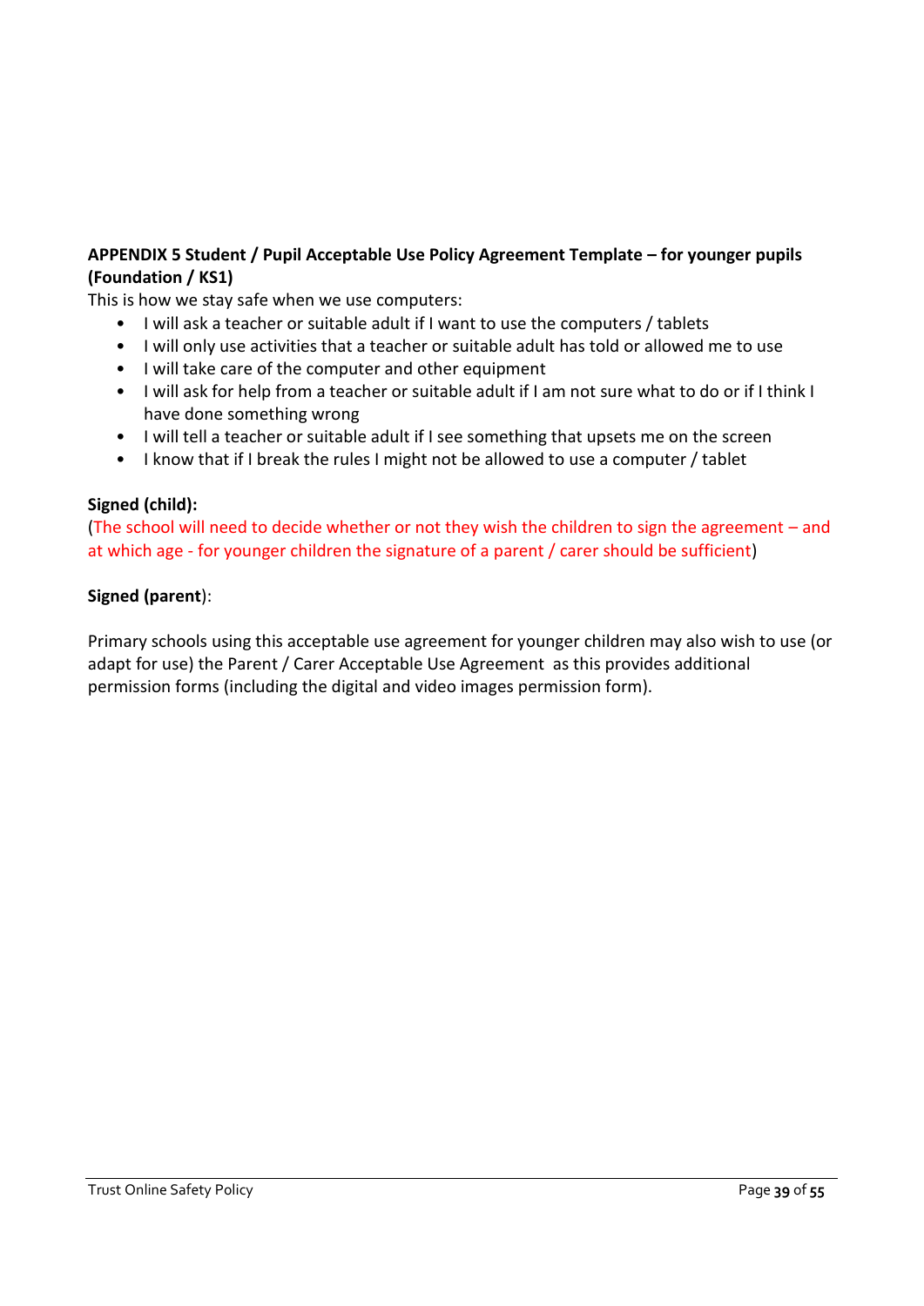**APPENDIX 5 Student / Pupil Acceptable Use Policy Agreement Template – for younger pupils (Foundation / KS1)**

This is how we stay safe when we use computers:

- I will ask a teacher or suitable adult if I want to use the computers / tablets
- I will only use activities that a teacher or suitable adult has told or allowed me to use
- I will take care of the computer and other equipment
- I will ask for help from a teacher or suitable adult if I am not sure what to do or if I think I have done something wrong
- I will tell a teacher or suitable adult if I see something that upsets me on the screen
- I know that if I break the rules I might not be allowed to use a computer / tablet

**Signed (child):**

(The school will need to decide whether or not they wish the children to sign the agreement – and at which age - for younger children the signature of a parent / carer should be sufficient)

**Signed (parent**):

Primary schools using this acceptable use agreement for younger children may also wish to use (or adapt for use) the Parent / Carer Acceptable Use Agreement as this provides additional permission forms (including the digital and video images permission form).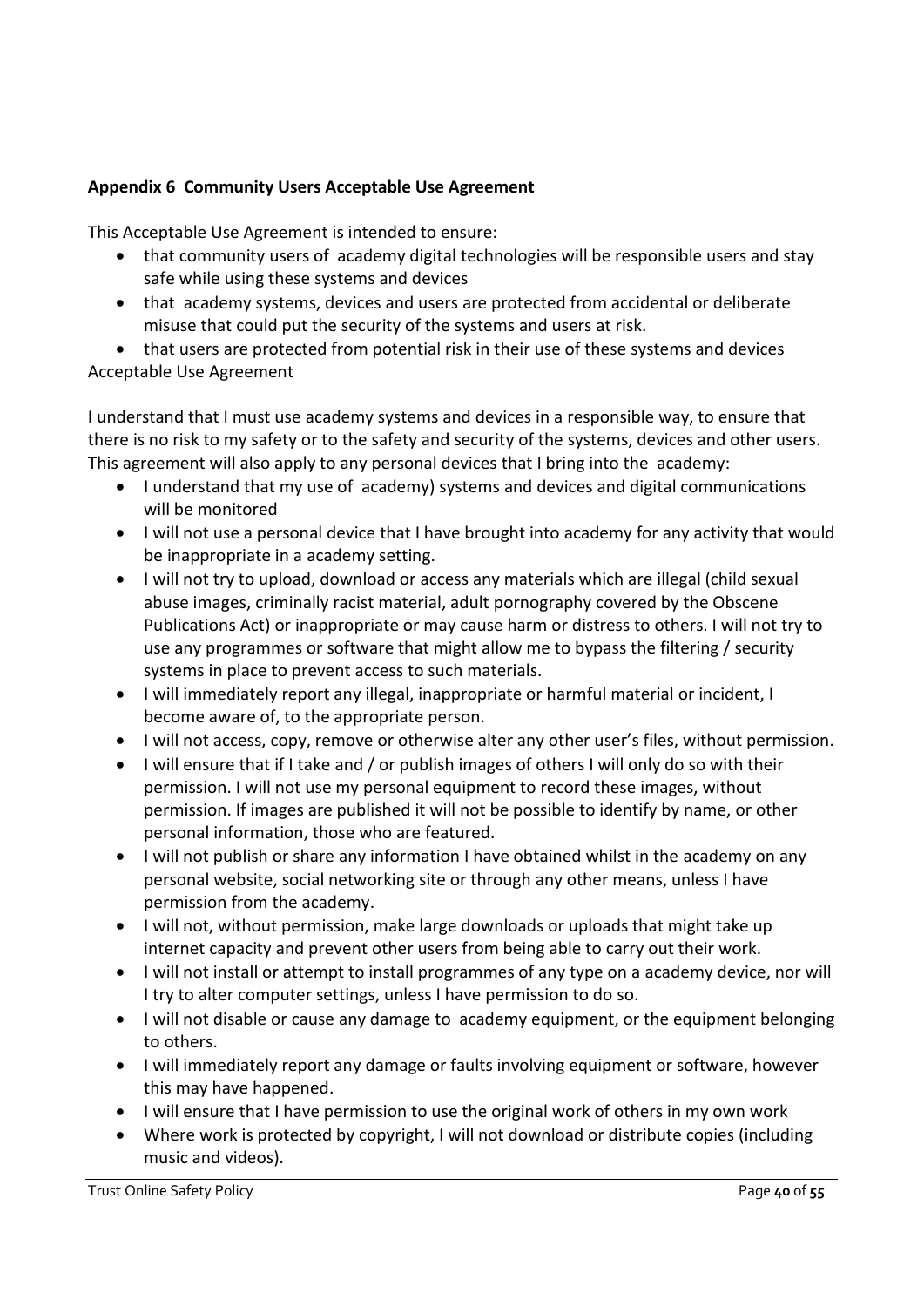**Appendix 6 Community Users Acceptable Use Agreement**

This Acceptable Use Agreement is intended to ensure:

- that community users of academy digital technologies will be responsible users and stay safe while using these systems and devices
- that academy systems, devices and users are protected from accidental or deliberate misuse that could put the security of the systems and users at risk.
- that users are protected from potential risk in their use of these systems and devices

Acceptable Use Agreement

I understand that I must use academy systems and devices in a responsible way, to ensure that there is no risk to my safety or to the safety and security of the systems, devices and other users. This agreement will also apply to any personal devices that I bring into the academy:

- I understand that my use of academy) systems and devices and digital communications will be monitored
- I will not use a personal device that I have brought into academy for any activity that would be inappropriate in a academy setting.
- I will not try to upload, download or access any materials which are illegal (child sexual abuse images, criminally racist material, adult pornography covered by the Obscene Publications Act) or inappropriate or may cause harm or distress to others. I will not try to use any programmes or software that might allow me to bypass the filtering / security systems in place to prevent access to such materials.
- I will immediately report any illegal, inappropriate or harmful material or incident, I become aware of, to the appropriate person.
- I will not access, copy, remove or otherwise alter any other user's files, without permission.
- I will ensure that if I take and / or publish images of others I will only do so with their permission. I will not use my personal equipment to record these images, without permission. If images are published it will not be possible to identify by name, or other personal information, those who are featured.
- I will not publish or share any information I have obtained whilst in the academy on any personal website, social networking site or through any other means, unless I have permission from the academy.
- I will not, without permission, make large downloads or uploads that might take up internet capacity and prevent other users from being able to carry out their work.
- I will not install or attempt to install programmes of any type on a academy device, nor will I try to alter computer settings, unless I have permission to do so.
- I will not disable or cause any damage to academy equipment, or the equipment belonging to others.
- I will immediately report any damage or faults involving equipment or software, however this may have happened.
- I will ensure that I have permission to use the original work of others in my own work
- Where work is protected by copyright, I will not download or distribute copies (including music and videos).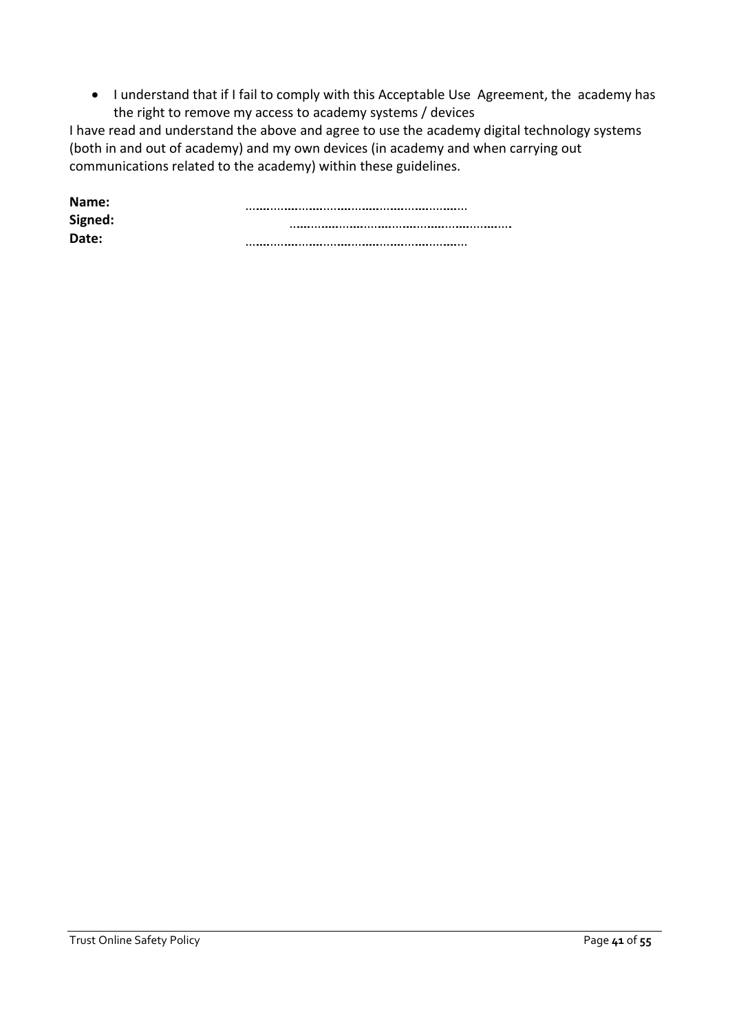- I understand that if I fail to comply with this Acceptable Use Agreement, the academy has the right to remove my access to academy systems / devices

I have read and understand the above and agree to use the academy digital technology systems (both in and out of academy) and my own devices (in academy and when carrying out communications related to the academy) within these guidelines.

**Name:** ............................................................

**Signed:** ............................................................

**Date:** ............................................................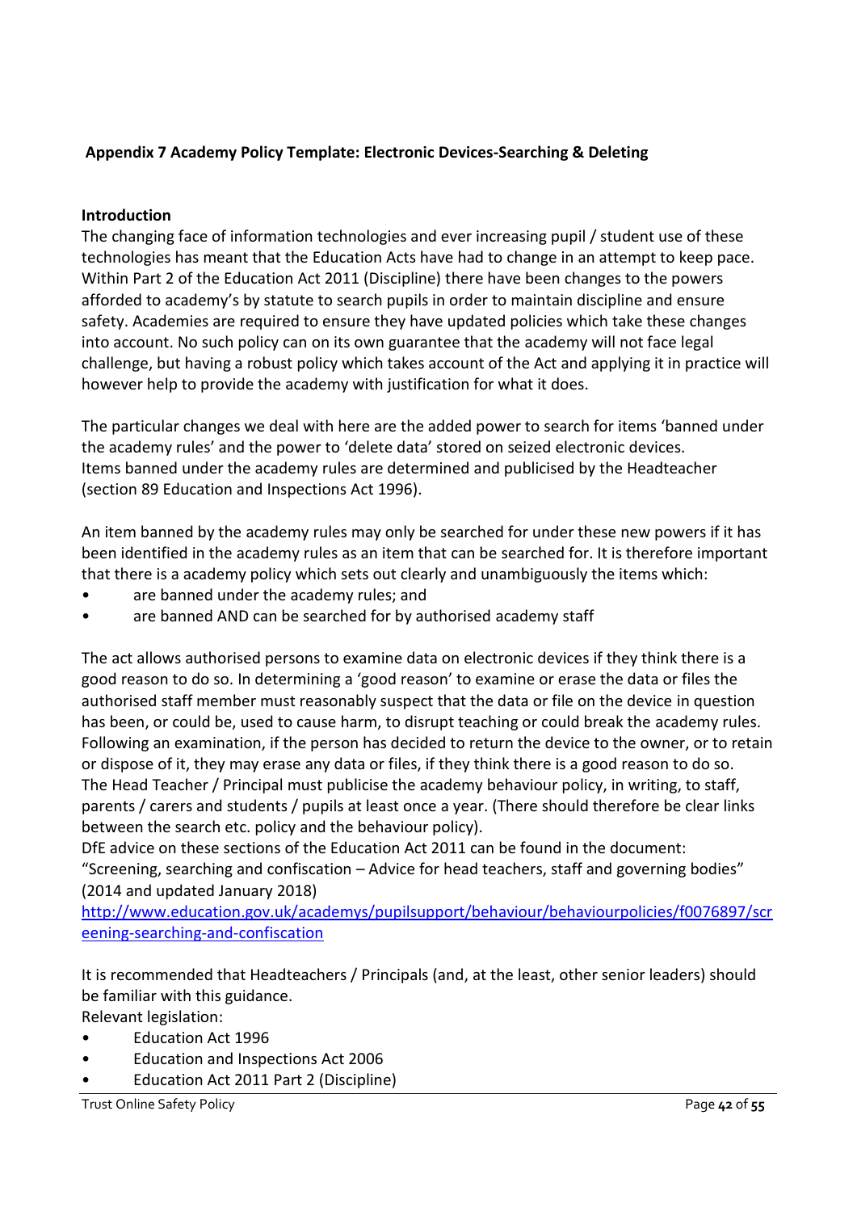## Appendix 7 Academy Policy Template: Electronic Devices-Searching & Deleting

**Introduction**

The changing face of information technologies and ever increasing pupil / student use of these technologies has meant that the Education Acts have had to change in an attempt to keep pace. Within Part 2 of the Education Act 2011 (Discipline) there have been changes to the powers afforded to academy's by statute to search pupils in order to maintain discipline and ensure safety. Academies are required to ensure they have updated policies which take these changes into account. No such policy can on its own guarantee that the academy will not face legal challenge, but having a robust policy which takes account of the Act and applying it in practice will however help to provide the academy with justification for what it does.

The particular changes we deal with here are the added power to search for items 'banned under the academy rules' and the power to 'delete data' stored on seized electronic devices. Items banned under the academy rules are determined and publicised by the Headteacher (section 89 Education and Inspections Act 1996).

An item banned by the academy rules may only be searched for under these new powers if it has been identified in the academy rules as an item that can be searched for. It is therefore important that there is a academy policy which sets out clearly and unambiguously the items which:

- are banned under the academy rules; and
- are banned AND can be searched for by authorised academy staff

The act allows authorised persons to examine data on electronic devices if they think there is a good reason to do so. In determining a 'good reason' to examine or erase the data or files the authorised staff member must reasonably suspect that the data or file on the device in question has been, or could be, used to cause harm, to disrupt teaching or could break the academy rules. Following an examination, if the person has decided to return the device to the owner, or to retain or dispose of it, they may erase any data or files, if they think there is a good reason to do so. The Head Teacher / Principal must publicise the academy behaviour policy, in writing, to staff, parents / carers and students / pupils at least once a year. (There should therefore be clear links between the search etc. policy and the behaviour policy).
DfE advice on these sections of the Education Act 2011 can be found in the document: "Screening, searching and confiscation – Advice for head teachers, staff and governing bodies" (2014 and updated January 2018)
[http://www.education.gov.uk/academys/pupilsupport/behaviour/behaviourpolicies/f0076897/screening-searching-and-confiscation](http://www.education.gov.uk/academys/pupilsupport/behaviour/behaviourpolicies/f0076897/screening-searching-and-confiscation)

It is recommended that Headteachers / Principals (and, at the least, other senior leaders) should be familiar with this guidance.
Relevant legislation:

- Education Act 1996
- Education and Inspections Act 2006
- Education Act 2011 Part 2 (Discipline)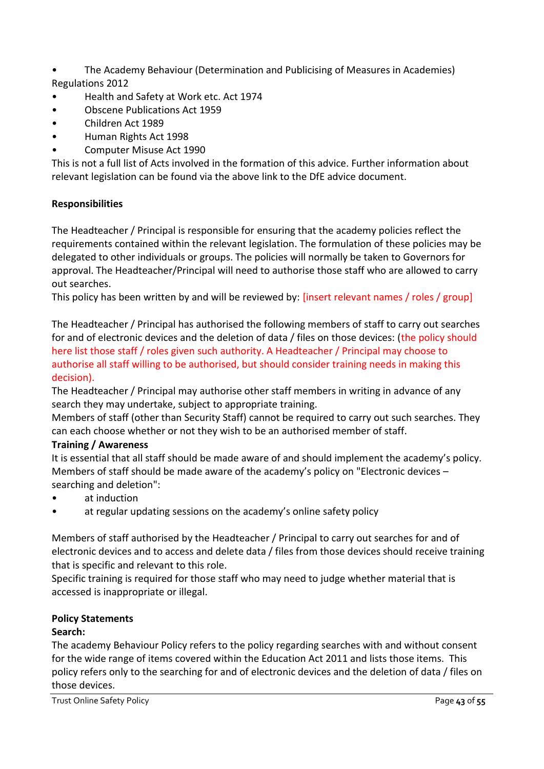- The Academy Behaviour (Determination and Publicising of Measures in Academies) Regulations 2012
- Health and Safety at Work etc. Act 1974
- Obscene Publications Act 1959
- Children Act 1989
- Human Rights Act 1998
- Computer Misuse Act 1990

This is not a full list of Acts involved in the formation of this advice. Further information about relevant legislation can be found via the above link to the DfE advice document.

**Responsibilities**

The Headteacher / Principal is responsible for ensuring that the academy policies reflect the requirements contained within the relevant legislation. The formulation of these policies may be delegated to other individuals or groups. The policies will normally be taken to Governors for approval. The Headteacher/Principal will need to authorise those staff who are allowed to carry out searches.

This policy has been written by and will be reviewed by: [insert relevant names / roles / group]

The Headteacher / Principal has authorised the following members of staff to carry out searches for and of electronic devices and the deletion of data / files on those devices: (the policy should here list those staff / roles given such authority. A Headteacher / Principal may choose to authorise all staff willing to be authorised, but should consider training needs in making this decision).

The Headteacher / Principal may authorise other staff members in writing in advance of any search they may undertake, subject to appropriate training.

Members of staff (other than Security Staff) cannot be required to carry out such searches. They can each choose whether or not they wish to be an authorised member of staff.

**Training / Awareness**

It is essential that all staff should be made aware of and should implement the academy's policy. Members of staff should be made aware of the academy's policy on "Electronic devices – searching and deletion":

- at induction
- at regular updating sessions on the academy's online safety policy

Members of staff authorised by the Headteacher / Principal to carry out searches for and of electronic devices and to access and delete data / files from those devices should receive training that is specific and relevant to this role.

Specific training is required for those staff who may need to judge whether material that is accessed is inappropriate or illegal.

**Policy Statements**

**Search:**

The academy Behaviour Policy refers to the policy regarding searches with and without consent for the wide range of items covered within the Education Act 2011 and lists those items. This policy refers only to the searching for and of electronic devices and the deletion of data / files on those devices.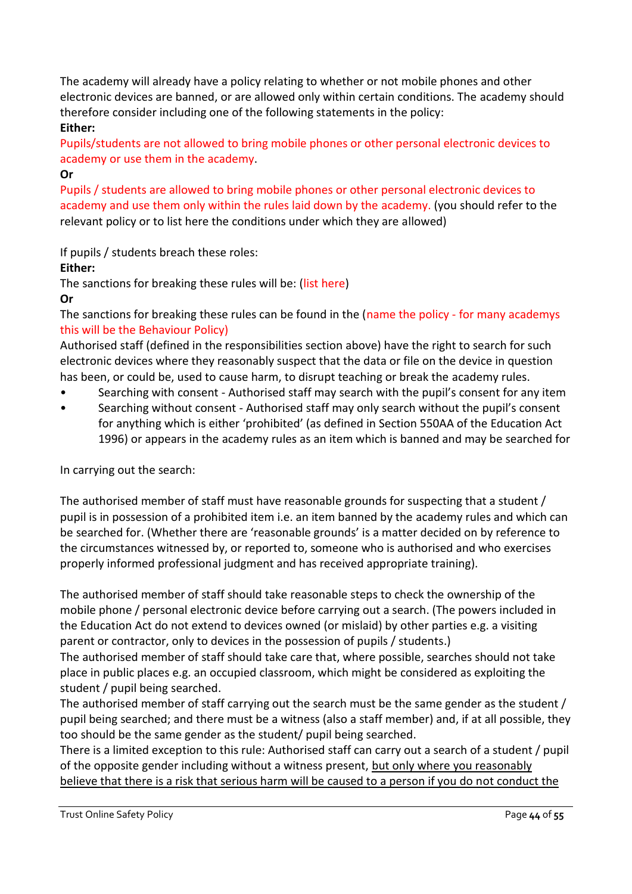The academy will already have a policy relating to whether or not mobile phones and other electronic devices are banned, or are allowed only within certain conditions. The academy should therefore consider including one of the following statements in the policy:

**Either:**

Pupils/students are not allowed to bring mobile phones or other personal electronic devices to academy or use them in the academy.

**Or**

Pupils / students are allowed to bring mobile phones or other personal electronic devices to academy and use them only within the rules laid down by the academy. (you should refer to the relevant policy or to list here the conditions under which they are allowed)

If pupils / students breach these roles:

**Either:**

The sanctions for breaking these rules will be: (list here)

**Or**

The sanctions for breaking these rules can be found in the (name the policy - for many academys this will be the Behaviour Policy)

Authorised staff (defined in the responsibilities section above) have the right to search for such electronic devices where they reasonably suspect that the data or file on the device in question has been, or could be, used to cause harm, to disrupt teaching or break the academy rules.

- Searching with consent - Authorised staff may search with the pupil's consent for any item
- Searching without consent - Authorised staff may only search without the pupil's consent for anything which is either 'prohibited' (as defined in Section 550AA of the Education Act 1996) or appears in the academy rules as an item which is banned and may be searched for

In carrying out the search:

The authorised member of staff must have reasonable grounds for suspecting that a student / pupil is in possession of a prohibited item i.e. an item banned by the academy rules and which can be searched for. (Whether there are 'reasonable grounds' is a matter decided on by reference to the circumstances witnessed by, or reported to, someone who is authorised and who exercises properly informed professional judgment and has received appropriate training).

The authorised member of staff should take reasonable steps to check the ownership of the mobile phone / personal electronic device before carrying out a search. (The powers included in the Education Act do not extend to devices owned (or mislaid) by other parties e.g. a visiting parent or contractor, only to devices in the possession of pupils / students.)

The authorised member of staff should take care that, where possible, searches should not take place in public places e.g. an occupied classroom, which might be considered as exploiting the student / pupil being searched.

The authorised member of staff carrying out the search must be the same gender as the student / pupil being searched; and there must be a witness (also a staff member) and, if at all possible, they too should be the same gender as the student/ pupil being searched.

There is a limited exception to this rule: Authorised staff can carry out a search of a student / pupil of the opposite gender including without a witness present, <u>but only where you reasonably believe that there is a risk that serious harm will be caused to a person if you do not conduct the</u>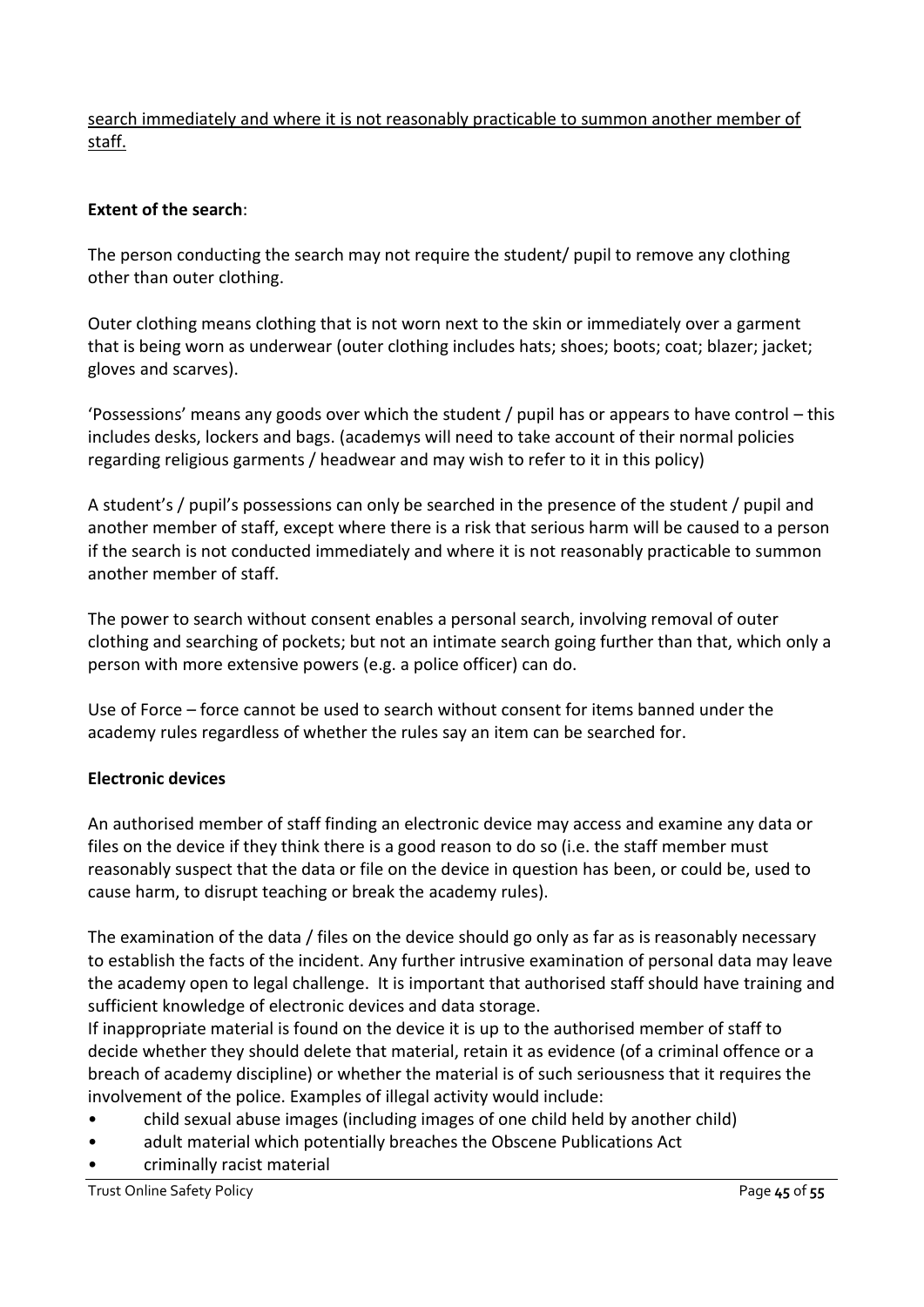<u>search immediately and where it is not reasonably practicable to summon another member of staff.</u>

**Extent of the search**:

The person conducting the search may not require the student/ pupil to remove any clothing other than outer clothing.

Outer clothing means clothing that is not worn next to the skin or immediately over a garment that is being worn as underwear (outer clothing includes hats; shoes; boots; coat; blazer; jacket; gloves and scarves).

'Possessions' means any goods over which the student / pupil has or appears to have control – this includes desks, lockers and bags. (academys will need to take account of their normal policies regarding religious garments / headwear and may wish to refer to it in this policy)

A student's / pupil's possessions can only be searched in the presence of the student / pupil and another member of staff, except where there is a risk that serious harm will be caused to a person if the search is not conducted immediately and where it is not reasonably practicable to summon another member of staff.

The power to search without consent enables a personal search, involving removal of outer clothing and searching of pockets; but not an intimate search going further than that, which only a person with more extensive powers (e.g. a police officer) can do.

Use of Force – force cannot be used to search without consent for items banned under the academy rules regardless of whether the rules say an item can be searched for.

**Electronic devices**

An authorised member of staff finding an electronic device may access and examine any data or files on the device if they think there is a good reason to do so (i.e. the staff member must reasonably suspect that the data or file on the device in question has been, or could be, used to cause harm, to disrupt teaching or break the academy rules).

The examination of the data / files on the device should go only as far as is reasonably necessary to establish the facts of the incident. Any further intrusive examination of personal data may leave the academy open to legal challenge. It is important that authorised staff should have training and sufficient knowledge of electronic devices and data storage.
If inappropriate material is found on the device it is up to the authorised member of staff to decide whether they should delete that material, retain it as evidence (of a criminal offence or a breach of academy discipline) or whether the material is of such seriousness that it requires the involvement of the police. Examples of illegal activity would include:

- child sexual abuse images (including images of one child held by another child)
- adult material which potentially breaches the Obscene Publications Act
- criminally racist material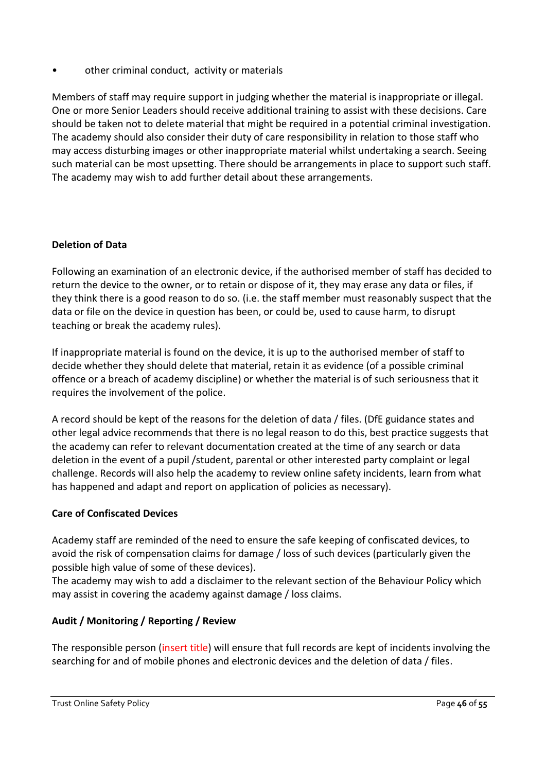- other criminal conduct, activity or materials

Members of staff may require support in judging whether the material is inappropriate or illegal. One or more Senior Leaders should receive additional training to assist with these decisions. Care should be taken not to delete material that might be required in a potential criminal investigation. The academy should also consider their duty of care responsibility in relation to those staff who may access disturbing images or other inappropriate material whilst undertaking a search. Seeing such material can be most upsetting. There should be arrangements in place to support such staff. The academy may wish to add further detail about these arrangements.

**Deletion of Data**

Following an examination of an electronic device, if the authorised member of staff has decided to return the device to the owner, or to retain or dispose of it, they may erase any data or files, if they think there is a good reason to do so. (i.e. the staff member must reasonably suspect that the data or file on the device in question has been, or could be, used to cause harm, to disrupt teaching or break the academy rules).

If inappropriate material is found on the device, it is up to the authorised member of staff to decide whether they should delete that material, retain it as evidence (of a possible criminal offence or a breach of academy discipline) or whether the material is of such seriousness that it requires the involvement of the police.

A record should be kept of the reasons for the deletion of data / files. (DfE guidance states and other legal advice recommends that there is no legal reason to do this, best practice suggests that the academy can refer to relevant documentation created at the time of any search or data deletion in the event of a pupil /student, parental or other interested party complaint or legal challenge. Records will also help the academy to review online safety incidents, learn from what has happened and adapt and report on application of policies as necessary).

**Care of Confiscated Devices**

Academy staff are reminded of the need to ensure the safe keeping of confiscated devices, to avoid the risk of compensation claims for damage / loss of such devices (particularly given the possible high value of some of these devices).
The academy may wish to add a disclaimer to the relevant section of the Behaviour Policy which may assist in covering the academy against damage / loss claims.

**Audit / Monitoring / Reporting / Review**

The responsible person (insert title) will ensure that full records are kept of incidents involving the searching for and of mobile phones and electronic devices and the deletion of data / files.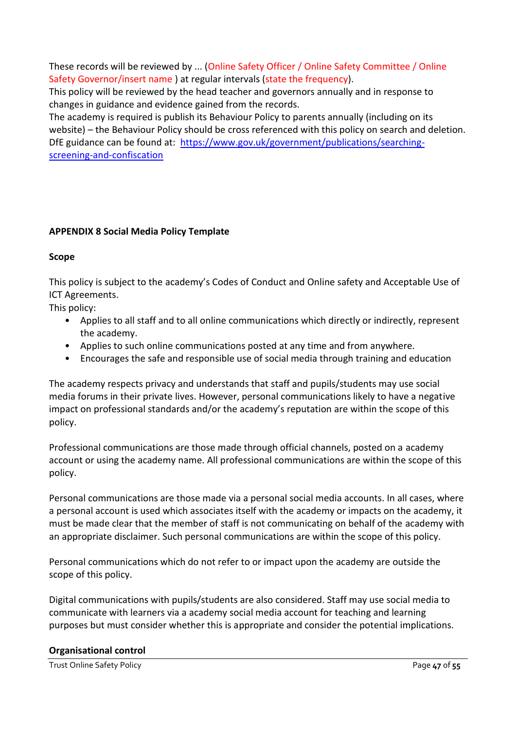These records will be reviewed by ... (Online Safety Officer / Online Safety Committee / Online Safety Governor/insert name ) at regular intervals (state the frequency).
This policy will be reviewed by the head teacher and governors annually and in response to changes in guidance and evidence gained from the records.
The academy is required is publish its Behaviour Policy to parents annually (including on its website) – the Behaviour Policy should be cross referenced with this policy on search and deletion.
DfE guidance can be found at: [https://www.gov.uk/government/publications/searching-screening-and-confiscation](https://www.gov.uk/government/publications/searching-screening-and-confiscation)

## APPENDIX 8 Social Media Policy Template

### Scope

This policy is subject to the academy's Codes of Conduct and Online safety and Acceptable Use of ICT Agreements.
This policy:

- Applies to all staff and to all online communications which directly or indirectly, represent the academy.
- Applies to such online communications posted at any time and from anywhere.
- Encourages the safe and responsible use of social media through training and education

The academy respects privacy and understands that staff and pupils/students may use social media forums in their private lives. However, personal communications likely to have a negative impact on professional standards and/or the academy's reputation are within the scope of this policy.

Professional communications are those made through official channels, posted on a academy account or using the academy name. All professional communications are within the scope of this policy.

Personal communications are those made via a personal social media accounts. In all cases, where a personal account is used which associates itself with the academy or impacts on the academy, it must be made clear that the member of staff is not communicating on behalf of the academy with an appropriate disclaimer. Such personal communications are within the scope of this policy.

Personal communications which do not refer to or impact upon the academy are outside the scope of this policy.

Digital communications with pupils/students are also considered. Staff may use social media to communicate with learners via a academy social media account for teaching and learning purposes but must consider whether this is appropriate and consider the potential implications.

### Organisational control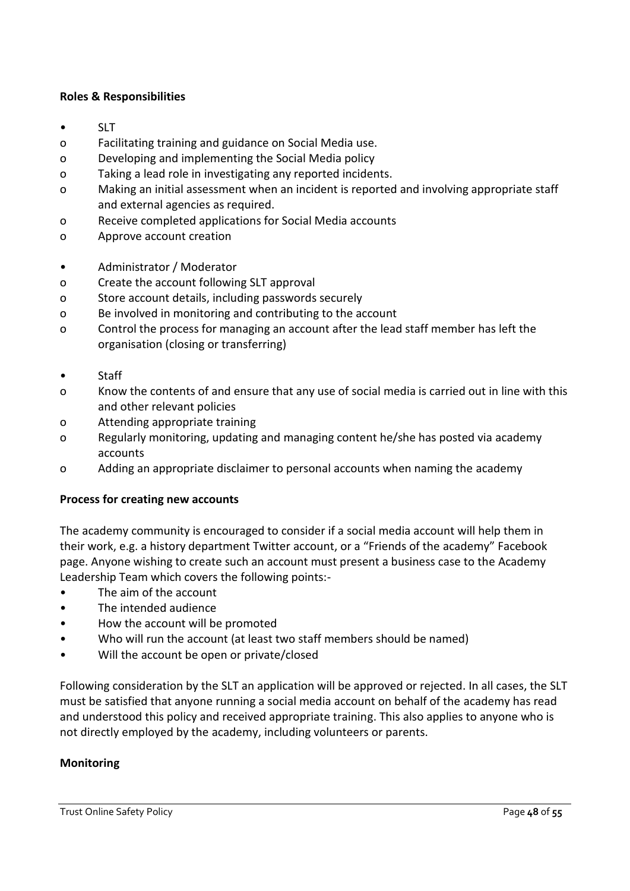**Roles & Responsibilities**

- SLT
  - Facilitating training and guidance on Social Media use.
  - Developing and implementing the Social Media policy
  - Taking a lead role in investigating any reported incidents.
  - Making an initial assessment when an incident is reported and involving appropriate staff and external agencies as required.
  - Receive completed applications for Social Media accounts
  - Approve account creation

- Administrator / Moderator
  - Create the account following SLT approval
  - Store account details, including passwords securely
  - Be involved in monitoring and contributing to the account
  - Control the process for managing an account after the lead staff member has left the organisation (closing or transferring)

- Staff
  - Know the contents of and ensure that any use of social media is carried out in line with this and other relevant policies
  - Attending appropriate training
  - Regularly monitoring, updating and managing content he/she has posted via academy accounts
  - Adding an appropriate disclaimer to personal accounts when naming the academy

**Process for creating new accounts**

The academy community is encouraged to consider if a social media account will help them in their work, e.g. a history department Twitter account, or a "Friends of the academy" Facebook page. Anyone wishing to create such an account must present a business case to the Academy Leadership Team which covers the following points:-

- The aim of the account
- The intended audience
- How the account will be promoted
- Who will run the account (at least two staff members should be named)
- Will the account be open or private/closed

Following consideration by the SLT an application will be approved or rejected. In all cases, the SLT must be satisfied that anyone running a social media account on behalf of the academy has read and understood this policy and received appropriate training. This also applies to anyone who is not directly employed by the academy, including volunteers or parents.

**Monitoring**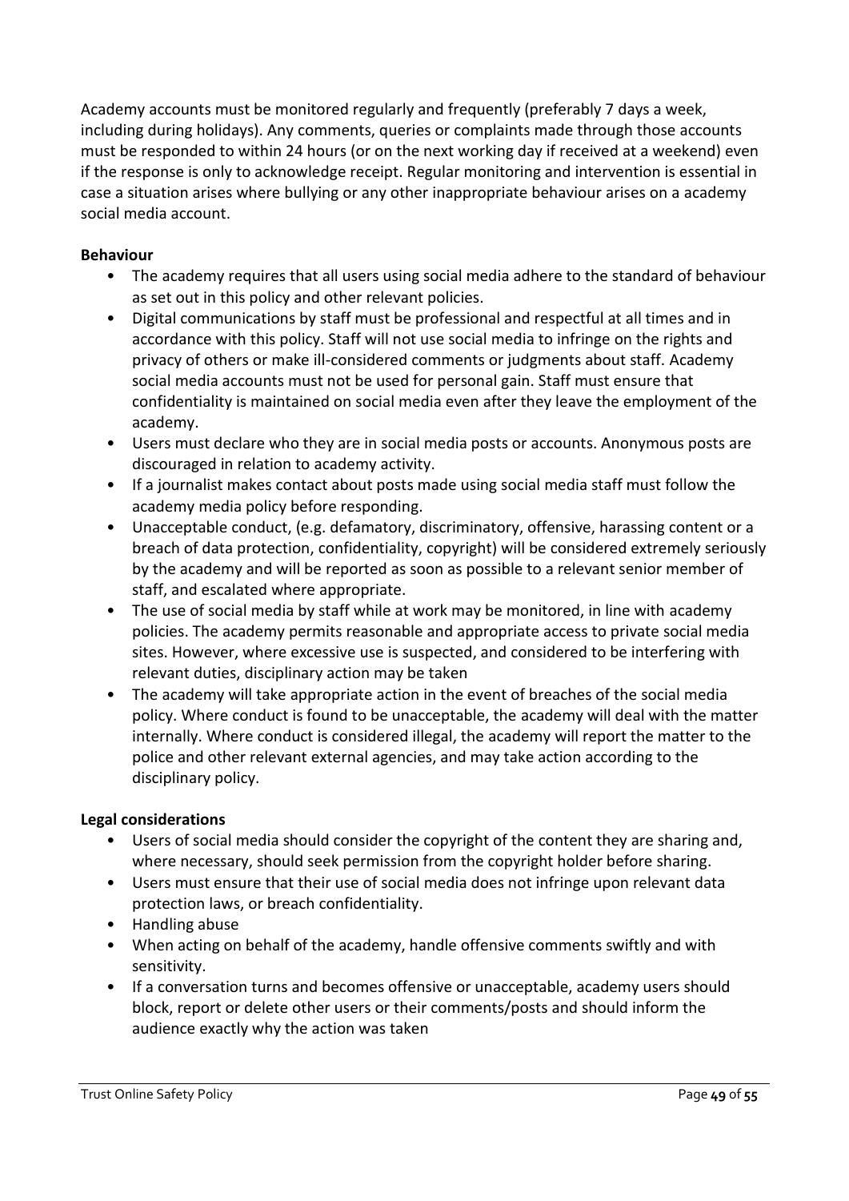Academy accounts must be monitored regularly and frequently (preferably 7 days a week, including during holidays). Any comments, queries or complaints made through those accounts must be responded to within 24 hours (or on the next working day if received at a weekend) even if the response is only to acknowledge receipt. Regular monitoring and intervention is essential in case a situation arises where bullying or any other inappropriate behaviour arises on a academy social media account.

**Behaviour**

- The academy requires that all users using social media adhere to the standard of behaviour as set out in this policy and other relevant policies.
- Digital communications by staff must be professional and respectful at all times and in accordance with this policy. Staff will not use social media to infringe on the rights and privacy of others or make ill-considered comments or judgments about staff. Academy social media accounts must not be used for personal gain. Staff must ensure that confidentiality is maintained on social media even after they leave the employment of the academy.
- Users must declare who they are in social media posts or accounts. Anonymous posts are discouraged in relation to academy activity.
- If a journalist makes contact about posts made using social media staff must follow the academy media policy before responding.
- Unacceptable conduct, (e.g. defamatory, discriminatory, offensive, harassing content or a breach of data protection, confidentiality, copyright) will be considered extremely seriously by the academy and will be reported as soon as possible to a relevant senior member of staff, and escalated where appropriate.
- The use of social media by staff while at work may be monitored, in line with academy policies. The academy permits reasonable and appropriate access to private social media sites. However, where excessive use is suspected, and considered to be interfering with relevant duties, disciplinary action may be taken
- The academy will take appropriate action in the event of breaches of the social media policy. Where conduct is found to be unacceptable, the academy will deal with the matter internally. Where conduct is considered illegal, the academy will report the matter to the police and other relevant external agencies, and may take action according to the disciplinary policy.

**Legal considerations**

- Users of social media should consider the copyright of the content they are sharing and, where necessary, should seek permission from the copyright holder before sharing.
- Users must ensure that their use of social media does not infringe upon relevant data protection laws, or breach confidentiality.
- Handling abuse
- When acting on behalf of the academy, handle offensive comments swiftly and with sensitivity.
- If a conversation turns and becomes offensive or unacceptable, academy users should block, report or delete other users or their comments/posts and should inform the audience exactly why the action was taken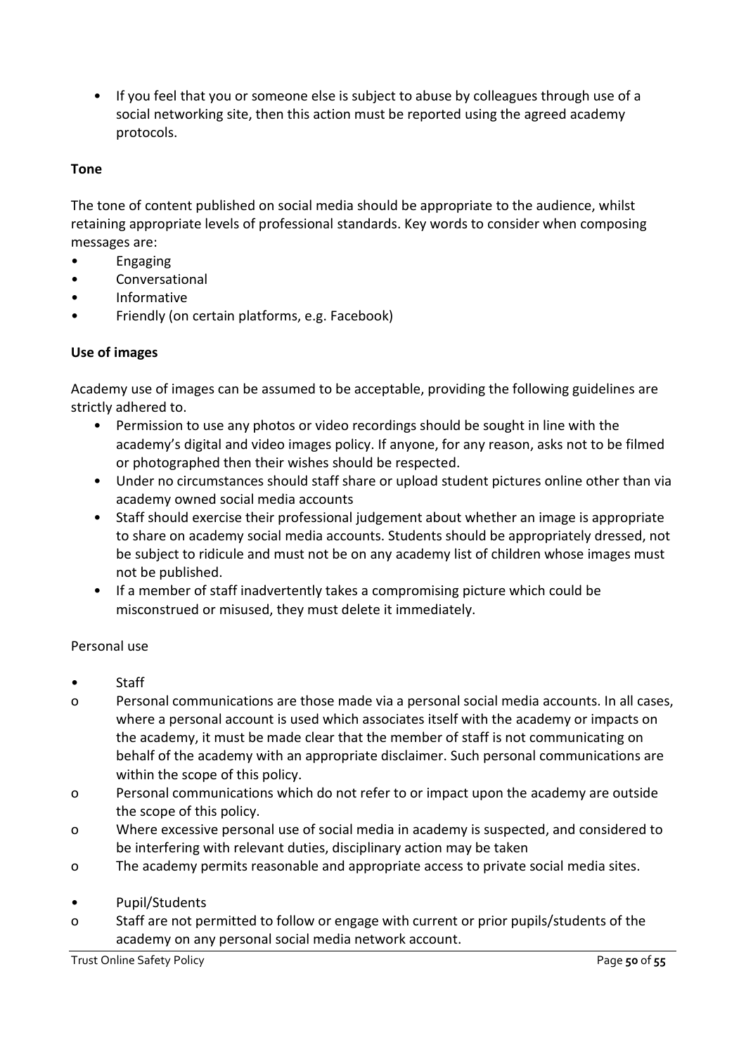- If you feel that you or someone else is subject to abuse by colleagues through use of a social networking site, then this action must be reported using the agreed academy protocols.

**Tone**

The tone of content published on social media should be appropriate to the audience, whilst retaining appropriate levels of professional standards. Key words to consider when composing messages are:

- Engaging
- Conversational
- Informative
- Friendly (on certain platforms, e.g. Facebook)

**Use of images**

Academy use of images can be assumed to be acceptable, providing the following guidelines are strictly adhered to.

- Permission to use any photos or video recordings should be sought in line with the academy's digital and video images policy. If anyone, for any reason, asks not to be filmed or photographed then their wishes should be respected.
- Under no circumstances should staff share or upload student pictures online other than via academy owned social media accounts
- Staff should exercise their professional judgement about whether an image is appropriate to share on academy social media accounts. Students should be appropriately dressed, not be subject to ridicule and must not be on any academy list of children whose images must not be published.
- If a member of staff inadvertently takes a compromising picture which could be misconstrued or misused, they must delete it immediately.

Personal use

- Staff
    - Personal communications are those made via a personal social media accounts. In all cases, where a personal account is used which associates itself with the academy or impacts on the academy, it must be made clear that the member of staff is not communicating on behalf of the academy with an appropriate disclaimer. Such personal communications are within the scope of this policy.
    - Personal communications which do not refer to or impact upon the academy are outside the scope of this policy.
    - Where excessive personal use of social media in academy is suspected, and considered to be interfering with relevant duties, disciplinary action may be taken
    - The academy permits reasonable and appropriate access to private social media sites.

- Pupil/Students
    - Staff are not permitted to follow or engage with current or prior pupils/students of the academy on any personal social media network account.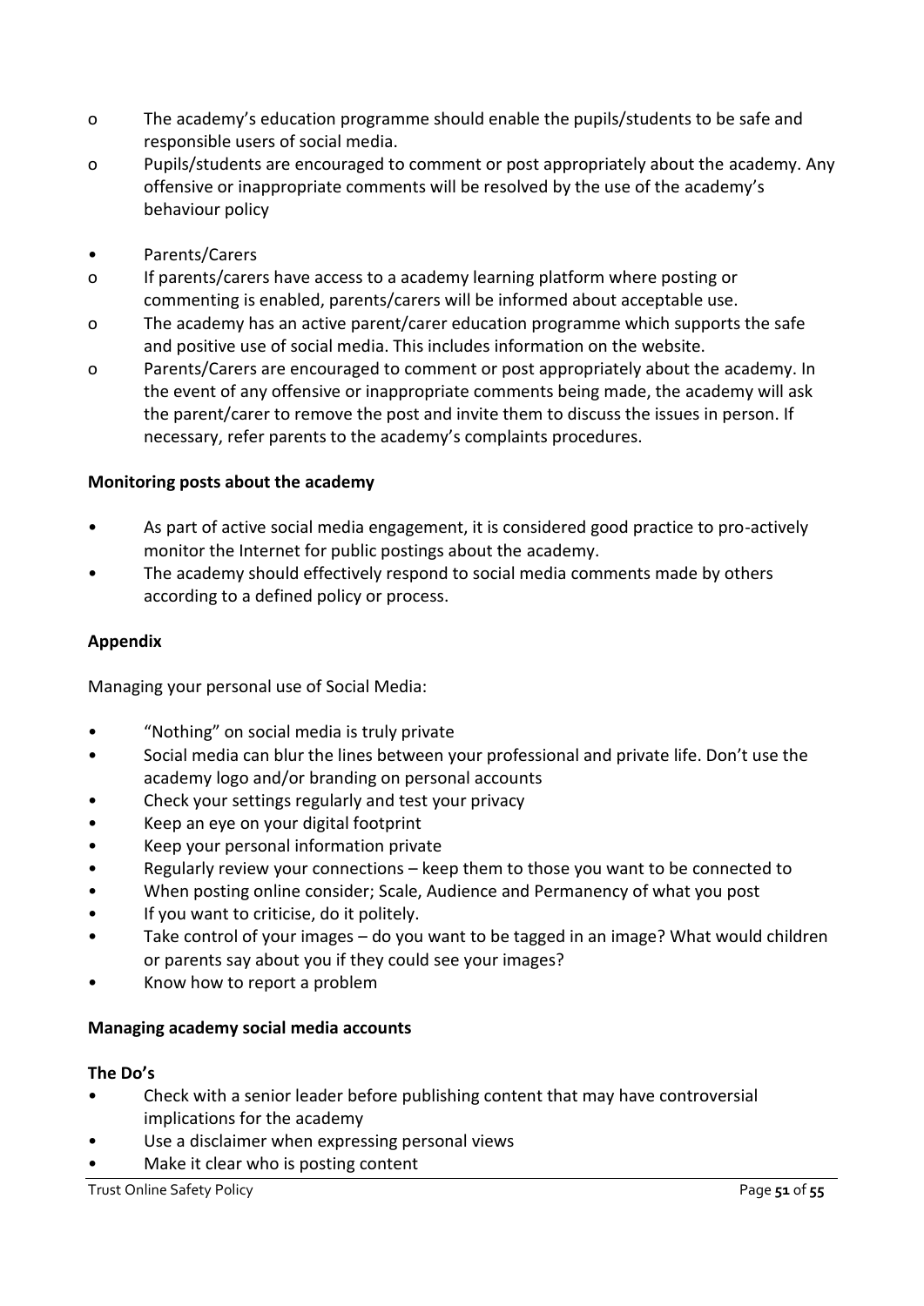- The academy's education programme should enable the pupils/students to be safe and responsible users of social media.
- Pupils/students are encouraged to comment or post appropriately about the academy. Any offensive or inappropriate comments will be resolved by the use of the academy's behaviour policy

- Parents/Carers
  - If parents/carers have access to a academy learning platform where posting or commenting is enabled, parents/carers will be informed about acceptable use.
  - The academy has an active parent/carer education programme which supports the safe and positive use of social media. This includes information on the website.
  - Parents/Carers are encouraged to comment or post appropriately about the academy. In the event of any offensive or inappropriate comments being made, the academy will ask the parent/carer to remove the post and invite them to discuss the issues in person. If necessary, refer parents to the academy's complaints procedures.

**Monitoring posts about the academy**

- As part of active social media engagement, it is considered good practice to pro-actively monitor the Internet for public postings about the academy.
- The academy should effectively respond to social media comments made by others according to a defined policy or process.

**Appendix**

Managing your personal use of Social Media:

- "Nothing" on social media is truly private
- Social media can blur the lines between your professional and private life. Don't use the academy logo and/or branding on personal accounts
- Check your settings regularly and test your privacy
- Keep an eye on your digital footprint
- Keep your personal information private
- Regularly review your connections – keep them to those you want to be connected to
- When posting online consider; Scale, Audience and Permanency of what you post
- If you want to criticise, do it politely.
- Take control of your images – do you want to be tagged in an image? What would children or parents say about you if they could see your images?
- Know how to report a problem

**Managing academy social media accounts**

**The Do's**

- Check with a senior leader before publishing content that may have controversial implications for the academy
- Use a disclaimer when expressing personal views
- Make it clear who is posting content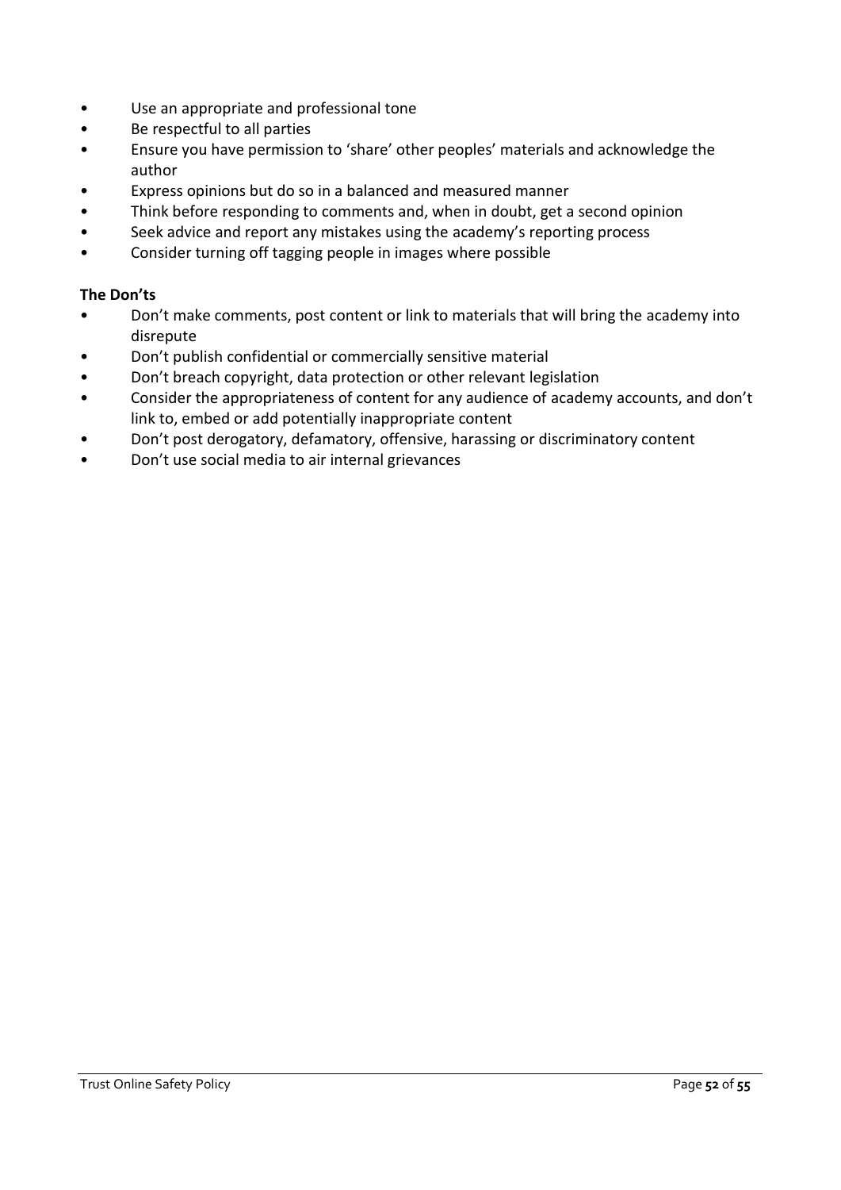- Use an appropriate and professional tone
- Be respectful to all parties
- Ensure you have permission to 'share' other peoples' materials and acknowledge the author
- Express opinions but do so in a balanced and measured manner
- Think before responding to comments and, when in doubt, get a second opinion
- Seek advice and report any mistakes using the academy's reporting process
- Consider turning off tagging people in images where possible

**The Don'ts**

- Don't make comments, post content or link to materials that will bring the academy into disrepute
- Don't publish confidential or commercially sensitive material
- Don't breach copyright, data protection or other relevant legislation
- Consider the appropriateness of content for any audience of academy accounts, and don't link to, embed or add potentially inappropriate content
- Don't post derogatory, defamatory, offensive, harassing or discriminatory content
- Don't use social media to air internal grievances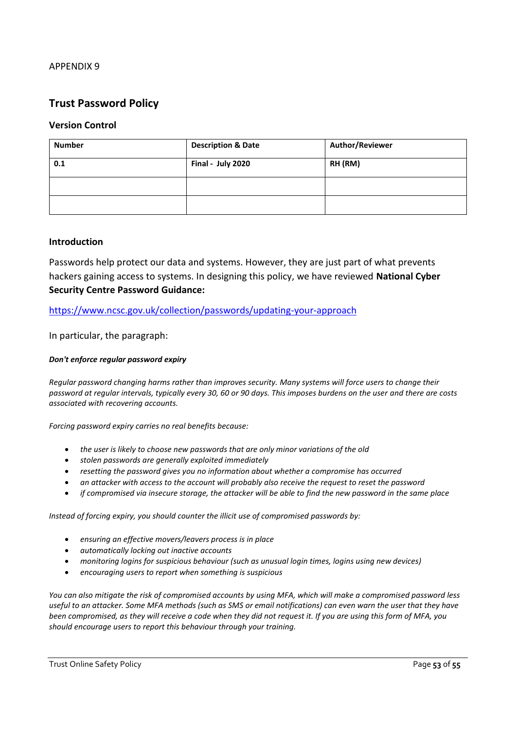APPENDIX 9

## Trust Password Policy

### Version Control

| Number | Description & Date | Author/Reviewer |
|---|---|---|
| **0.1** | **Final - July 2020** | **RH (RM)** |
| | | |
| | | |

### Introduction

Passwords help protect our data and systems. However, they are just part of what prevents hackers gaining access to systems. In designing this policy, we have reviewed **National Cyber Security Centre Password Guidance:**

[https://www.ncsc.gov.uk/collection/passwords/updating-your-approach](https://www.ncsc.gov.uk/collection/passwords/updating-your-approach)

In particular, the paragraph:

***Don't enforce regular password expiry***

*Regular password changing harms rather than improves security. Many systems will force users to change their password at regular intervals, typically every 30, 60 or 90 days. This imposes burdens on the user and there are costs associated with recovering accounts.*

*Forcing password expiry carries no real benefits because:*

- *the user is likely to choose new passwords that are only minor variations of the old*
- *stolen passwords are generally exploited immediately*
- *resetting the password gives you no information about whether a compromise has occurred*
- *an attacker with access to the account will probably also receive the request to reset the password*
- *if compromised via insecure storage, the attacker will be able to find the new password in the same place*

*Instead of forcing expiry, you should counter the illicit use of compromised passwords by:*

- *ensuring an effective movers/leavers process is in place*
- *automatically locking out inactive accounts*
- *monitoring logins for suspicious behaviour (such as unusual login times, logins using new devices)*
- *encouraging users to report when something is suspicious*

*You can also mitigate the risk of compromised accounts by using MFA, which will make a compromised password less useful to an attacker. Some MFA methods (such as SMS or email notifications) can even warn the user that they have been compromised, as they will receive a code when they did not request it. If you are using this form of MFA, you should encourage users to report this behaviour through your training.*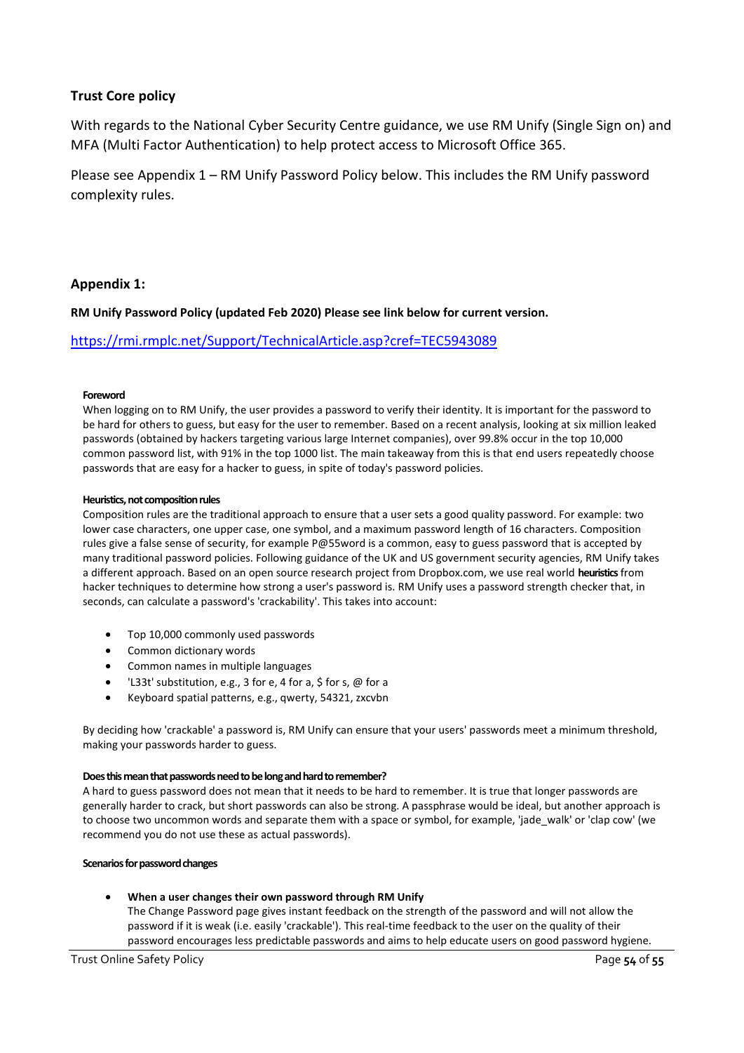## Trust Core policy

With regards to the National Cyber Security Centre guidance, we use RM Unify (Single Sign on) and MFA (Multi Factor Authentication) to help protect access to Microsoft Office 365.

Please see Appendix 1 – RM Unify Password Policy below. This includes the RM Unify password complexity rules.

## Appendix 1:

**RM Unify Password Policy (updated Feb 2020) Please see link below for current version.**

https://rmi.rmplc.net/Support/TechnicalArticle.asp?cref=TEC5943089

#### Foreword

When logging on to RM Unify, the user provides a password to verify their identity. It is important for the password to be hard for others to guess, but easy for the user to remember. Based on a recent analysis, looking at six million leaked passwords (obtained by hackers targeting various large Internet companies), over 99.8% occur in the top 10,000 common password list, with 91% in the top 1000 list. The main takeaway from this is that end users repeatedly choose passwords that are easy for a hacker to guess, in spite of today's password policies.

#### Heuristics, not composition rules

Composition rules are the traditional approach to ensure that a user sets a good quality password. For example: two lower case characters, one upper case, one symbol, and a maximum password length of 16 characters. Composition rules give a false sense of security, for example P@55word is a common, easy to guess password that is accepted by many traditional password policies. Following guidance of the UK and US government security agencies, RM Unify takes a different approach. Based on an open source research project from Dropbox.com, we use real world **heuristics** from hacker techniques to determine how strong a user's password is. RM Unify uses a password strength checker that, in seconds, can calculate a password's 'crackability'. This takes into account:

- Top 10,000 commonly used passwords
- Common dictionary words
- Common names in multiple languages
- 'L33t' substitution, e.g., 3 for e, 4 for a, $ for s, @ for a
- Keyboard spatial patterns, e.g., qwerty, 54321, zxcvbn

By deciding how 'crackable' a password is, RM Unify can ensure that your users' passwords meet a minimum threshold, making your passwords harder to guess.

#### Does this mean that passwords need to be long and hard to remember?

A hard to guess password does not mean that it needs to be hard to remember. It is true that longer passwords are generally harder to crack, but short passwords can also be strong. A passphrase would be ideal, but another approach is to choose two uncommon words and separate them with a space or symbol, for example, 'jade_walk' or 'clap cow' (we recommend you do not use these as actual passwords).

#### Scenarios for password changes

- **When a user changes their own password through RM Unify**
  The Change Password page gives instant feedback on the strength of the password and will not allow the password if it is weak (i.e. easily 'crackable'). This real-time feedback to the user on the quality of their password encourages less predictable passwords and aims to help educate users on good password hygiene.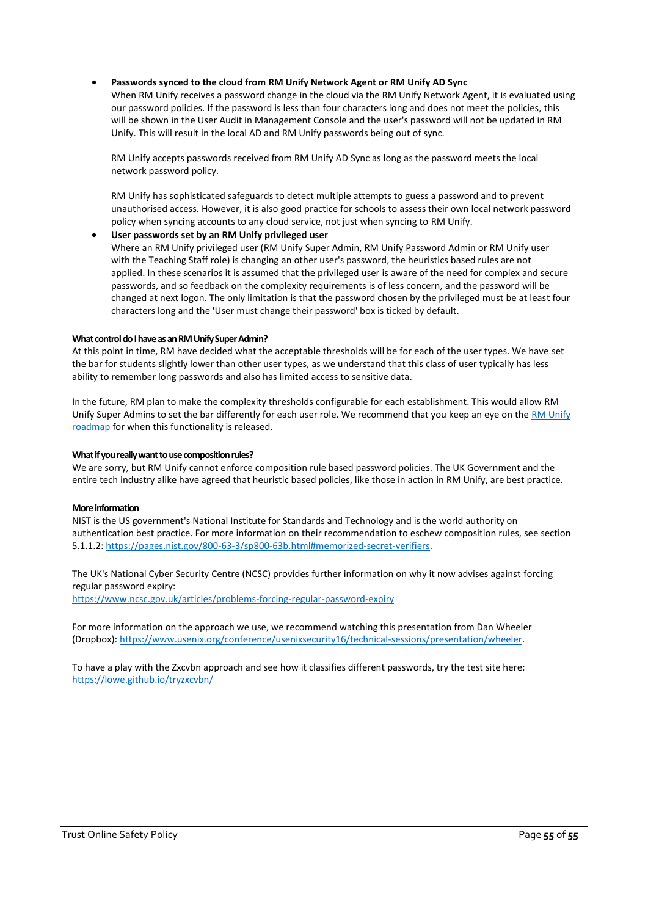- **Passwords synced to the cloud from RM Unify Network Agent or RM Unify AD Sync**
  When RM Unify receives a password change in the cloud via the RM Unify Network Agent, it is evaluated using our password policies. If the password is less than four characters long and does not meet the policies, this will be shown in the User Audit in Management Console and the user's password will not be updated in RM Unify. This will result in the local AD and RM Unify passwords being out of sync.

  RM Unify accepts passwords received from RM Unify AD Sync as long as the password meets the local network password policy.

  RM Unify has sophisticated safeguards to detect multiple attempts to guess a password and to prevent unauthorised access. However, it is also good practice for schools to assess their own local network password policy when syncing accounts to any cloud service, not just when syncing to RM Unify.
- **User passwords set by an RM Unify privileged user**
  Where an RM Unify privileged user (RM Unify Super Admin, RM Unify Password Admin or RM Unify user with the Teaching Staff role) is changing an other user's password, the heuristics based rules are not applied. In these scenarios it is assumed that the privileged user is aware of the need for complex and secure passwords, and so feedback on the complexity requirements is of less concern, and the password will be changed at next logon. The only limitation is that the password chosen by the privileged must be at least four characters long and the 'User must change their password' box is ticked by default.

#### What control do I have as an RM Unify Super Admin?

At this point in time, RM have decided what the acceptable thresholds will be for each of the user types. We have set the bar for students slightly lower than other user types, as we understand that this class of user typically has less ability to remember long passwords and also has limited access to sensitive data.

In the future, RM plan to make the complexity thresholds configurable for each establishment. This would allow RM Unify Super Admins to set the bar differently for each user role. We recommend that you keep an eye on the RM Unify roadmap for when this functionality is released.

#### What if you really want to use composition rules?

We are sorry, but RM Unify cannot enforce composition rule based password policies. The UK Government and the entire tech industry alike have agreed that heuristic based policies, like those in action in RM Unify, are best practice.

#### More information

NIST is the US government's National Institute for Standards and Technology and is the world authority on authentication best practice. For more information on their recommendation to eschew composition rules, see section 5.1.1.2: https://pages.nist.gov/800-63-3/sp800-63b.html#memorized-secret-verifiers.

The UK's National Cyber Security Centre (NCSC) provides further information on why it now advises against forcing regular password expiry:
https://www.ncsc.gov.uk/articles/problems-forcing-regular-password-expiry

For more information on the approach we use, we recommend watching this presentation from Dan Wheeler (Dropbox): https://www.usenix.org/conference/usenixsecurity16/technical-sessions/presentation/wheeler.

To have a play with the Zxcvbn approach and see how it classifies different passwords, try the test site here:
https://lowe.github.io/tryzxcvbn/